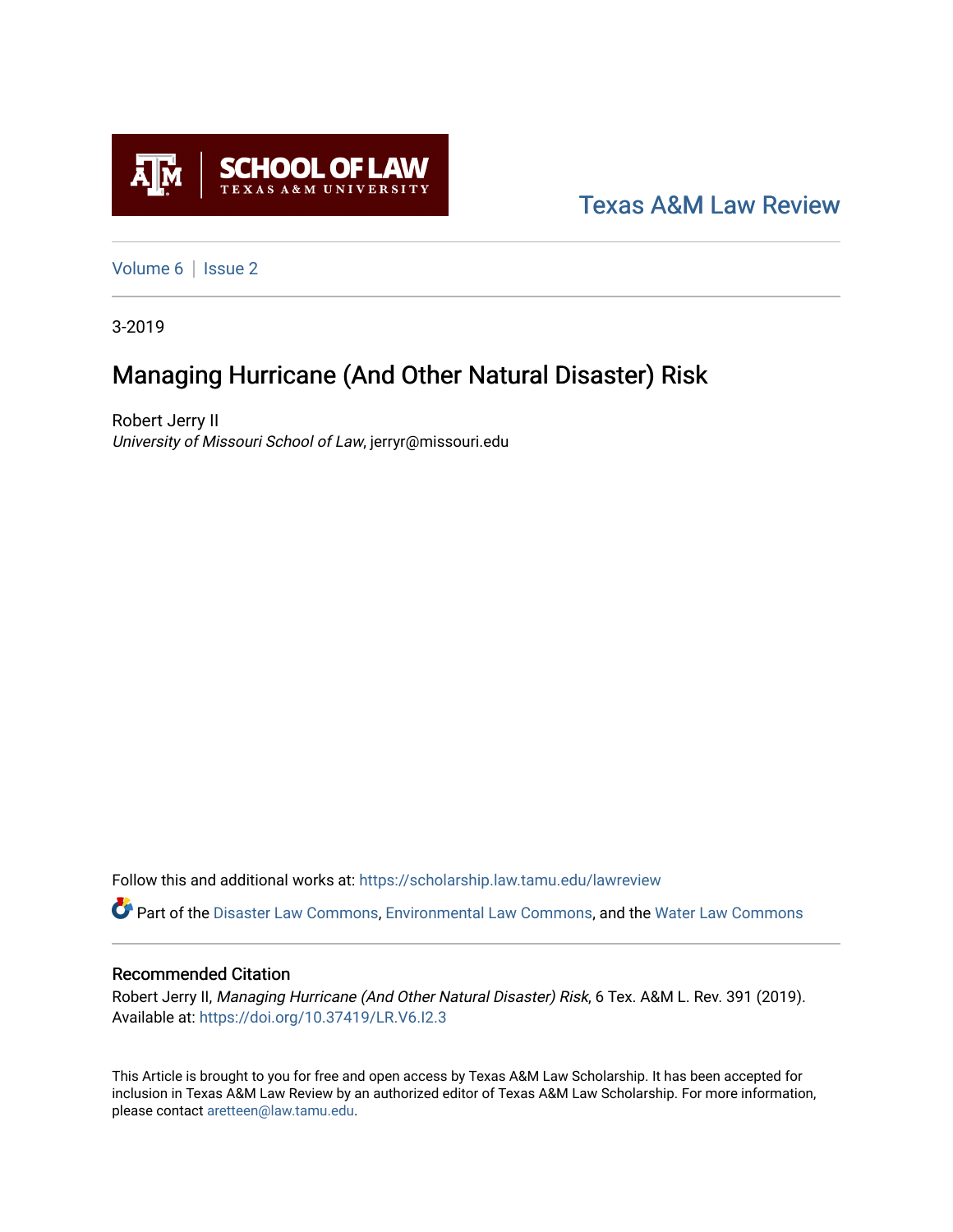Texas A&M Law Review

Volume 6 | Issue 2

3-2019

# Managing Hurricane (And Other Natural Disaster) Risk

Robert Jerry II
*University of Missouri School of Law*, jerryr@missouri.edu

Follow this and additional works at: https://scholarship.law.tamu.edu/lawreview

Part of the Disaster Law Commons, Environmental Law Commons, and the Water Law Commons

## Recommended Citation

Robert Jerry II, *Managing Hurricane (And Other Natural Disaster) Risk*, 6 Tex. A&M L. Rev. 391 (2019).
Available at: https://doi.org/10.37419/LR.V6.I2.3

This Article is brought to you for free and open access by Texas A&M Law Scholarship. It has been accepted for inclusion in Texas A&M Law Review by an authorized editor of Texas A&M Law Scholarship. For more information, please contact aretteen@law.tamu.edu.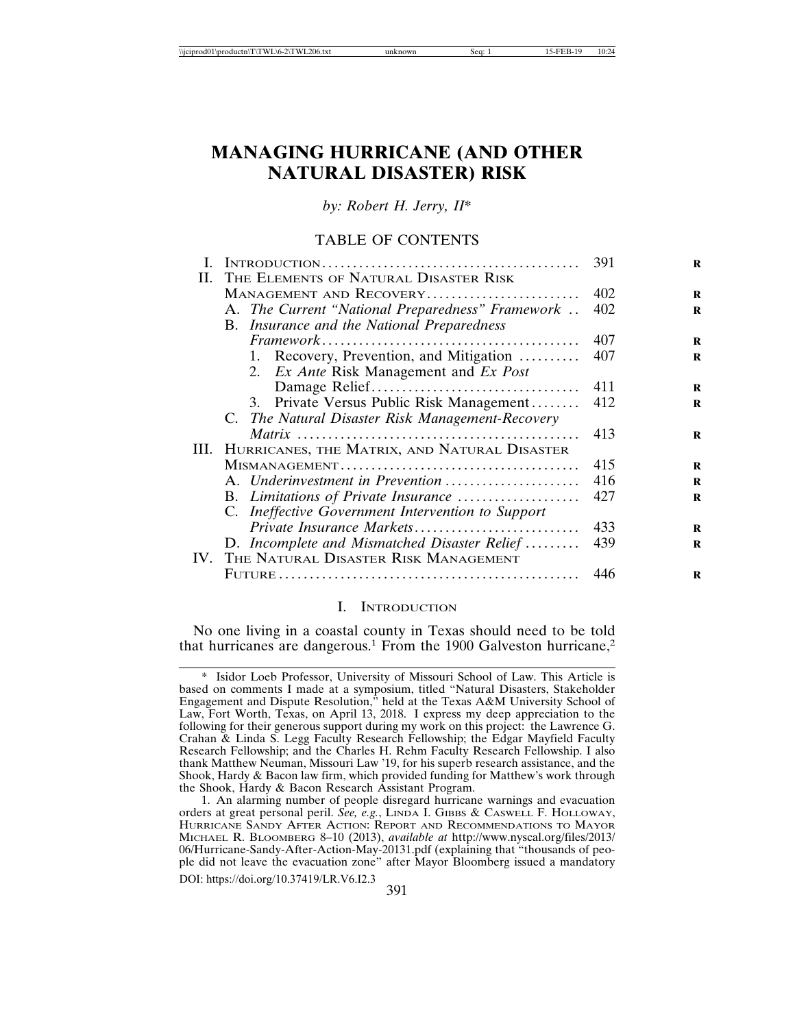# MANAGING HURRICANE (AND OTHER NATURAL DISASTER) RISK

*by: Robert H. Jerry, II**

TABLE OF CONTENTS

| | | |
|---|---|---|
| I. | INTRODUCTION | 391 |
| II. | THE ELEMENTS OF NATURAL DISASTER RISK MANAGEMENT AND RECOVERY | 402 |
| | A. *The Current "National Preparedness" Framework* | 402 |
| | B. *Insurance and the National Preparedness Framework* | 407 |
| | 1. Recovery, Prevention, and Mitigation | 407 |
| | 2. *Ex Ante* Risk Management and *Ex Post* Damage Relief | 411 |
| | 3. Private Versus Public Risk Management | 412 |
| | C. *The Natural Disaster Risk Management-Recovery Matrix* | 413 |
| III. | HURRICANES, THE MATRIX, AND NATURAL DISASTER MISMANAGEMENT | 415 |
| | A. *Underinvestment in Prevention* | 416 |
| | B. *Limitations of Private Insurance* | 427 |
| | C. *Ineffective Government Intervention to Support Private Insurance Markets* | 433 |
| | D. *Incomplete and Mismatched Disaster Relief* | 439 |
| IV. | THE NATURAL DISASTER RISK MANAGEMENT FUTURE | 446 |

## I. INTRODUCTION

No one living in a coastal county in Texas should need to be told that hurricanes are dangerous.[1] From the 1900 Galveston hurricane,[2]

---

\* Isidor Loeb Professor, University of Missouri School of Law. This Article is based on comments I made at a symposium, titled "Natural Disasters, Stakeholder Engagement and Dispute Resolution," held at the Texas A&M University School of Law, Fort Worth, Texas, on April 13, 2018. I express my deep appreciation to the following for their generous support during my work on this project: the Lawrence G. Crahan & Linda S. Legg Faculty Research Fellowship; the Edgar Mayfield Faculty Research Fellowship; and the Charles H. Rehm Faculty Research Fellowship. I also thank Matthew Neuman, Missouri Law '19, for his superb research assistance, and the Shook, Hardy & Bacon law firm, which provided funding for Matthew's work through the Shook, Hardy & Bacon Research Assistant Program.

1. An alarming number of people disregard hurricane warnings and evacuation orders at great personal peril. *See, e.g.*, LINDA I. GIBBS & CASWELL F. HOLLOWAY, HURRICANE SANDY AFTER ACTION: REPORT AND RECOMMENDATIONS TO MAYOR MICHAEL R. BLOOMBERG 8–10 (2013), *available at* http://www.nyscal.org/files/2013/06/Hurricane-Sandy-After-Action-May-20131.pdf (explaining that "thousands of people did not leave the evacuation zone" after Mayor Bloomberg issued a mandatory

DOI: https://doi.org/10.37419/LR.V6.I2.3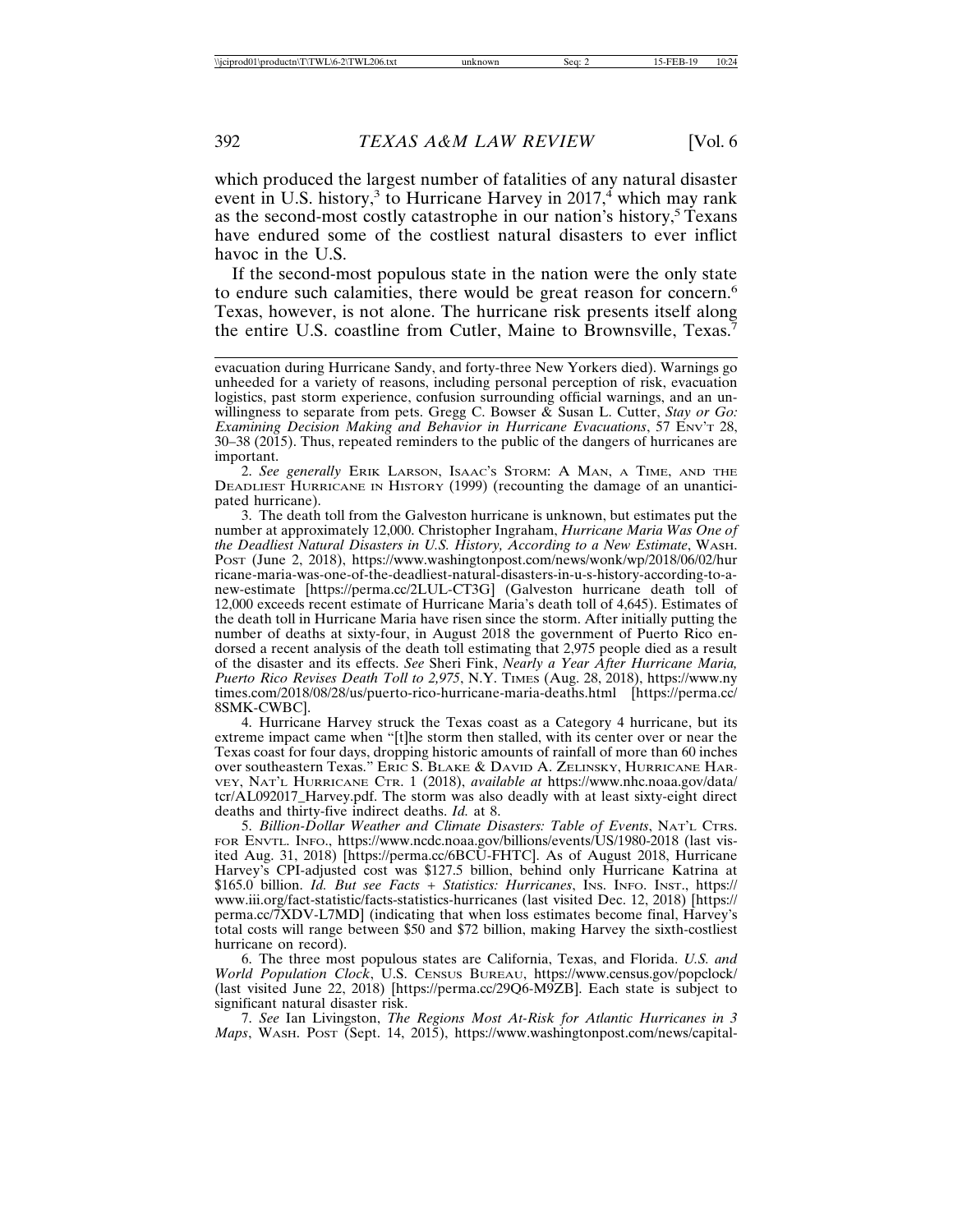which produced the largest number of fatalities of any natural disaster event in U.S. history,[3] to Hurricane Harvey in 2017,[4] which may rank as the second-most costly catastrophe in our nation's history,[5] Texans have endured some of the costliest natural disasters to ever inflict havoc in the U.S.

If the second-most populous state in the nation were the only state to endure such calamities, there would be great reason for concern.[6] Texas, however, is not alone. The hurricane risk presents itself along the entire U.S. coastline from Cutler, Maine to Brownsville, Texas.[7]

---

evacuation during Hurricane Sandy, and forty-three New Yorkers died). Warnings go unheeded for a variety of reasons, including personal perception of risk, evacuation logistics, past storm experience, confusion surrounding official warnings, and an unwillingness to separate from pets. Gregg C. Bowser & Susan L. Cutter, *Stay or Go: Examining Decision Making and Behavior in Hurricane Evacuations*, 57 ENV'T 28, 30–38 (2015). Thus, repeated reminders to the public of the dangers of hurricanes are important.

2. *See generally* ERIK LARSON, ISAAC'S STORM: A MAN, A TIME, AND THE DEADLIEST HURRICANE IN HISTORY (1999) (recounting the damage of an unanticipated hurricane).

3. The death toll from the Galveston hurricane is unknown, but estimates put the number at approximately 12,000. Christopher Ingraham, *Hurricane Maria Was One of the Deadliest Natural Disasters in U.S. History, According to a New Estimate*, WASH. POST (June 2, 2018), https://www.washingtonpost.com/news/wonk/wp/2018/06/02/hurricane-maria-was-one-of-the-deadliest-natural-disasters-in-u-s-history-according-to-a-new-estimate [https://perma.cc/2LUL-CT3G] (Galveston hurricane death toll of 12,000 exceeds recent estimate of Hurricane Maria's death toll of 4,645). Estimates of the death toll in Hurricane Maria have risen since the storm. After initially putting the number of deaths at sixty-four, in August 2018 the government of Puerto Rico endorsed a recent analysis of the death toll estimating that 2,975 people died as a result of the disaster and its effects. *See* Sheri Fink, *Nearly a Year After Hurricane Maria, Puerto Rico Revises Death Toll to 2,975*, N.Y. TIMES (Aug. 28, 2018), https://www.nytimes.com/2018/08/28/us/puerto-rico-hurricane-maria-deaths.html [https://perma.cc/8SMK-CWBC].

4. Hurricane Harvey struck the Texas coast as a Category 4 hurricane, but its extreme impact came when "[t]he storm then stalled, with its center over or near the Texas coast for four days, dropping historic amounts of rainfall of more than 60 inches over southeastern Texas." ERIC S. BLAKE & DAVID A. ZELINSKY, HURRICANE HARVEY, NAT'L HURRICANE CTR. 1 (2018), *available at* https://www.nhc.noaa.gov/data/tcr/AL092017_Harvey.pdf. The storm was also deadly with at least sixty-eight direct deaths and thirty-five indirect deaths. *Id.* at 8.

5. *Billion-Dollar Weather and Climate Disasters: Table of Events*, NAT'L CTRS. FOR ENVTL. INFO., https://www.ncdc.noaa.gov/billions/events/US/1980-2018 (last visited Aug. 31, 2018) [https://perma.cc/6BCU-FHTC]. As of August 2018, Hurricane Harvey's CPI-adjusted cost was $127.5 billion, behind only Hurricane Katrina at $165.0 billion. *Id. But see Facts + Statistics: Hurricanes*, INS. INFO. INST., https://www.iii.org/fact-statistic/facts-statistics-hurricanes (last visited Dec. 12, 2018) [https://perma.cc/7XDV-L7MD] (indicating that when loss estimates become final, Harvey's total costs will range between $50 and $72 billion, making Harvey the sixth-costliest hurricane on record).

6. The three most populous states are California, Texas, and Florida. *U.S. and World Population Clock*, U.S. CENSUS BUREAU, https://www.census.gov/popclock/ (last visited June 22, 2018) [https://perma.cc/29Q6-M9ZB]. Each state is subject to significant natural disaster risk.

7. *See* Ian Livingston, *The Regions Most At-Risk for Atlantic Hurricanes in 3 Maps*, WASH. POST (Sept. 14, 2015), https://www.washingtonpost.com/news/capital-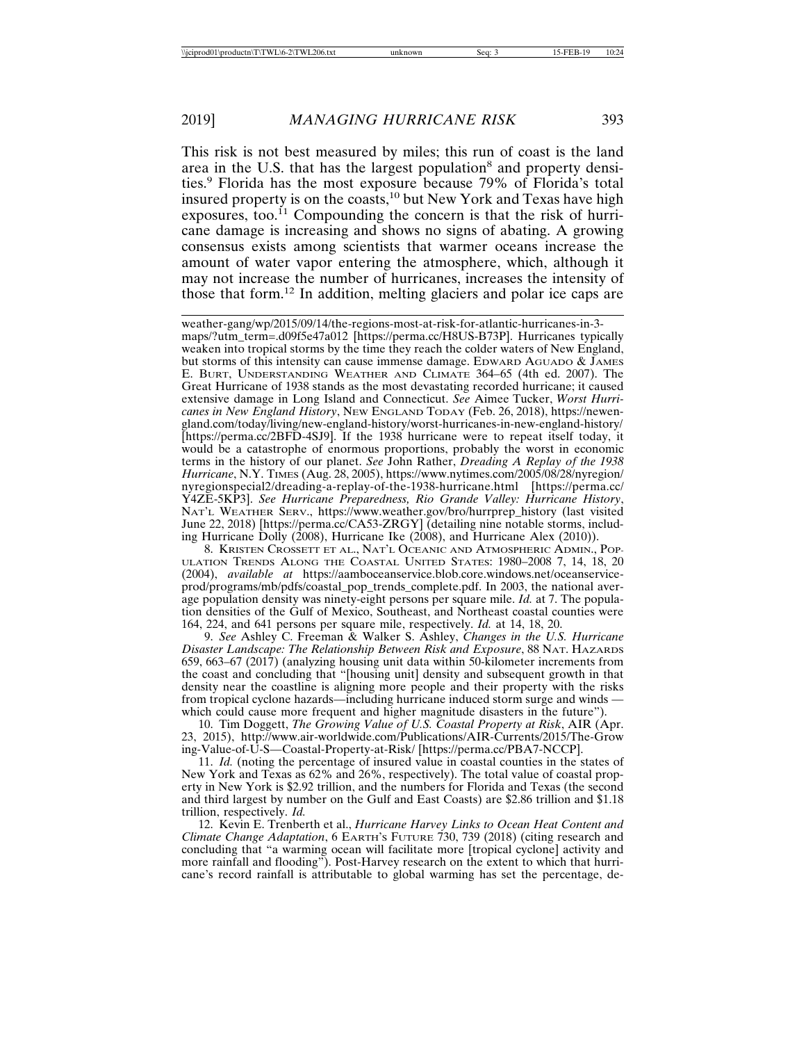This risk is not best measured by miles; this run of coast is the land area in the U.S. that has the largest population[8] and property densities.[9] Florida has the most exposure because 79% of Florida's total insured property is on the coasts,[10] but New York and Texas have high exposures, too.[11] Compounding the concern is that the risk of hurricane damage is increasing and shows no signs of abating. A growing consensus exists among scientists that warmer oceans increase the amount of water vapor entering the atmosphere, which, although it may not increase the number of hurricanes, increases the intensity of those that form.[12] In addition, melting glaciers and polar ice caps are

---

weather-gang/wp/2015/09/14/the-regions-most-at-risk-for-atlantic-hurricanes-in-3-maps/?utm_term=.d09f5e47a012 [https://perma.cc/H8US-B73P]. Hurricanes typically weaken into tropical storms by the time they reach the colder waters of New England, but storms of this intensity can cause immense damage. EDWARD AGUADO & JAMES E. BURT, UNDERSTANDING WEATHER AND CLIMATE 364–65 (4th ed. 2007). The Great Hurricane of 1938 stands as the most devastating recorded hurricane; it caused extensive damage in Long Island and Connecticut. *See* Aimee Tucker, *Worst Hurricanes in New England History*, NEW ENGLAND TODAY (Feb. 26, 2018), https://newengland.com/today/living/new-england-history/worst-hurricanes-in-new-england-history/ [https://perma.cc/2BFD-4SJ9]. If the 1938 hurricane were to repeat itself today, it would be a catastrophe of enormous proportions, probably the worst in economic terms in the history of our planet. *See* John Rather, *Dreading A Replay of the 1938 Hurricane*, N.Y. TIMES (Aug. 28, 2005), https://www.nytimes.com/2005/08/28/nyregion/nyregionspecial2/dreading-a-replay-of-the-1938-hurricane.html [https://perma.cc/Y4ZE-5KP3]. *See Hurricane Preparedness, Rio Grande Valley: Hurricane History*, NAT'L WEATHER SERV., https://www.weather.gov/bro/hurrprep_history (last visited June 22, 2018) [https://perma.cc/CA53-ZRGY] (detailing nine notable storms, including Hurricane Dolly (2008), Hurricane Ike (2008), and Hurricane Alex (2010)).

8. KRISTEN CROSSETT ET AL., NAT'L OCEANIC AND ATMOSPHERIC ADMIN., POPULATION TRENDS ALONG THE COASTAL UNITED STATES: 1980–2008 7, 14, 18, 20 (2004), *available at* https://aamboceanservice.blob.core.windows.net/oceanservice-prod/programs/mb/pdfs/coastal_pop_trends_complete.pdf. In 2003, the national average population density was ninety-eight persons per square mile. *Id.* at 7. The population densities of the Gulf of Mexico, Southeast, and Northeast coastal counties were 164, 224, and 641 persons per square mile, respectively. *Id.* at 14, 18, 20.

9. *See* Ashley C. Freeman & Walker S. Ashley, *Changes in the U.S. Hurricane Disaster Landscape: The Relationship Between Risk and Exposure*, 88 NAT. HAZARDS 659, 663–67 (2017) (analyzing housing unit data within 50-kilometer increments from the coast and concluding that "[housing unit] density and subsequent growth in that density near the coastline is aligning more people and their property with the risks from tropical cyclone hazards—including hurricane induced storm surge and winds — which could cause more frequent and higher magnitude disasters in the future").

10. Tim Doggett, *The Growing Value of U.S. Coastal Property at Risk*, AIR (Apr. 23, 2015), http://www.air-worldwide.com/Publications/AIR-Currents/2015/The-Growing-Value-of-U-S—Coastal-Property-at-Risk/ [https://perma.cc/PBA7-NCCP].

11. *Id.* (noting the percentage of insured value in coastal counties in the states of New York and Texas as 62% and 26%, respectively). The total value of coastal property in New York is $2.92 trillion, and the numbers for Florida and Texas (the second and third largest by number on the Gulf and East Coasts) are $2.86 trillion and $1.18 trillion, respectively. *Id.*

12. Kevin E. Trenberth et al., *Hurricane Harvey Links to Ocean Heat Content and Climate Change Adaptation*, 6 EARTH'S FUTURE 730, 739 (2018) (citing research and concluding that "a warming ocean will facilitate more [tropical cyclone] activity and more rainfall and flooding"). Post-Harvey research on the extent to which that hurricane's record rainfall is attributable to global warming has set the percentage, de-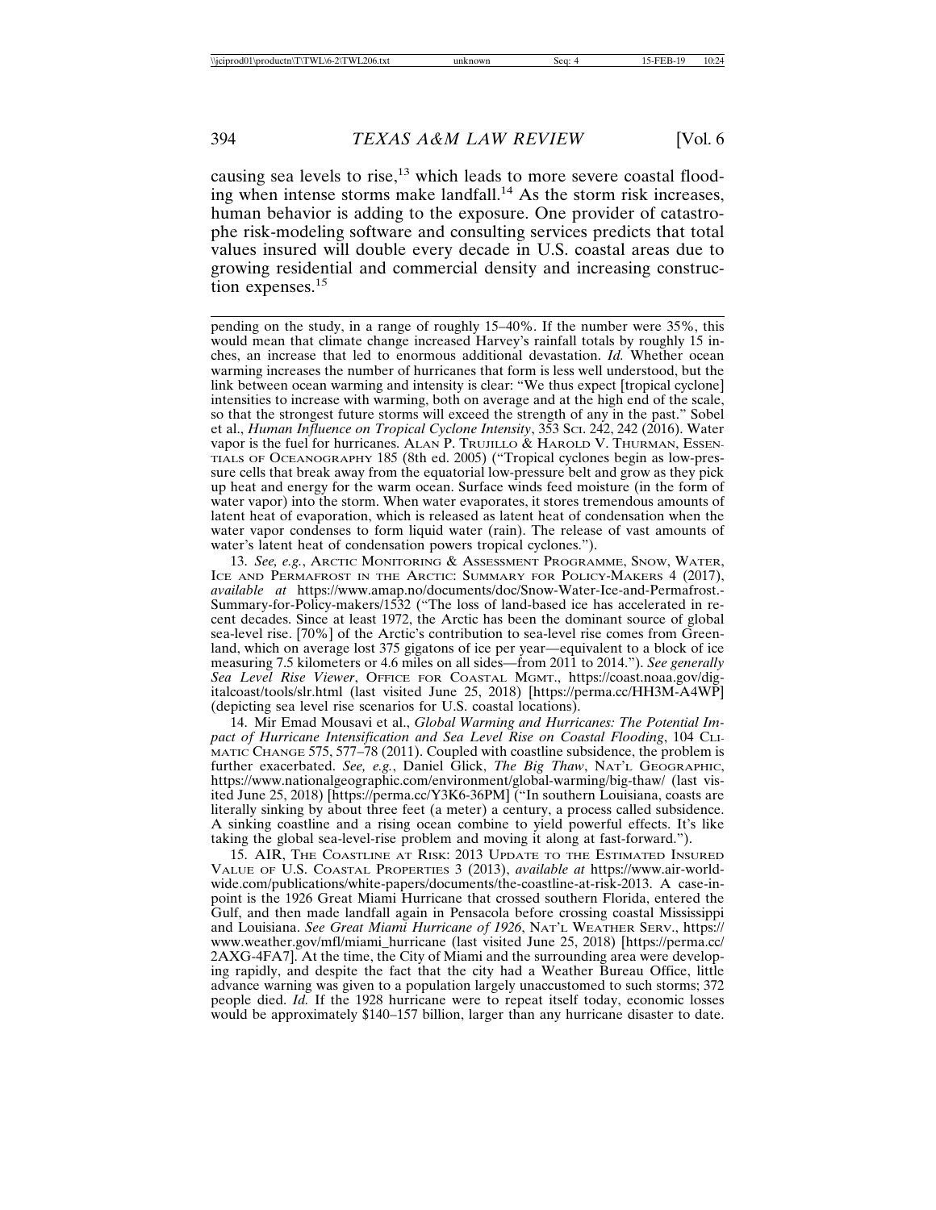causing sea levels to rise,[13] which leads to more severe coastal flooding when intense storms make landfall.[14] As the storm risk increases, human behavior is adding to the exposure. One provider of catastrophe risk-modeling software and consulting services predicts that total values insured will double every decade in U.S. coastal areas due to growing residential and commercial density and increasing construction expenses.[15]

---

pending on the study, in a range of roughly 15–40%. If the number were 35%, this would mean that climate change increased Harvey's rainfall totals by roughly 15 inches, an increase that led to enormous additional devastation. *Id.* Whether ocean warming increases the number of hurricanes that form is less well understood, but the link between ocean warming and intensity is clear: "We thus expect [tropical cyclone] intensities to increase with warming, both on average and at the high end of the scale, so that the strongest future storms will exceed the strength of any in the past." Sobel et al., *Human Influence on Tropical Cyclone Intensity*, 353 SCI. 242, 242 (2016). Water vapor is the fuel for hurricanes. ALAN P. TRUJILLO & HAROLD V. THURMAN, ESSENTIALS OF OCEANOGRAPHY 185 (8th ed. 2005) ("Tropical cyclones begin as low-pressure cells that break away from the equatorial low-pressure belt and grow as they pick up heat and energy for the warm ocean. Surface winds feed moisture (in the form of water vapor) into the storm. When water evaporates, it stores tremendous amounts of latent heat of evaporation, which is released as latent heat of condensation when the water vapor condenses to form liquid water (rain). The release of vast amounts of water's latent heat of condensation powers tropical cyclones.").

13. *See, e.g.*, ARCTIC MONITORING & ASSESSMENT PROGRAMME, SNOW, WATER, ICE AND PERMAFROST IN THE ARCTIC: SUMMARY FOR POLICY-MAKERS 4 (2017), *available at* https://www.amap.no/documents/doc/Snow-Water-Ice-and-Permafrost.-Summary-for-Policy-makers/1532 ("The loss of land-based ice has accelerated in recent decades. Since at least 1972, the Arctic has been the dominant source of global sea-level rise. [70%] of the Arctic's contribution to sea-level rise comes from Greenland, which on average lost 375 gigatons of ice per year—equivalent to a block of ice measuring 7.5 kilometers or 4.6 miles on all sides—from 2011 to 2014."). *See generally Sea Level Rise Viewer*, OFFICE FOR COASTAL MGMT., https://coast.noaa.gov/digitalcoast/tools/slr.html (last visited June 25, 2018) [https://perma.cc/HH3M-A4WP] (depicting sea level rise scenarios for U.S. coastal locations).

14. Mir Emad Mousavi et al., *Global Warming and Hurricanes: The Potential Impact of Hurricane Intensification and Sea Level Rise on Coastal Flooding*, 104 CLIMATIC CHANGE 575, 577–78 (2011). Coupled with coastline subsidence, the problem is further exacerbated. *See, e.g.*, Daniel Glick, *The Big Thaw*, NAT'L GEOGRAPHIC, https://www.nationalgeographic.com/environment/global-warming/big-thaw/ (last visited June 25, 2018) [https://perma.cc/Y3K6-36PM] ("In southern Louisiana, coasts are literally sinking by about three feet (a meter) a century, a process called subsidence. A sinking coastline and a rising ocean combine to yield powerful effects. It's like taking the global sea-level-rise problem and moving it along at fast-forward.").

15. AIR, THE COASTLINE AT RISK: 2013 UPDATE TO THE ESTIMATED INSURED VALUE OF U.S. COASTAL PROPERTIES 3 (2013), *available at* https://www.air-worldwide.com/publications/white-papers/documents/the-coastline-at-risk-2013. A case-in-point is the 1926 Great Miami Hurricane that crossed southern Florida, entered the Gulf, and then made landfall again in Pensacola before crossing coastal Mississippi and Louisiana. *See Great Miami Hurricane of 1926*, NAT'L WEATHER SERV., https://www.weather.gov/mfl/miami_hurricane (last visited June 25, 2018) [https://perma.cc/2AXG-4FA7]. At the time, the City of Miami and the surrounding area were developing rapidly, and despite the fact that the city had a Weather Bureau Office, little advance warning was given to a population largely unaccustomed to such storms; 372 people died. *Id.* If the 1928 hurricane were to repeat itself today, economic losses would be approximately $140–157 billion, larger than any hurricane disaster to date.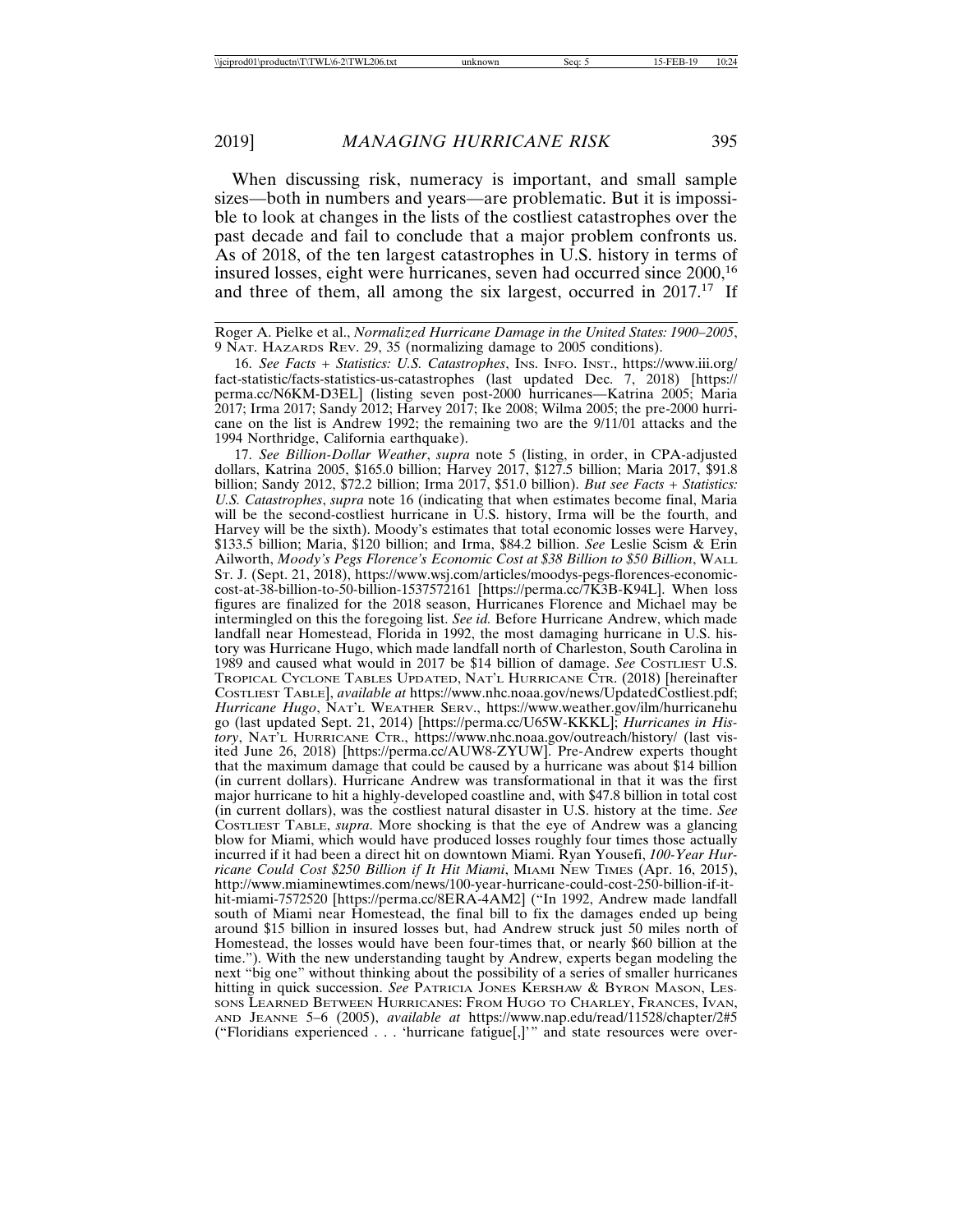When discussing risk, numeracy is important, and small sample sizes—both in numbers and years—are problematic. But it is impossible to look at changes in the lists of the costliest catastrophes over the past decade and fail to conclude that a major problem confronts us. As of 2018, of the ten largest catastrophes in U.S. history in terms of insured losses, eight were hurricanes, seven had occurred since 2000,[16] and three of them, all among the six largest, occurred in 2017.[17] If

---

Roger A. Pielke et al., *Normalized Hurricane Damage in the United States: 1900–2005*, 9 NAT. HAZARDS REV. 29, 35 (normalizing damage to 2005 conditions).

16. *See Facts + Statistics: U.S. Catastrophes*, INS. INFO. INST., https://www.iii.org/fact-statistic/facts-statistics-us-catastrophes (last updated Dec. 7, 2018) [https://perma.cc/N6KM-D3EL] (listing seven post-2000 hurricanes—Katrina 2005; Maria 2017; Irma 2017; Sandy 2012; Harvey 2017; Ike 2008; Wilma 2005; the pre-2000 hurricane on the list is Andrew 1992; the remaining two are the 9/11/01 attacks and the 1994 Northridge, California earthquake).

17. *See Billion-Dollar Weather*, *supra* note 5 (listing, in order, in CPA-adjusted dollars, Katrina 2005, $165.0 billion; Harvey 2017, $127.5 billion; Maria 2017, $91.8 billion; Sandy 2012, $72.2 billion; Irma 2017, $51.0 billion). *But see Facts + Statistics: U.S. Catastrophes*, *supra* note 16 (indicating that when estimates become final, Maria will be the second-costliest hurricane in U.S. history, Irma will be the fourth, and Harvey will be the sixth). Moody's estimates that total economic losses were Harvey, $133.5 billion; Maria, $120 billion; and Irma, $84.2 billion. *See* Leslie Scism & Erin Ailworth, *Moody's Pegs Florence's Economic Cost at $38 Billion to $50 Billion*, WALL ST. J. (Sept. 21, 2018), https://www.wsj.com/articles/moodys-pegs-florences-economic-cost-at-38-billion-to-50-billion-1537572161 [https://perma.cc/7K3B-K94L]. When loss figures are finalized for the 2018 season, Hurricanes Florence and Michael may be intermingled on this the foregoing list. *See id.* Before Hurricane Andrew, which made landfall near Homestead, Florida in 1992, the most damaging hurricane in U.S. history was Hurricane Hugo, which made landfall north of Charleston, South Carolina in 1989 and caused what would in 2017 be $14 billion of damage. *See* COSTLIEST U.S. TROPICAL CYCLONE TABLES UPDATED, NAT'L HURRICANE CTR. (2018) [hereinafter COSTLIEST TABLE], *available at* https://www.nhc.noaa.gov/news/UpdatedCostliest.pdf; *Hurricane Hugo*, NAT'L WEATHER SERV., https://www.weather.gov/ilm/hurricanehugo (last updated Sept. 21, 2014) [https://perma.cc/U65W-KKKL]; *Hurricanes in History*, NAT'L HURRICANE CTR., https://www.nhc.noaa.gov/outreach/history/ (last visited June 26, 2018) [https://perma.cc/AUW8-ZYUW]. Pre-Andrew experts thought that the maximum damage that could be caused by a hurricane was about $14 billion (in current dollars). Hurricane Andrew was transformational in that it was the first major hurricane to hit a highly-developed coastline and, with $47.8 billion in total cost (in current dollars), was the costliest natural disaster in U.S. history at the time. *See* COSTLIEST TABLE, *supra*. More shocking is that the eye of Andrew was a glancing blow for Miami, which would have produced losses roughly four times those actually incurred if it had been a direct hit on downtown Miami. Ryan Yousefi, *100-Year Hurricane Could Cost $250 Billion if It Hit Miami*, MIAMI NEW TIMES (Apr. 16, 2015), http://www.miaminewtimes.com/news/100-year-hurricane-could-cost-250-billion-if-it-hit-miami-7572520 [https://perma.cc/8ERA-4AM2] ("In 1992, Andrew made landfall south of Miami near Homestead, the final bill to fix the damages ended up being around $15 billion in insured losses but, had Andrew struck just 50 miles north of Homestead, the losses would have been four-times that, or nearly $60 billion at the time."). With the new understanding taught by Andrew, experts began modeling the next "big one" without thinking about the possibility of a series of smaller hurricanes hitting in quick succession. *See* PATRICIA JONES KERSHAW & BYRON MASON, LESSONS LEARNED BETWEEN HURRICANES: FROM HUGO TO CHARLEY, FRANCES, IVAN, AND JEANNE 5–6 (2005), *available at* https://www.nap.edu/read/11528/chapter/2#5 ("Floridians experienced . . . 'hurricane fatigue[,]'" and state resources were over-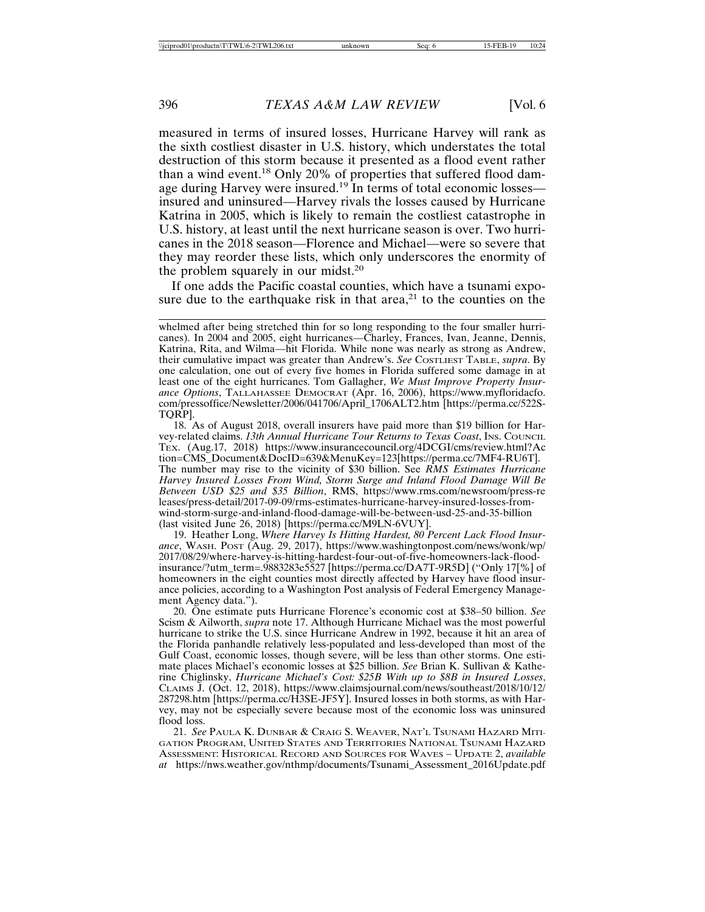measured in terms of insured losses, Hurricane Harvey will rank as the sixth costliest disaster in U.S. history, which understates the total destruction of this storm because it presented as a flood event rather than a wind event.[18] Only 20% of properties that suffered flood damage during Harvey were insured.[19] In terms of total economic losses—insured and uninsured—Harvey rivals the losses caused by Hurricane Katrina in 2005, which is likely to remain the costliest catastrophe in U.S. history, at least until the next hurricane season is over. Two hurricanes in the 2018 season—Florence and Michael—were so severe that they may reorder these lists, which only underscores the enormity of the problem squarely in our midst.[20]

If one adds the Pacific coastal counties, which have a tsunami exposure due to the earthquake risk in that area,[21] to the counties on the

---

whelmed after being stretched thin for so long responding to the four smaller hurricanes). In 2004 and 2005, eight hurricanes—Charley, Frances, Ivan, Jeanne, Dennis, Katrina, Rita, and Wilma—hit Florida. While none was nearly as strong as Andrew, their cumulative impact was greater than Andrew's. *See* COSTLIEST TABLE, *supra*. By one calculation, one out of every five homes in Florida suffered some damage in at least one of the eight hurricanes. Tom Gallagher, *We Must Improve Property Insurance Options*, TALLAHASSEE DEMOCRAT (Apr. 16, 2006), https://www.myfloridacfo.com/pressoffice/Newsletter/2006/041706/April_1706ALT2.htm [https://perma.cc/522S-TQRP].

18. As of August 2018, overall insurers have paid more than $19 billion for Harvey-related claims. *13th Annual Hurricane Tour Returns to Texas Coast*, INS. COUNCIL TEX. (Aug.17, 2018) https://www.insurancecouncil.org/4DCGI/cms/review.html?Action=CMS_Document&DocID=639&MenuKey=123[https://perma.cc/7MF4-RU6T]. The number may rise to the vicinity of $30 billion. See *RMS Estimates Hurricane Harvey Insured Losses From Wind, Storm Surge and Inland Flood Damage Will Be Between USD $25 and $35 Billion*, RMS, https://www.rms.com/newsroom/press-releases/press-detail/2017-09-09/rms-estimates-hurricane-harvey-insured-losses-from-wind-storm-surge-and-inland-flood-damage-will-be-between-usd-25-and-35-billion (last visited June 26, 2018) [https://perma.cc/M9LN-6VUY].

19. Heather Long, *Where Harvey Is Hitting Hardest, 80 Percent Lack Flood Insurance*, WASH. POST (Aug. 29, 2017), https://www.washingtonpost.com/news/wonk/wp/2017/08/29/where-harvey-is-hitting-hardest-four-out-of-five-homeowners-lack-flood-insurance/?utm_term=.9883283e5527 [https://perma.cc/DA7T-9R5D] ("Only 17[%] of homeowners in the eight counties most directly affected by Harvey have flood insurance policies, according to a Washington Post analysis of Federal Emergency Management Agency data.").

20. One estimate puts Hurricane Florence's economic cost at $38–50 billion. *See* Scism & Ailworth, *supra* note 17. Although Hurricane Michael was the most powerful hurricane to strike the U.S. since Hurricane Andrew in 1992, because it hit an area of the Florida panhandle relatively less-populated and less-developed than most of the Gulf Coast, economic losses, though severe, will be less than other storms. One estimate places Michael's economic losses at $25 billion. *See* Brian K. Sullivan & Katherine Chiglinsky, *Hurricane Michael's Cost: $25B With up to $8B in Insured Losses*, CLAIMS J. (Oct. 12, 2018), https://www.claimsjournal.com/news/southeast/2018/10/12/287298.htm [https://perma.cc/H3SE-JF5Y]. Insured losses in both storms, as with Harvey, may not be especially severe because most of the economic loss was uninsured flood loss.

21. *See* PAULA K. DUNBAR & CRAIG S. WEAVER, NAT'L TSUNAMI HAZARD MITIGATION PROGRAM, UNITED STATES AND TERRITORIES NATIONAL TSUNAMI HAZARD ASSESSMENT: HISTORICAL RECORD AND SOURCES FOR WAVES – UPDATE 2, *available at* https://nws.weather.gov/nthmp/documents/Tsunami_Assessment_2016Update.pdf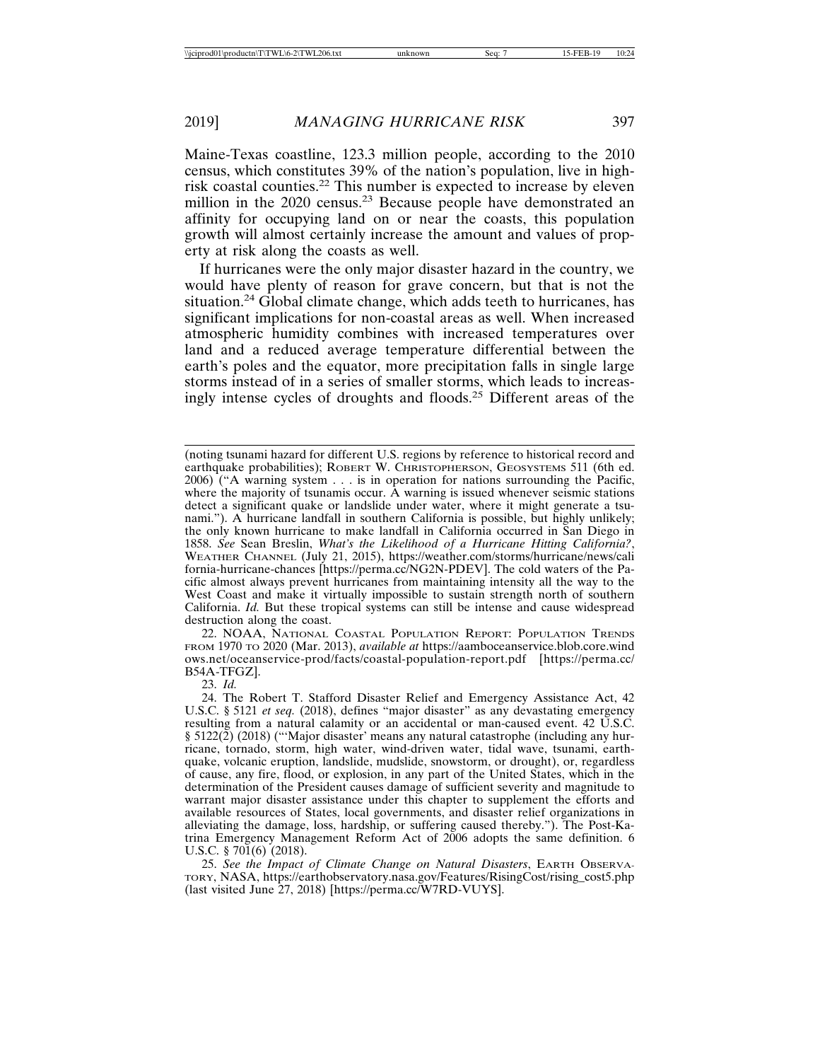Maine-Texas coastline, 123.3 million people, according to the 2010 census, which constitutes 39% of the nation's population, live in high-risk coastal counties.[22] This number is expected to increase by eleven million in the 2020 census.[23] Because people have demonstrated an affinity for occupying land on or near the coasts, this population growth will almost certainly increase the amount and values of property at risk along the coasts as well.

If hurricanes were the only major disaster hazard in the country, we would have plenty of reason for grave concern, but that is not the situation.[24] Global climate change, which adds teeth to hurricanes, has significant implications for non-coastal areas as well. When increased atmospheric humidity combines with increased temperatures over land and a reduced average temperature differential between the earth's poles and the equator, more precipitation falls in single large storms instead of in a series of smaller storms, which leads to increasingly intense cycles of droughts and floods.[25] Different areas of the

---

(noting tsunami hazard for different U.S. regions by reference to historical record and earthquake probabilities); ROBERT W. CHRISTOPHERSON, GEOSYSTEMS 511 (6th ed. 2006) ("A warning system . . . is in operation for nations surrounding the Pacific, where the majority of tsunamis occur. A warning is issued whenever seismic stations detect a significant quake or landslide under water, where it might generate a tsunami."). A hurricane landfall in southern California is possible, but highly unlikely; the only known hurricane to make landfall in California occurred in San Diego in 1858. *See* Sean Breslin, *What's the Likelihood of a Hurricane Hitting California?*, WEATHER CHANNEL (July 21, 2015), https://weather.com/storms/hurricane/news/california-hurricane-chances [https://perma.cc/NG2N-PDEV]. The cold waters of the Pacific almost always prevent hurricanes from maintaining intensity all the way to the West Coast and make it virtually impossible to sustain strength north of southern California. *Id.* But these tropical systems can still be intense and cause widespread destruction along the coast.

22. NOAA, NATIONAL COASTAL POPULATION REPORT: POPULATION TRENDS FROM 1970 TO 2020 (Mar. 2013), *available at* https://aamboceanservice.blob.core.windows.net/oceanservice-prod/facts/coastal-population-report.pdf [https://perma.cc/B54A-TFGZ].

23. *Id.*

24. The Robert T. Stafford Disaster Relief and Emergency Assistance Act, 42 U.S.C. § 5121 *et seq.* (2018), defines "major disaster" as any devastating emergency resulting from a natural calamity or an accidental or man-caused event. 42 U.S.C. § 5122(2) (2018) ("'Major disaster' means any natural catastrophe (including any hurricane, tornado, storm, high water, wind-driven water, tidal wave, tsunami, earthquake, volcanic eruption, landslide, mudslide, snowstorm, or drought), or, regardless of cause, any fire, flood, or explosion, in any part of the United States, which in the determination of the President causes damage of sufficient severity and magnitude to warrant major disaster assistance under this chapter to supplement the efforts and available resources of States, local governments, and disaster relief organizations in alleviating the damage, loss, hardship, or suffering caused thereby."). The Post-Katrina Emergency Management Reform Act of 2006 adopts the same definition. 6 U.S.C. § 701(6) (2018).

25. *See the Impact of Climate Change on Natural Disasters*, EARTH OBSERVATORY, NASA, https://earthobservatory.nasa.gov/Features/RisingCost/rising_cost5.php (last visited June 27, 2018) [https://perma.cc/W7RD-VUYS].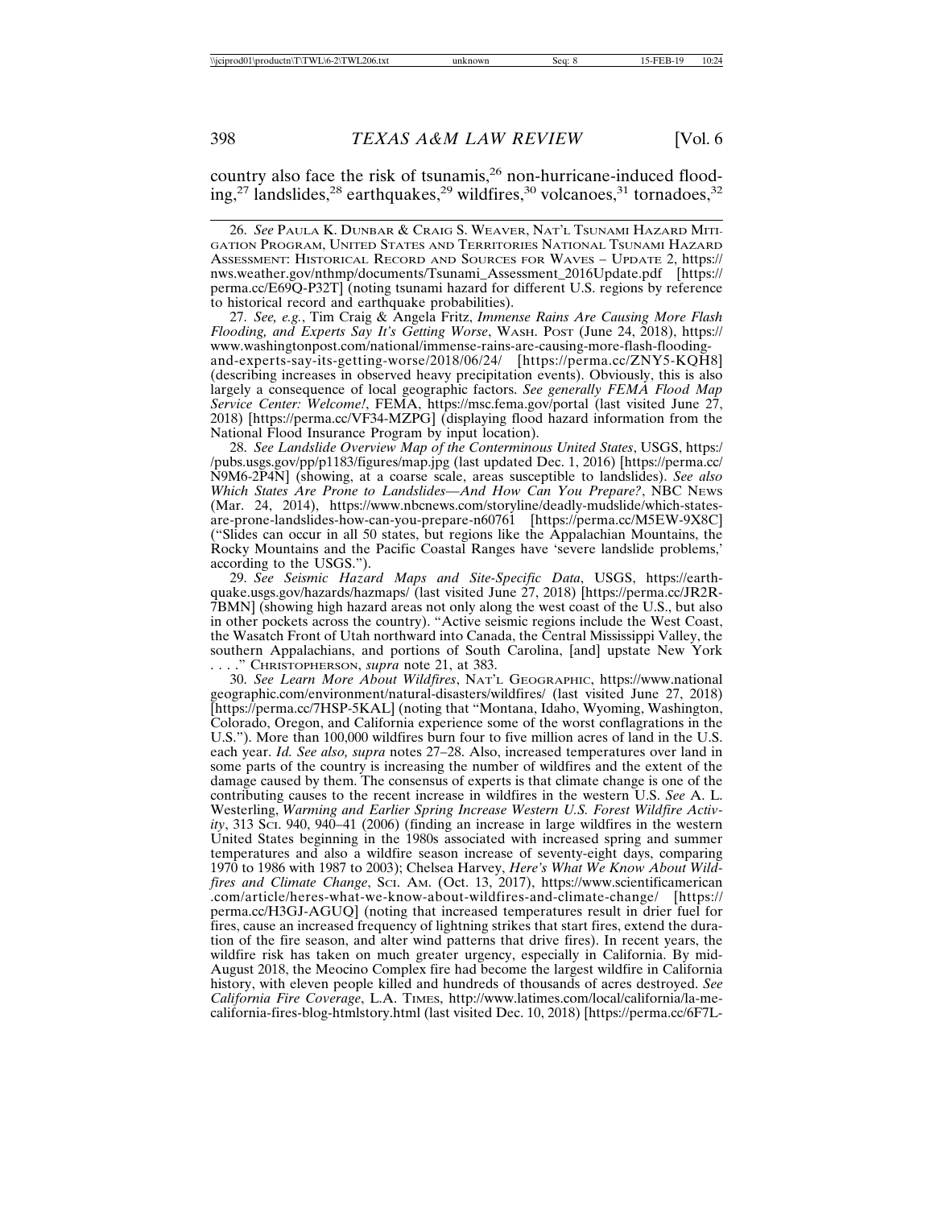country also face the risk of tsunamis,[26] non-hurricane-induced flooding,[27] landslides,[28] earthquakes,[29] wildfires,[30] volcanoes,[31] tornadoes,[32]

---

26. *See* PAULA K. DUNBAR & CRAIG S. WEAVER, NAT'L TSUNAMI HAZARD MITIGATION PROGRAM, UNITED STATES AND TERRITORIES NATIONAL TSUNAMI HAZARD ASSESSMENT: HISTORICAL RECORD AND SOURCES FOR WAVES – UPDATE 2, https://nws.weather.gov/nthmp/documents/Tsunami_Assessment_2016Update.pdf [https://perma.cc/E69Q-P32T] (noting tsunami hazard for different U.S. regions by reference to historical record and earthquake probabilities).

27. *See, e.g.*, Tim Craig & Angela Fritz, *Immense Rains Are Causing More Flash Flooding, and Experts Say It's Getting Worse*, WASH. POST (June 24, 2018), https://www.washingtonpost.com/national/immense-rains-are-causing-more-flash-flooding-and-experts-say-its-getting-worse/2018/06/24/ [https://perma.cc/ZNY5-KQH8] (describing increases in observed heavy precipitation events). Obviously, this is also largely a consequence of local geographic factors. *See generally FEMA Flood Map Service Center: Welcome!*, FEMA, https://msc.fema.gov/portal (last visited June 27, 2018) [https://perma.cc/VF34-MZPG] (displaying flood hazard information from the National Flood Insurance Program by input location).

28. *See Landslide Overview Map of the Conterminous United States*, USGS, https://pubs.usgs.gov/pp/p1183/figures/map.jpg (last updated Dec. 1, 2016) [https://perma.cc/N9M6-2P4N] (showing, at a coarse scale, areas susceptible to landslides). *See also Which States Are Prone to Landslides—And How Can You Prepare?*, NBC NEWS (Mar. 24, 2014), https://www.nbcnews.com/storyline/deadly-mudslide/which-states-are-prone-landslides-how-can-you-prepare-n60761 [https://perma.cc/M5EW-9X8C] ("Slides can occur in all 50 states, but regions like the Appalachian Mountains, the Rocky Mountains and the Pacific Coastal Ranges have 'severe landslide problems,' according to the USGS.").

29. *See Seismic Hazard Maps and Site-Specific Data*, USGS, https://earthquake.usgs.gov/hazards/hazmaps/ (last visited June 27, 2018) [https://perma.cc/JR2R-7BMN] (showing high hazard areas not only along the west coast of the U.S., but also in other pockets across the country). "Active seismic regions include the West Coast, the Wasatch Front of Utah northward into Canada, the Central Mississippi Valley, the southern Appalachians, and portions of South Carolina, [and] upstate New York . . . ." CHRISTOPHERSON, *supra* note 21, at 383.

30. *See Learn More About Wildfires*, NAT'L GEOGRAPHIC, https://www.nationalgeographic.com/environment/natural-disasters/wildfires/ (last visited June 27, 2018) [https://perma.cc/7HSP-5KAL] (noting that "Montana, Idaho, Wyoming, Washington, Colorado, Oregon, and California experience some of the worst conflagrations in the U.S."). More than 100,000 wildfires burn four to five million acres of land in the U.S. each year. *Id. See also, supra* notes 27–28. Also, increased temperatures over land in some parts of the country is increasing the number of wildfires and the extent of the damage caused by them. The consensus of experts is that climate change is one of the contributing causes to the recent increase in wildfires in the western U.S. *See* A. L. Westerling, *Warming and Earlier Spring Increase Western U.S. Forest Wildfire Activity*, 313 SCI. 940, 940–41 (2006) (finding an increase in large wildfires in the western United States beginning in the 1980s associated with increased spring and summer temperatures and also a wildfire season increase of seventy-eight days, comparing 1970 to 1986 with 1987 to 2003); Chelsea Harvey, *Here's What We Know About Wildfires and Climate Change*, SCI. AM. (Oct. 13, 2017), https://www.scientificamerican.com/article/heres-what-we-know-about-wildfires-and-climate-change/ [https://perma.cc/H3GJ-AGUQ] (noting that increased temperatures result in drier fuel for fires, cause an increased frequency of lightning strikes that start fires, extend the duration of the fire season, and alter wind patterns that drive fires). In recent years, the wildfire risk has taken on much greater urgency, especially in California. By mid-August 2018, the Meocino Complex fire had become the largest wildfire in California history, with eleven people killed and hundreds of thousands of acres destroyed. *See California Fire Coverage*, L.A. TIMES, http://www.latimes.com/local/california/la-me-california-fires-blog-htmlstory.html (last visited Dec. 10, 2018) [https://perma.cc/6F7L-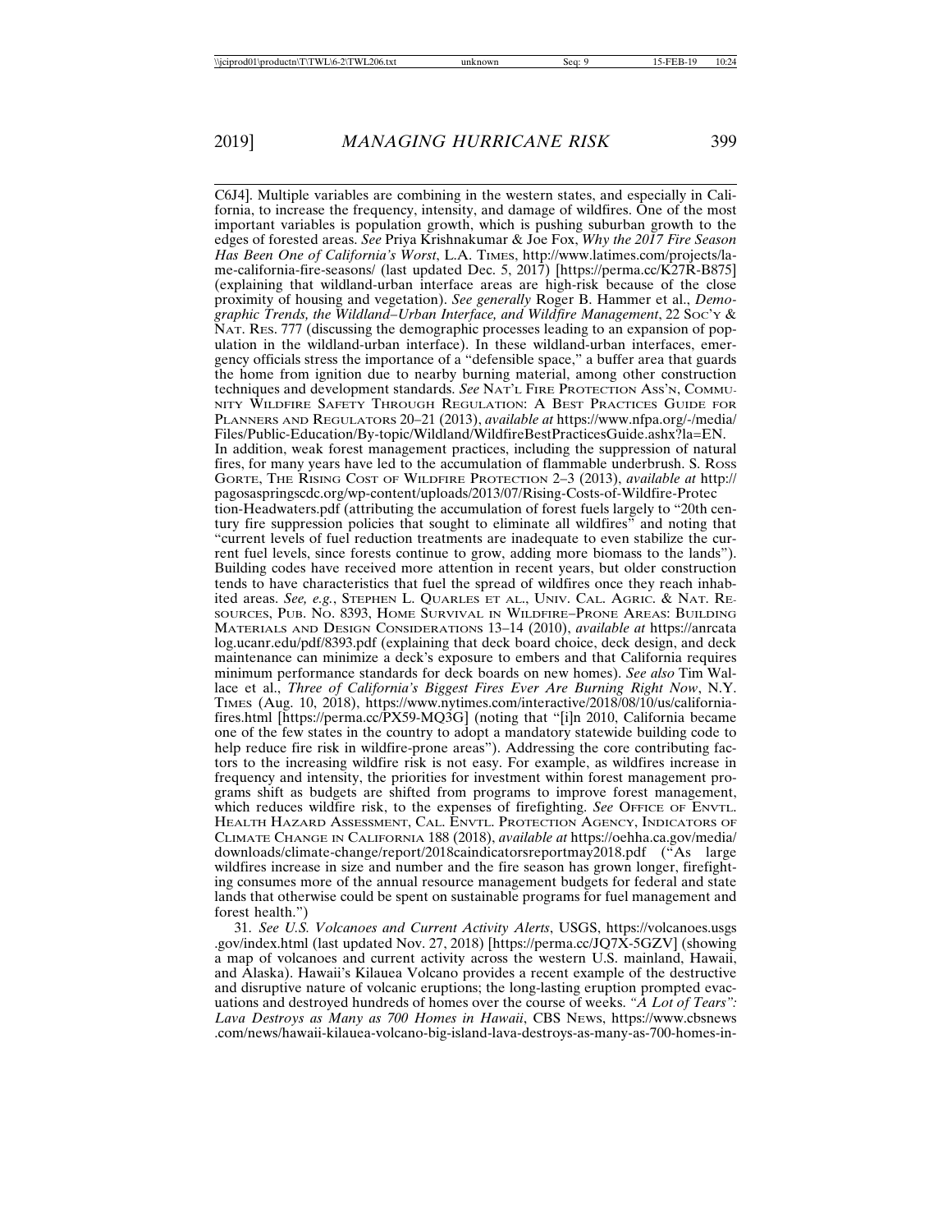C6J4]. Multiple variables are combining in the western states, and especially in California, to increase the frequency, intensity, and damage of wildfires. One of the most important variables is population growth, which is pushing suburban growth to the edges of forested areas. *See* Priya Krishnakumar & Joe Fox, *Why the 2017 Fire Season Has Been One of California's Worst*, L.A. TIMES, http://www.latimes.com/projects/la-me-california-fire-seasons/ (last updated Dec. 5, 2017) [https://perma.cc/K27R-B875] (explaining that wildland-urban interface areas are high-risk because of the close proximity of housing and vegetation). *See generally* Roger B. Hammer et al., *Demographic Trends, the Wildland–Urban Interface, and Wildfire Management*, 22 SOC'Y & NAT. RES. 777 (discussing the demographic processes leading to an expansion of population in the wildland-urban interface). In these wildland-urban interfaces, emergency officials stress the importance of a "defensible space," a buffer area that guards the home from ignition due to nearby burning material, among other construction techniques and development standards. *See* NAT'L FIRE PROTECTION ASS'N, COMMUNITY WILDFIRE SAFETY THROUGH REGULATION: A BEST PRACTICES GUIDE FOR PLANNERS AND REGULATORS 20–21 (2013), *available at* https://www.nfpa.org/-/media/Files/Public-Education/By-topic/Wildland/WildfireBestPracticesGuide.ashx?la=EN. In addition, weak forest management practices, including the suppression of natural fires, for many years have led to the accumulation of flammable underbrush. S. ROSS GORTE, THE RISING COST OF WILDFIRE PROTECTION 2–3 (2013), *available at* http://pagosaspringscdc.org/wp-content/uploads/2013/07/Rising-Costs-of-Wildfire-Protection-Headwaters.pdf (attributing the accumulation of forest fuels largely to "20th century fire suppression policies that sought to eliminate all wildfires" and noting that "current levels of fuel reduction treatments are inadequate to even stabilize the current fuel levels, since forests continue to grow, adding more biomass to the lands"). Building codes have received more attention in recent years, but older construction tends to have characteristics that fuel the spread of wildfires once they reach inhabited areas. *See, e.g.*, STEPHEN L. QUARLES ET AL., UNIV. CAL. AGRIC. & NAT. RESOURCES, PUB. NO. 8393, HOME SURVIVAL IN WILDFIRE–PRONE AREAS: BUILDING MATERIALS AND DESIGN CONSIDERATIONS 13–14 (2010), *available at* https://anrcatalog.ucanr.edu/pdf/8393.pdf (explaining that deck board choice, deck design, and deck maintenance can minimize a deck's exposure to embers and that California requires minimum performance standards for deck boards on new homes). *See also* Tim Wallace et al., *Three of California's Biggest Fires Ever Are Burning Right Now*, N.Y. TIMES (Aug. 10, 2018), https://www.nytimes.com/interactive/2018/08/10/us/california-fires.html [https://perma.cc/PX59-MQ3G] (noting that "[i]n 2010, California became one of the few states in the country to adopt a mandatory statewide building code to help reduce fire risk in wildfire-prone areas"). Addressing the core contributing factors to the increasing wildfire risk is not easy. For example, as wildfires increase in frequency and intensity, the priorities for investment within forest management programs shift as budgets are shifted from programs to improve forest management, which reduces wildfire risk, to the expenses of firefighting. *See* OFFICE OF ENVTL. HEALTH HAZARD ASSESSMENT, CAL. ENVTL. PROTECTION AGENCY, INDICATORS OF CLIMATE CHANGE IN CALIFORNIA 188 (2018), *available at* https://oehha.ca.gov/media/downloads/climate-change/report/2018caindicatorsreportmay2018.pdf ("As large wildfires increase in size and number and the fire season has grown longer, firefighting consumes more of the annual resource management budgets for federal and state lands that otherwise could be spent on sustainable programs for fuel management and forest health.")

31. *See U.S. Volcanoes and Current Activity Alerts*, USGS, https://volcanoes.usgs.gov/index.html (last updated Nov. 27, 2018) [https://perma.cc/JQ7X-5GZV] (showing a map of volcanoes and current activity across the western U.S. mainland, Hawaii, and Alaska). Hawaii's Kilauea Volcano provides a recent example of the destructive and disruptive nature of volcanic eruptions; the long-lasting eruption prompted evacuations and destroyed hundreds of homes over the course of weeks. *"A Lot of Tears": Lava Destroys as Many as 700 Homes in Hawaii*, CBS NEWS, https://www.cbsnews.com/news/hawaii-kilauea-volcano-big-island-lava-destroys-as-many-as-700-homes-in-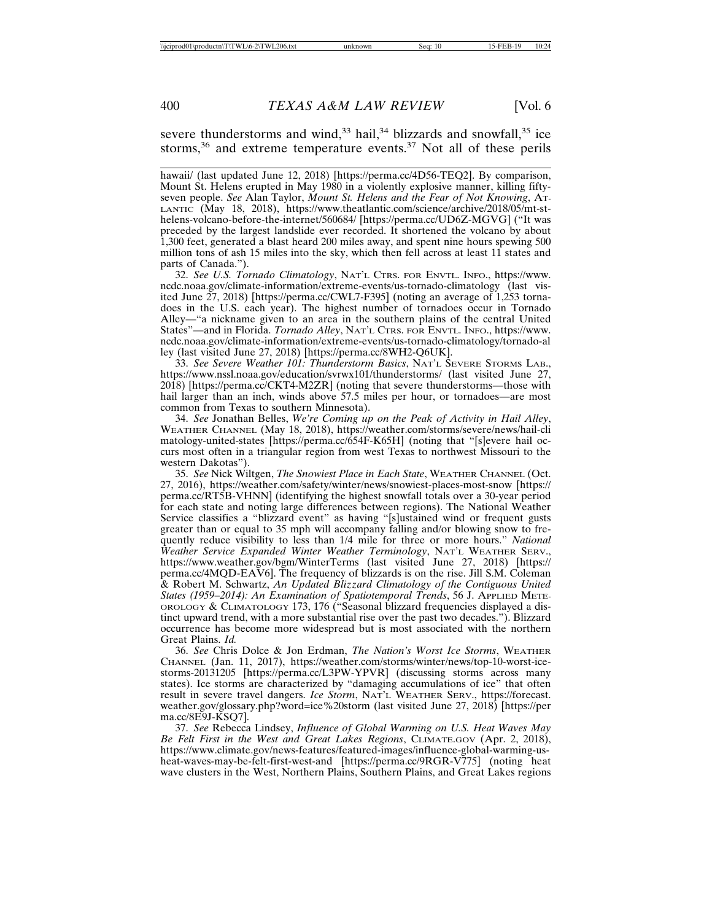severe thunderstorms and wind,[33] hail,[34] blizzards and snowfall,[35] ice storms,[36] and extreme temperature events.[37] Not all of these perils

---

hawaii/ (last updated June 12, 2018) [https://perma.cc/4D56-TEQ2]. By comparison, Mount St. Helens erupted in May 1980 in a violently explosive manner, killing fifty-seven people. *See* Alan Taylor, *Mount St. Helens and the Fear of Not Knowing*, ATLANTIC (May 18, 2018), https://www.theatlantic.com/science/archive/2018/05/mt-st-helens-volcano-before-the-internet/560684/ [https://perma.cc/UD6Z-MGVG] ("It was preceded by the largest landslide ever recorded. It shortened the volcano by about 1,300 feet, generated a blast heard 200 miles away, and spent nine hours spewing 500 million tons of ash 15 miles into the sky, which then fell across at least 11 states and parts of Canada.").

32. *See U.S. Tornado Climatology*, NAT'L CTRS. FOR ENVTL. INFO., https://www.ncdc.noaa.gov/climate-information/extreme-events/us-tornado-climatology (last visited June 27, 2018) [https://perma.cc/CWL7-F395] (noting an average of 1,253 tornadoes in the U.S. each year). The highest number of tornadoes occur in Tornado Alley—"a nickname given to an area in the southern plains of the central United States"—and in Florida. *Tornado Alley*, NAT'L CTRS. FOR ENVTL. INFO., https://www.ncdc.noaa.gov/climate-information/extreme-events/us-tornado-climatology/tornado-alley (last visited June 27, 2018) [https://perma.cc/8WH2-Q6UK].

33. *See Severe Weather 101: Thunderstorm Basics*, NAT'L SEVERE STORMS LAB., https://www.nssl.noaa.gov/education/svrwx101/thunderstorms/ (last visited June 27, 2018) [https://perma.cc/CKT4-M2ZR] (noting that severe thunderstorms—those with hail larger than an inch, winds above 57.5 miles per hour, or tornadoes—are most common from Texas to southern Minnesota).

34. *See* Jonathan Belles, *We're Coming up on the Peak of Activity in Hail Alley*, WEATHER CHANNEL (May 18, 2018), https://weather.com/storms/severe/news/hail-climatology-united-states [https://perma.cc/654F-K65H] (noting that "[s]evere hail occurs most often in a triangular region from west Texas to northwest Missouri to the western Dakotas").

35. *See* Nick Wiltgen, *The Snowiest Place in Each State*, WEATHER CHANNEL (Oct. 27, 2016), https://weather.com/safety/winter/news/snowiest-places-most-snow [https://perma.cc/RT5B-VHNN] (identifying the highest snowfall totals over a 30-year period for each state and noting large differences between regions). The National Weather Service classifies a "blizzard event" as having "[s]ustained wind or frequent gusts greater than or equal to 35 mph will accompany falling and/or blowing snow to frequently reduce visibility to less than 1/4 mile for three or more hours." *National Weather Service Expanded Winter Weather Terminology*, NAT'L WEATHER SERV., https://www.weather.gov/bgm/WinterTerms (last visited June 27, 2018) [https://perma.cc/4MQD-EAV6]. The frequency of blizzards is on the rise. Jill S.M. Coleman & Robert M. Schwartz, *An Updated Blizzard Climatology of the Contiguous United States (1959–2014): An Examination of Spatiotemporal Trends*, 56 J. APPLIED METEOROLOGY & CLIMATOLOGY 173, 176 ("Seasonal blizzard frequencies displayed a distinct upward trend, with a more substantial rise over the past two decades."). Blizzard occurrence has become more widespread but is most associated with the northern Great Plains. *Id.*

36. *See* Chris Dolce & Jon Erdman, *The Nation's Worst Ice Storms*, WEATHER CHANNEL (Jan. 11, 2017), https://weather.com/storms/winter/news/top-10-worst-ice-storms-20131205 [https://perma.cc/L3PW-YPVR] (discussing storms across many states). Ice storms are characterized by "damaging accumulations of ice" that often result in severe travel dangers. *Ice Storm*, NAT'L WEATHER SERV., https://forecast.weather.gov/glossary.php?word=ice%20storm (last visited June 27, 2018) [https://perma.cc/8E9J-KSQ7].

37. *See* Rebecca Lindsey, *Influence of Global Warming on U.S. Heat Waves May Be Felt First in the West and Great Lakes Regions*, CLIMATE.GOV (Apr. 2, 2018), https://www.climate.gov/news-features/featured-images/influence-global-warming-us-heat-waves-may-be-felt-first-west-and [https://perma.cc/9RGR-V775] (noting heat wave clusters in the West, Northern Plains, Southern Plains, and Great Lakes regions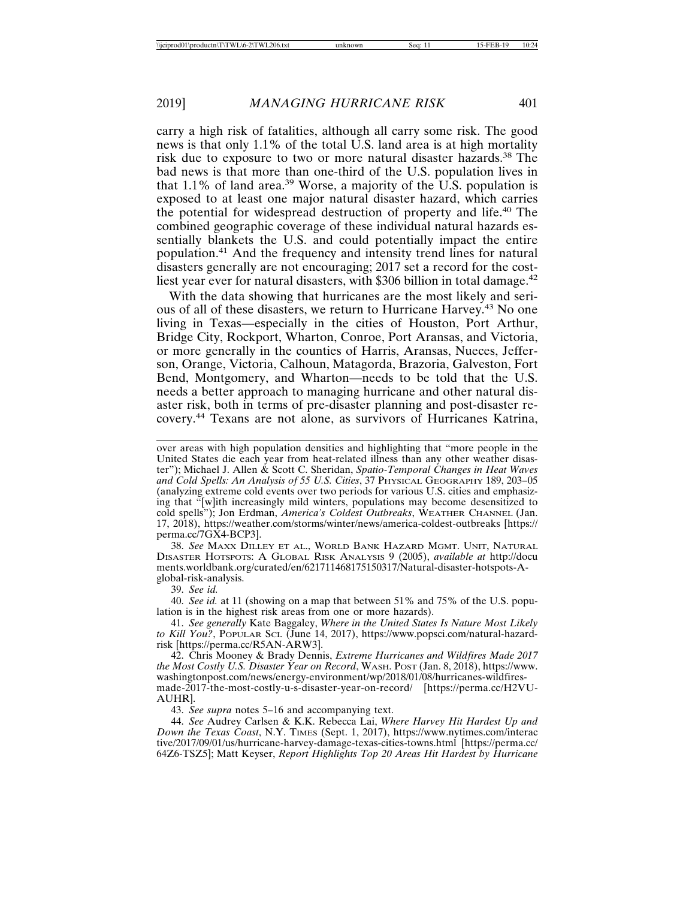carry a high risk of fatalities, although all carry some risk. The good news is that only 1.1% of the total U.S. land area is at high mortality risk due to exposure to two or more natural disaster hazards.[38] The bad news is that more than one-third of the U.S. population lives in that 1.1% of land area.[39] Worse, a majority of the U.S. population is exposed to at least one major natural disaster hazard, which carries the potential for widespread destruction of property and life.[40] The combined geographic coverage of these individual natural hazards essentially blankets the U.S. and could potentially impact the entire population.[41] And the frequency and intensity trend lines for natural disasters generally are not encouraging; 2017 set a record for the costliest year ever for natural disasters, with $306 billion in total damage.[42]

With the data showing that hurricanes are the most likely and serious of all of these disasters, we return to Hurricane Harvey.[43] No one living in Texas—especially in the cities of Houston, Port Arthur, Bridge City, Rockport, Wharton, Conroe, Port Aransas, and Victoria, or more generally in the counties of Harris, Aransas, Nueces, Jefferson, Orange, Victoria, Calhoun, Matagorda, Brazoria, Galveston, Fort Bend, Montgomery, and Wharton—needs to be told that the U.S. needs a better approach to managing hurricane and other natural disaster risk, both in terms of pre-disaster planning and post-disaster recovery.[44] Texans are not alone, as survivors of Hurricanes Katrina,

---

over areas with high population densities and highlighting that "more people in the United States die each year from heat-related illness than any other weather disaster"); Michael J. Allen & Scott C. Sheridan, *Spatio-Temporal Changes in Heat Waves and Cold Spells: An Analysis of 55 U.S. Cities*, 37 PHYSICAL GEOGRAPHY 189, 203–05 (analyzing extreme cold events over two periods for various U.S. cities and emphasizing that "[w]ith increasingly mild winters, populations may become desensitized to cold spells"); Jon Erdman, *America's Coldest Outbreaks*, WEATHER CHANNEL (Jan. 17, 2018), https://weather.com/storms/winter/news/america-coldest-outbreaks [https://perma.cc/7GX4-BCP3].

38. *See* MAXX DILLEY ET AL., WORLD BANK HAZARD MGMT. UNIT, NATURAL DISASTER HOTSPOTS: A GLOBAL RISK ANALYSIS 9 (2005), *available at* http://documents.worldbank.org/curated/en/621711468175150317/Natural-disaster-hotspots-A-global-risk-analysis.

39. *See id.*

40. *See id.* at 11 (showing on a map that between 51% and 75% of the U.S. population is in the highest risk areas from one or more hazards).

41. *See generally* Kate Baggaley, *Where in the United States Is Nature Most Likely to Kill You?*, POPULAR SCI. (June 14, 2017), https://www.popsci.com/natural-hazard-risk [https://perma.cc/R5AN-ARW3].

42. Chris Mooney & Brady Dennis, *Extreme Hurricanes and Wildfires Made 2017 the Most Costly U.S. Disaster Year on Record*, WASH. POST (Jan. 8, 2018), https://www.washingtonpost.com/news/energy-environment/wp/2018/01/08/hurricanes-wildfires-made-2017-the-most-costly-u-s-disaster-year-on-record/ [https://perma.cc/H2VU-AUHR].

43. *See supra* notes 5–16 and accompanying text.

44. *See* Audrey Carlsen & K.K. Rebecca Lai, *Where Harvey Hit Hardest Up and Down the Texas Coast*, N.Y. TIMES (Sept. 1, 2017), https://www.nytimes.com/interactive/2017/09/01/us/hurricane-harvey-damage-texas-cities-towns.html [https://perma.cc/64Z6-TSZ5]; Matt Keyser, *Report Highlights Top 20 Areas Hit Hardest by Hurricane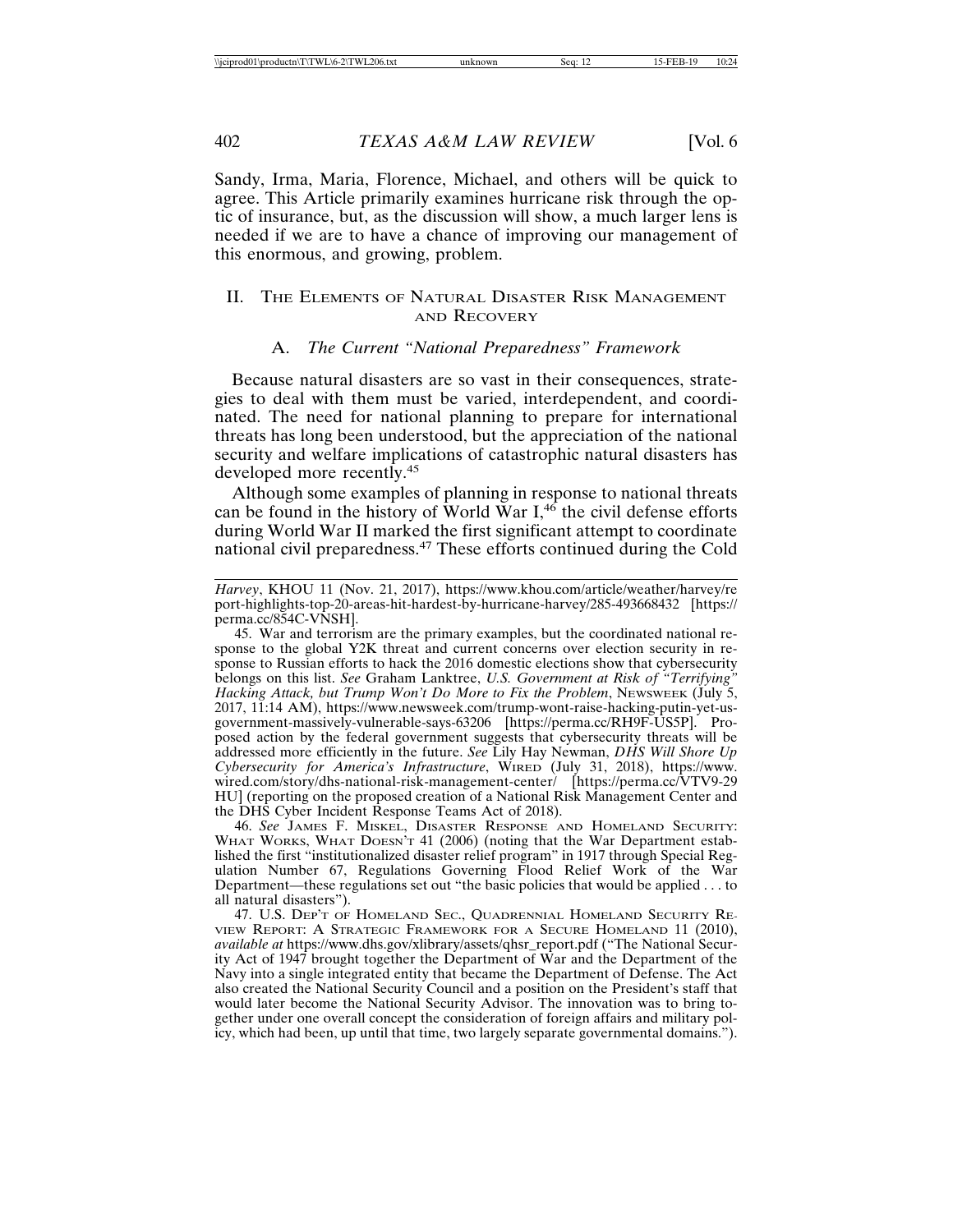Sandy, Irma, Maria, Florence, Michael, and others will be quick to agree. This Article primarily examines hurricane risk through the optic of insurance, but, as the discussion will show, a much larger lens is needed if we are to have a chance of improving our management of this enormous, and growing, problem.

## II. The Elements of Natural Disaster Risk Management and Recovery

### A. *The Current "National Preparedness" Framework*

Because natural disasters are so vast in their consequences, strategies to deal with them must be varied, interdependent, and coordinated. The need for national planning to prepare for international threats has long been understood, but the appreciation of the national security and welfare implications of catastrophic natural disasters has developed more recently.[45]

Although some examples of planning in response to national threats can be found in the history of World War I,[46] the civil defense efforts during World War II marked the first significant attempt to coordinate national civil preparedness.[47] These efforts continued during the Cold

---

*Harvey*, KHOU 11 (Nov. 21, 2017), https://www.khou.com/article/weather/harvey/report-highlights-top-20-areas-hit-hardest-by-hurricane-harvey/285-493668432 [https://perma.cc/854C-VNSH].

45. War and terrorism are the primary examples, but the coordinated national response to the global Y2K threat and current concerns over election security in response to Russian efforts to hack the 2016 domestic elections show that cybersecurity belongs on this list. *See* Graham Lanktree, *U.S. Government at Risk of "Terrifying" Hacking Attack, but Trump Won't Do More to Fix the Problem*, Newsweek (July 5, 2017, 11:14 AM), https://www.newsweek.com/trump-wont-raise-hacking-putin-yet-us-government-massively-vulnerable-says-63206 [https://perma.cc/RH9F-US5P]. Proposed action by the federal government suggests that cybersecurity threats will be addressed more efficiently in the future. *See* Lily Hay Newman, *DHS Will Shore Up Cybersecurity for America's Infrastructure*, Wired (July 31, 2018), https://www.wired.com/story/dhs-national-risk-management-center/ [https://perma.cc/VTV9-29HU] (reporting on the proposed creation of a National Risk Management Center and the DHS Cyber Incident Response Teams Act of 2018).

46. *See* James F. Miskel, Disaster Response and Homeland Security: What Works, What Doesn't 41 (2006) (noting that the War Department established the first "institutionalized disaster relief program" in 1917 through Special Regulation Number 67, Regulations Governing Flood Relief Work of the War Department—these regulations set out "the basic policies that would be applied . . . to all natural disasters").

47. U.S. Dep't of Homeland Sec., Quadrennial Homeland Security Review Report: A Strategic Framework for a Secure Homeland 11 (2010), *available at* https://www.dhs.gov/xlibrary/assets/qhsr_report.pdf ("The National Security Act of 1947 brought together the Department of War and the Department of the Navy into a single integrated entity that became the Department of Defense. The Act also created the National Security Council and a position on the President's staff that would later become the National Security Advisor. The innovation was to bring together under one overall concept the consideration of foreign affairs and military policy, which had been, up until that time, two largely separate governmental domains.").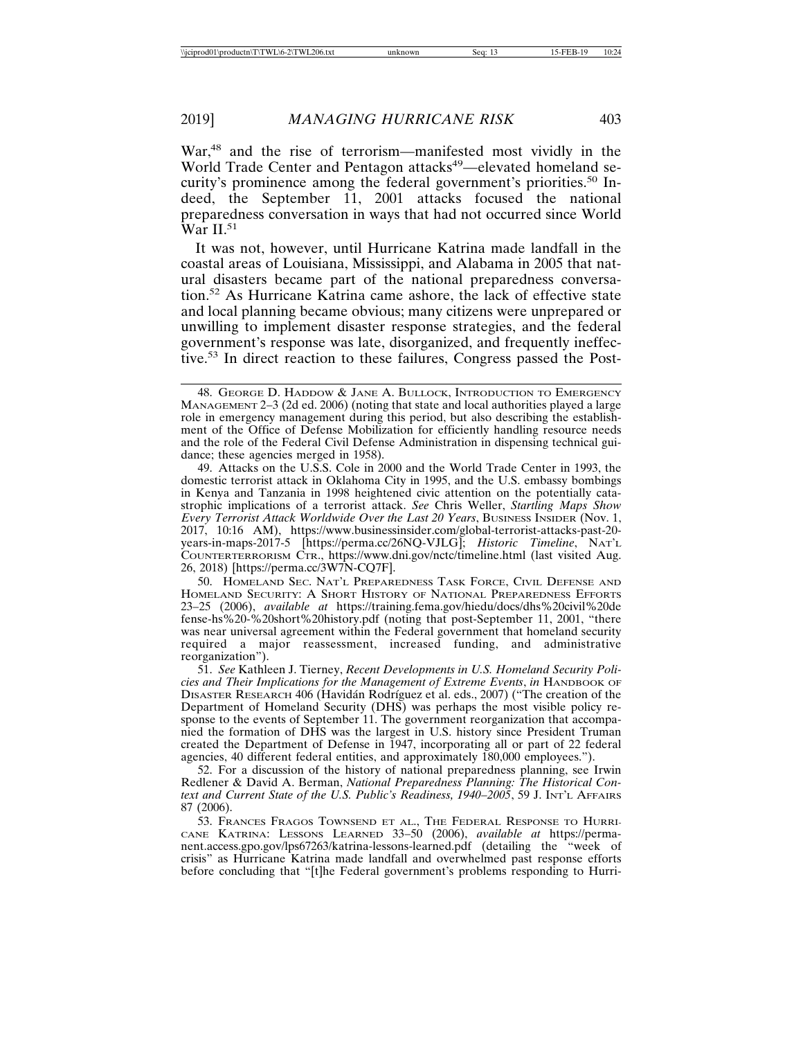War,[48] and the rise of terrorism—manifested most vividly in the World Trade Center and Pentagon attacks[49]—elevated homeland security's prominence among the federal government's priorities.[50] Indeed, the September 11, 2001 attacks focused the national preparedness conversation in ways that had not occurred since World War II.[51]

It was not, however, until Hurricane Katrina made landfall in the coastal areas of Louisiana, Mississippi, and Alabama in 2005 that natural disasters became part of the national preparedness conversation.[52] As Hurricane Katrina came ashore, the lack of effective state and local planning became obvious; many citizens were unprepared or unwilling to implement disaster response strategies, and the federal government's response was late, disorganized, and frequently ineffective.[53] In direct reaction to these failures, Congress passed the Post-

---

48. George D. Haddow & Jane A. Bullock, Introduction to Emergency Management 2–3 (2d ed. 2006) (noting that state and local authorities played a large role in emergency management during this period, but also describing the establishment of the Office of Defense Mobilization for efficiently handling resource needs and the role of the Federal Civil Defense Administration in dispensing technical guidance; these agencies merged in 1958).

49. Attacks on the U.S.S. Cole in 2000 and the World Trade Center in 1993, the domestic terrorist attack in Oklahoma City in 1995, and the U.S. embassy bombings in Kenya and Tanzania in 1998 heightened civic attention on the potentially catastrophic implications of a terrorist attack. *See* Chris Weller, *Startling Maps Show Every Terrorist Attack Worldwide Over the Last 20 Years*, Business Insider (Nov. 1, 2017, 10:16 AM), https://www.businessinsider.com/global-terrorist-attacks-past-20-years-in-maps-2017-5 [https://perma.cc/26NQ-VJLG]; *Historic Timeline*, Nat'l Counterterrorism Ctr., https://www.dni.gov/nctc/timeline.html (last visited Aug. 26, 2018) [https://perma.cc/3W7N-CQ7F].

50. Homeland Sec. Nat'l Preparedness Task Force, Civil Defense and Homeland Security: A Short History of National Preparedness Efforts 23–25 (2006), *available at* https://training.fema.gov/hiedu/docs/dhs%20civil%20defense-hs%20-%20short%20history.pdf (noting that post-September 11, 2001, "there was near universal agreement within the Federal government that homeland security required a major reassessment, increased funding, and administrative reorganization").

51. *See* Kathleen J. Tierney, *Recent Developments in U.S. Homeland Security Policies and Their Implications for the Management of Extreme Events*, *in* Handbook of Disaster Research 406 (Havidán Rodríguez et al. eds., 2007) ("The creation of the Department of Homeland Security (DHS) was perhaps the most visible policy response to the events of September 11. The government reorganization that accompanied the formation of DHS was the largest in U.S. history since President Truman created the Department of Defense in 1947, incorporating all or part of 22 federal agencies, 40 different federal entities, and approximately 180,000 employees.").

52. For a discussion of the history of national preparedness planning, see Irwin Redlener & David A. Berman, *National Preparedness Planning: The Historical Context and Current State of the U.S. Public's Readiness, 1940–2005*, 59 J. Int'l Affairs 87 (2006).

53. Frances Fragos Townsend et al., The Federal Response to Hurricane Katrina: Lessons Learned 33–50 (2006), *available at* https://permanent.access.gpo.gov/lps67263/katrina-lessons-learned.pdf (detailing the "week of crisis" as Hurricane Katrina made landfall and overwhelmed past response efforts before concluding that "[t]he Federal government's problems responding to Hurri-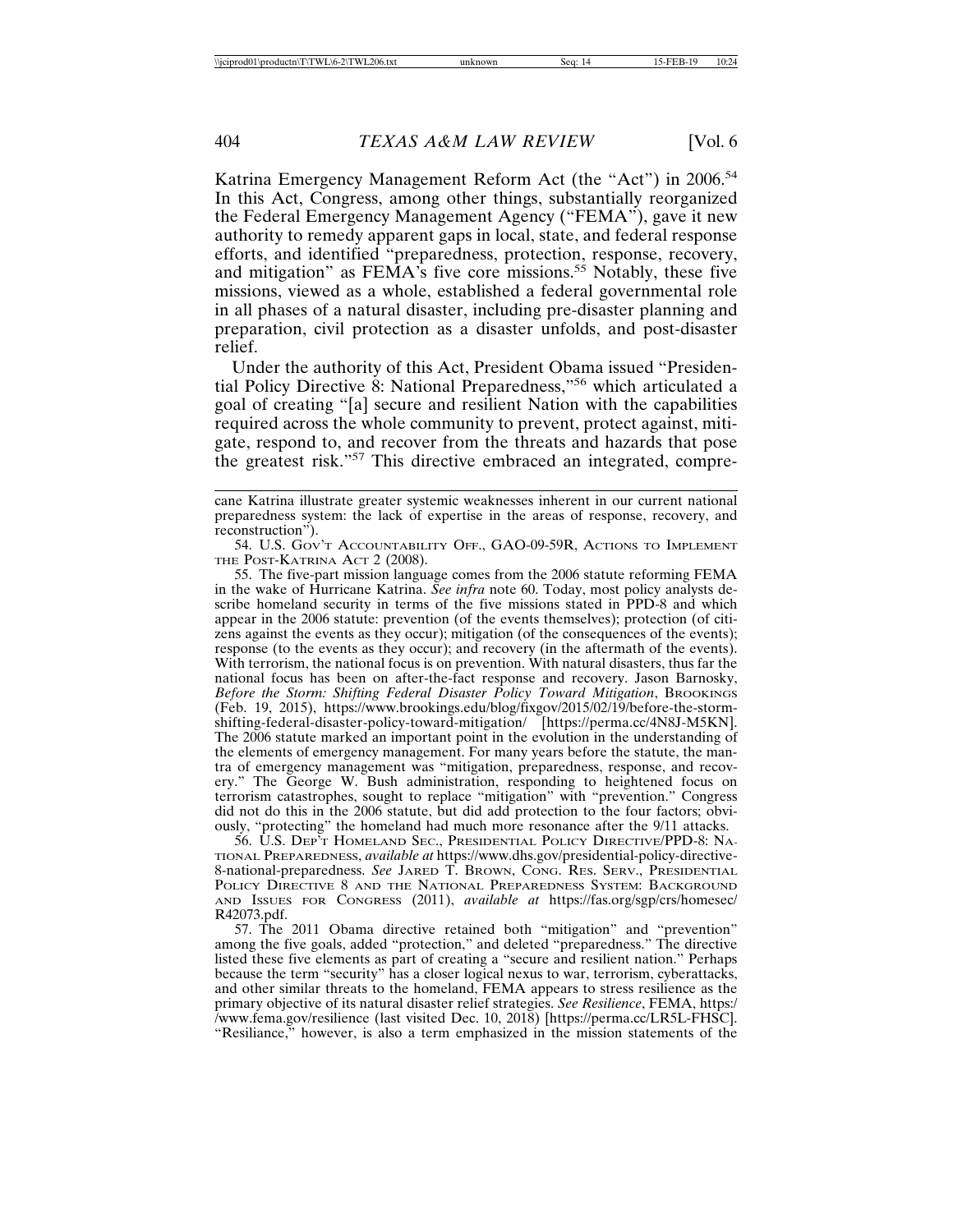Katrina Emergency Management Reform Act (the "Act") in 2006.[54] In this Act, Congress, among other things, substantially reorganized the Federal Emergency Management Agency ("FEMA"), gave it new authority to remedy apparent gaps in local, state, and federal response efforts, and identified "preparedness, protection, response, recovery, and mitigation" as FEMA's five core missions.[55] Notably, these five missions, viewed as a whole, established a federal governmental role in all phases of a natural disaster, including pre-disaster planning and preparation, civil protection as a disaster unfolds, and post-disaster relief.

Under the authority of this Act, President Obama issued "Presidential Policy Directive 8: National Preparedness,"[56] which articulated a goal of creating "[a] secure and resilient Nation with the capabilities required across the whole community to prevent, protect against, mitigate, respond to, and recover from the threats and hazards that pose the greatest risk."[57] This directive embraced an integrated, compre-

---

cane Katrina illustrate greater systemic weaknesses inherent in our current national preparedness system: the lack of expertise in the areas of response, recovery, and reconstruction").

54. U.S. GOV'T ACCOUNTABILITY OFF., GAO-09-59R, ACTIONS TO IMPLEMENT THE POST-KATRINA ACT 2 (2008).

55. The five-part mission language comes from the 2006 statute reforming FEMA in the wake of Hurricane Katrina. *See infra* note 60. Today, most policy analysts describe homeland security in terms of the five missions stated in PPD-8 and which appear in the 2006 statute: prevention (of the events themselves); protection (of citizens against the events as they occur); mitigation (of the consequences of the events); response (to the events as they occur); and recovery (in the aftermath of the events). With terrorism, the national focus is on prevention. With natural disasters, thus far the national focus has been on after-the-fact response and recovery. Jason Barnosky, *Before the Storm: Shifting Federal Disaster Policy Toward Mitigation*, BROOKINGS (Feb. 19, 2015), https://www.brookings.edu/blog/fixgov/2015/02/19/before-the-storm-shifting-federal-disaster-policy-toward-mitigation/ [https://perma.cc/4N8J-M5KN]. The 2006 statute marked an important point in the evolution in the understanding of the elements of emergency management. For many years before the statute, the mantra of emergency management was "mitigation, preparedness, response, and recovery." The George W. Bush administration, responding to heightened focus on terrorism catastrophes, sought to replace "mitigation" with "prevention." Congress did not do this in the 2006 statute, but did add protection to the four factors; obviously, "protecting" the homeland had much more resonance after the 9/11 attacks.

56. U.S. DEP'T HOMELAND SEC., PRESIDENTIAL POLICY DIRECTIVE/PPD-8: NATIONAL PREPAREDNESS, *available at* https://www.dhs.gov/presidential-policy-directive-8-national-preparedness. *See* JARED T. BROWN, CONG. RES. SERV., PRESIDENTIAL POLICY DIRECTIVE 8 AND THE NATIONAL PREPAREDNESS SYSTEM: BACKGROUND AND ISSUES FOR CONGRESS (2011), *available at* https://fas.org/sgp/crs/homesec/R42073.pdf.

57. The 2011 Obama directive retained both "mitigation" and "prevention" among the five goals, added "protection," and deleted "preparedness." The directive listed these five elements as part of creating a "secure and resilient nation." Perhaps because the term "security" has a closer logical nexus to war, terrorism, cyberattacks, and other similar threats to the homeland, FEMA appears to stress resilience as the primary objective of its natural disaster relief strategies. *See Resilience*, FEMA, https://www.fema.gov/resilience (last visited Dec. 10, 2018) [https://perma.cc/LR5L-FHSC]. "Resiliance," however, is also a term emphasized in the mission statements of the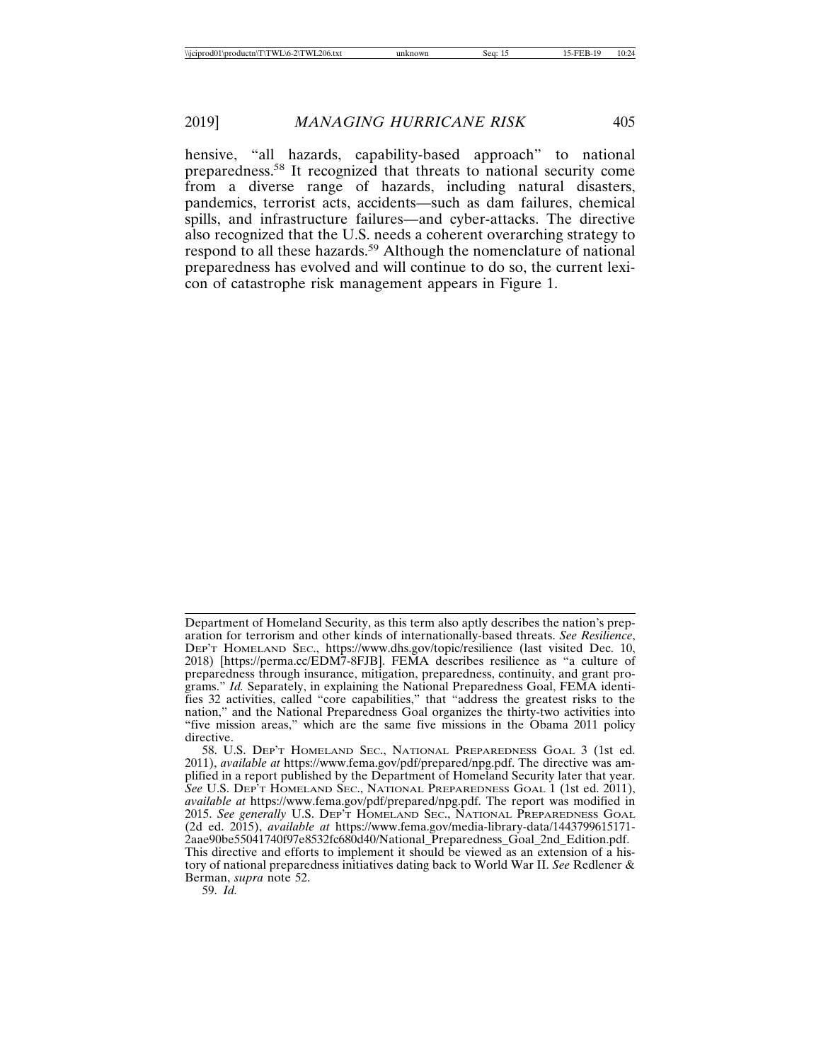hensive, "all hazards, capability-based approach" to national preparedness.[58] It recognized that threats to national security come from a diverse range of hazards, including natural disasters, pandemics, terrorist acts, accidents—such as dam failures, chemical spills, and infrastructure failures—and cyber-attacks. The directive also recognized that the U.S. needs a coherent overarching strategy to respond to all these hazards.[59] Although the nomenclature of national preparedness has evolved and will continue to do so, the current lexicon of catastrophe risk management appears in Figure 1.

---

Department of Homeland Security, as this term also aptly describes the nation's preparation for terrorism and other kinds of internationally-based threats. *See Resilience*, DEP'T HOMELAND SEC., https://www.dhs.gov/topic/resilience (last visited Dec. 10, 2018) [https://perma.cc/EDM7-8FJB]. FEMA describes resilience as "a culture of preparedness through insurance, mitigation, preparedness, continuity, and grant programs." *Id.* Separately, in explaining the National Preparedness Goal, FEMA identifies 32 activities, called "core capabilities," that "address the greatest risks to the nation," and the National Preparedness Goal organizes the thirty-two activities into "five mission areas," which are the same five missions in the Obama 2011 policy directive.

58. U.S. DEP'T HOMELAND SEC., NATIONAL PREPAREDNESS GOAL 3 (1st ed. 2011), *available at* https://www.fema.gov/pdf/prepared/npg.pdf. The directive was amplified in a report published by the Department of Homeland Security later that year. *See* U.S. DEP'T HOMELAND SEC., NATIONAL PREPAREDNESS GOAL 1 (1st ed. 2011), *available at* https://www.fema.gov/pdf/prepared/npg.pdf. The report was modified in 2015. *See generally* U.S. DEP'T HOMELAND SEC., NATIONAL PREPAREDNESS GOAL (2d ed. 2015), *available at* https://www.fema.gov/media-library-data/1443799615171-2aae90be55041740f97e8532fc680d40/National_Preparedness_Goal_2nd_Edition.pdf. This directive and efforts to implement it should be viewed as an extension of a history of national preparedness initiatives dating back to World War II. *See* Redlener & Berman, *supra* note 52.

59. *Id.*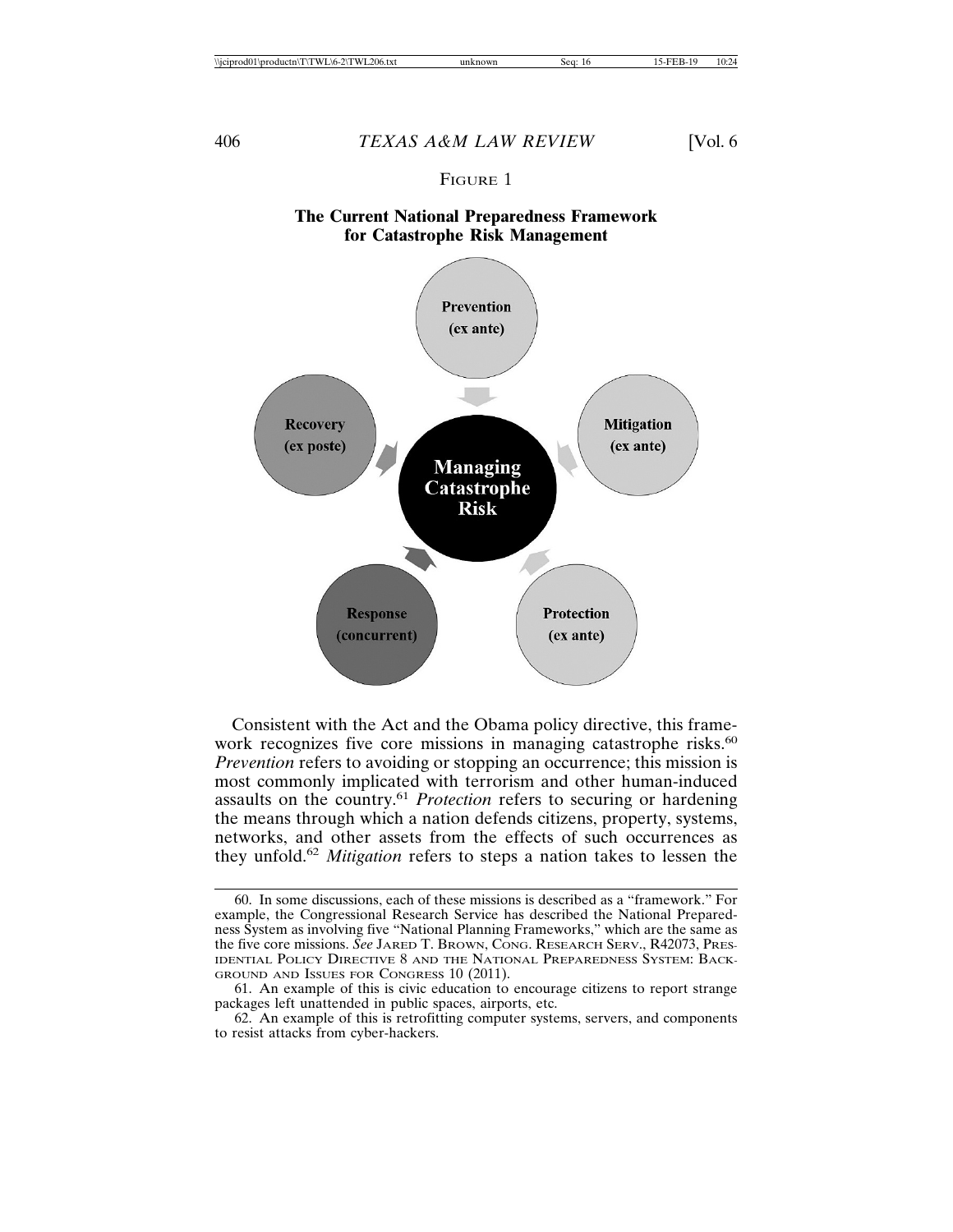FIGURE 1

**The Current National Preparedness Framework for Catastrophe Risk Management**

Consistent with the Act and the Obama policy directive, this framework recognizes five core missions in managing catastrophe risks.[60] *Prevention* refers to avoiding or stopping an occurrence; this mission is most commonly implicated with terrorism and other human-induced assaults on the country.[61] *Protection* refers to securing or hardening the means through which a nation defends citizens, property, systems, networks, and other assets from the effects of such occurrences as they unfold.[62] *Mitigation* refers to steps a nation takes to lessen the

---

60. In some discussions, each of these missions is described as a "framework." For example, the Congressional Research Service has described the National Preparedness System as involving five "National Planning Frameworks," which are the same as the five core missions. *See* JARED T. BROWN, CONG. RESEARCH SERV., R42073, PRESIDENTIAL POLICY DIRECTIVE 8 AND THE NATIONAL PREPAREDNESS SYSTEM: BACKGROUND AND ISSUES FOR CONGRESS 10 (2011).

61. An example of this is civic education to encourage citizens to report strange packages left unattended in public spaces, airports, etc.

62. An example of this is retrofitting computer systems, servers, and components to resist attacks from cyber-hackers.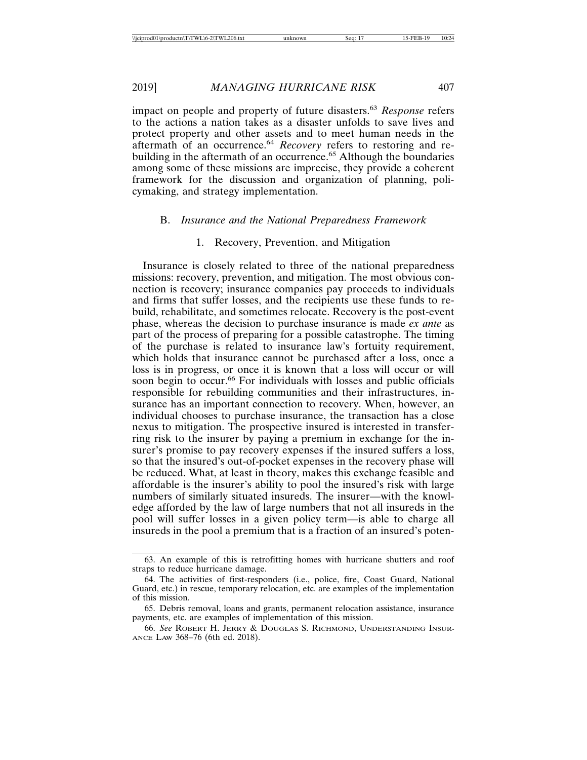impact on people and property of future disasters.[63] *Response* refers to the actions a nation takes as a disaster unfolds to save lives and protect property and other assets and to meet human needs in the aftermath of an occurrence.[64] *Recovery* refers to restoring and rebuilding in the aftermath of an occurrence.[65] Although the boundaries among some of these missions are imprecise, they provide a coherent framework for the discussion and organization of planning, policymaking, and strategy implementation.

### B. *Insurance and the National Preparedness Framework*

#### 1. Recovery, Prevention, and Mitigation

Insurance is closely related to three of the national preparedness missions: recovery, prevention, and mitigation. The most obvious connection is recovery; insurance companies pay proceeds to individuals and firms that suffer losses, and the recipients use these funds to rebuild, rehabilitate, and sometimes relocate. Recovery is the post-event phase, whereas the decision to purchase insurance is made *ex ante* as part of the process of preparing for a possible catastrophe. The timing of the purchase is related to insurance law's fortuity requirement, which holds that insurance cannot be purchased after a loss, once a loss is in progress, or once it is known that a loss will occur or will soon begin to occur.[66] For individuals with losses and public officials responsible for rebuilding communities and their infrastructures, insurance has an important connection to recovery. When, however, an individual chooses to purchase insurance, the transaction has a close nexus to mitigation. The prospective insured is interested in transferring risk to the insurer by paying a premium in exchange for the insurer's promise to pay recovery expenses if the insured suffers a loss, so that the insured's out-of-pocket expenses in the recovery phase will be reduced. What, at least in theory, makes this exchange feasible and affordable is the insurer's ability to pool the insured's risk with large numbers of similarly situated insureds. The insurer—with the knowledge afforded by the law of large numbers that not all insureds in the pool will suffer losses in a given policy term—is able to charge all insureds in the pool a premium that is a fraction of an insured's poten-

---

63. An example of this is retrofitting homes with hurricane shutters and roof straps to reduce hurricane damage.

64. The activities of first-responders (i.e., police, fire, Coast Guard, National Guard, etc.) in rescue, temporary relocation, etc. are examples of the implementation of this mission.

65. Debris removal, loans and grants, permanent relocation assistance, insurance payments, etc. are examples of implementation of this mission.

66. *See* ROBERT H. JERRY & DOUGLAS S. RICHMOND, UNDERSTANDING INSURANCE LAW 368–76 (6th ed. 2018).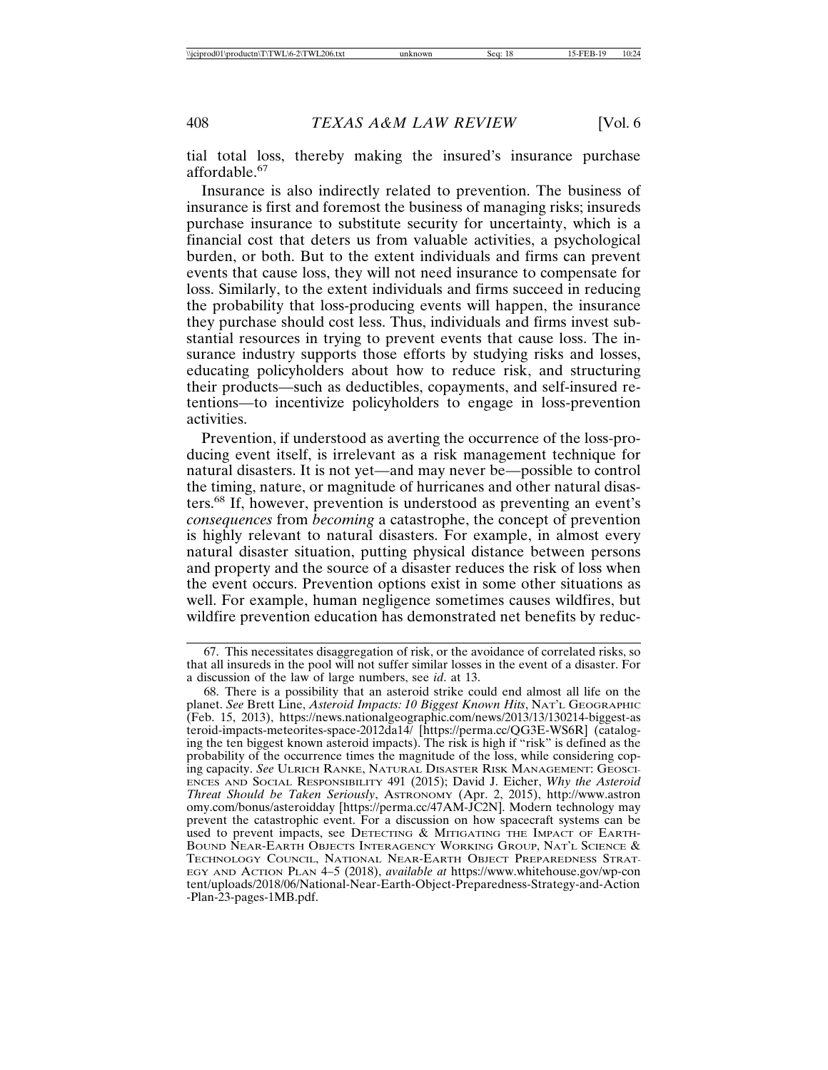tial total loss, thereby making the insured's insurance purchase affordable.[67]

Insurance is also indirectly related to prevention. The business of insurance is first and foremost the business of managing risks; insureds purchase insurance to substitute security for uncertainty, which is a financial cost that deters us from valuable activities, a psychological burden, or both. But to the extent individuals and firms can prevent events that cause loss, they will not need insurance to compensate for loss. Similarly, to the extent individuals and firms succeed in reducing the probability that loss-producing events will happen, the insurance they purchase should cost less. Thus, individuals and firms invest substantial resources in trying to prevent events that cause loss. The insurance industry supports those efforts by studying risks and losses, educating policyholders about how to reduce risk, and structuring their products—such as deductibles, copayments, and self-insured retentions—to incentivize policyholders to engage in loss-prevention activities.

Prevention, if understood as averting the occurrence of the loss-producing event itself, is irrelevant as a risk management technique for natural disasters. It is not yet—and may never be—possible to control the timing, nature, or magnitude of hurricanes and other natural disasters.[68] If, however, prevention is understood as preventing an event's *consequences* from *becoming* a catastrophe, the concept of prevention is highly relevant to natural disasters. For example, in almost every natural disaster situation, putting physical distance between persons and property and the source of a disaster reduces the risk of loss when the event occurs. Prevention options exist in some other situations as well. For example, human negligence sometimes causes wildfires, but wildfire prevention education has demonstrated net benefits by reduc-

---

67. This necessitates disaggregation of risk, or the avoidance of correlated risks, so that all insureds in the pool will not suffer similar losses in the event of a disaster. For a discussion of the law of large numbers, see *id*. at 13.

68. There is a possibility that an asteroid strike could end almost all life on the planet. *See* Brett Line, *Asteroid Impacts: 10 Biggest Known Hits*, NAT'L GEOGRAPHIC (Feb. 15, 2013), https://news.nationalgeographic.com/news/2013/13/130214-biggest-asteroid-impacts-meteorites-space-2012da14/ [https://perma.cc/QG3E-WS6R] (cataloging the ten biggest known asteroid impacts). The risk is high if "risk" is defined as the probability of the occurrence times the magnitude of the loss, while considering coping capacity. *See* ULRICH RANKE, NATURAL DISASTER RISK MANAGEMENT: GEOSCIENCES AND SOCIAL RESPONSIBILITY 491 (2015); David J. Eicher, *Why the Asteroid Threat Should be Taken Seriously*, ASTRONOMY (Apr. 2, 2015), http://www.astronomy.com/bonus/asteroidday [https://perma.cc/47AM-JC2N]. Modern technology may prevent the catastrophic event. For a discussion on how spacecraft systems can be used to prevent impacts, see DETECTING & MITIGATING THE IMPACT OF EARTH-BOUND NEAR-EARTH OBJECTS INTERAGENCY WORKING GROUP, NAT'L SCIENCE & TECHNOLOGY COUNCIL, NATIONAL NEAR-EARTH OBJECT PREPAREDNESS STRATEGY AND ACTION PLAN 4–5 (2018), *available at* https://www.whitehouse.gov/wp-content/uploads/2018/06/National-Near-Earth-Object-Preparedness-Strategy-and-Action-Plan-23-pages-1MB.pdf.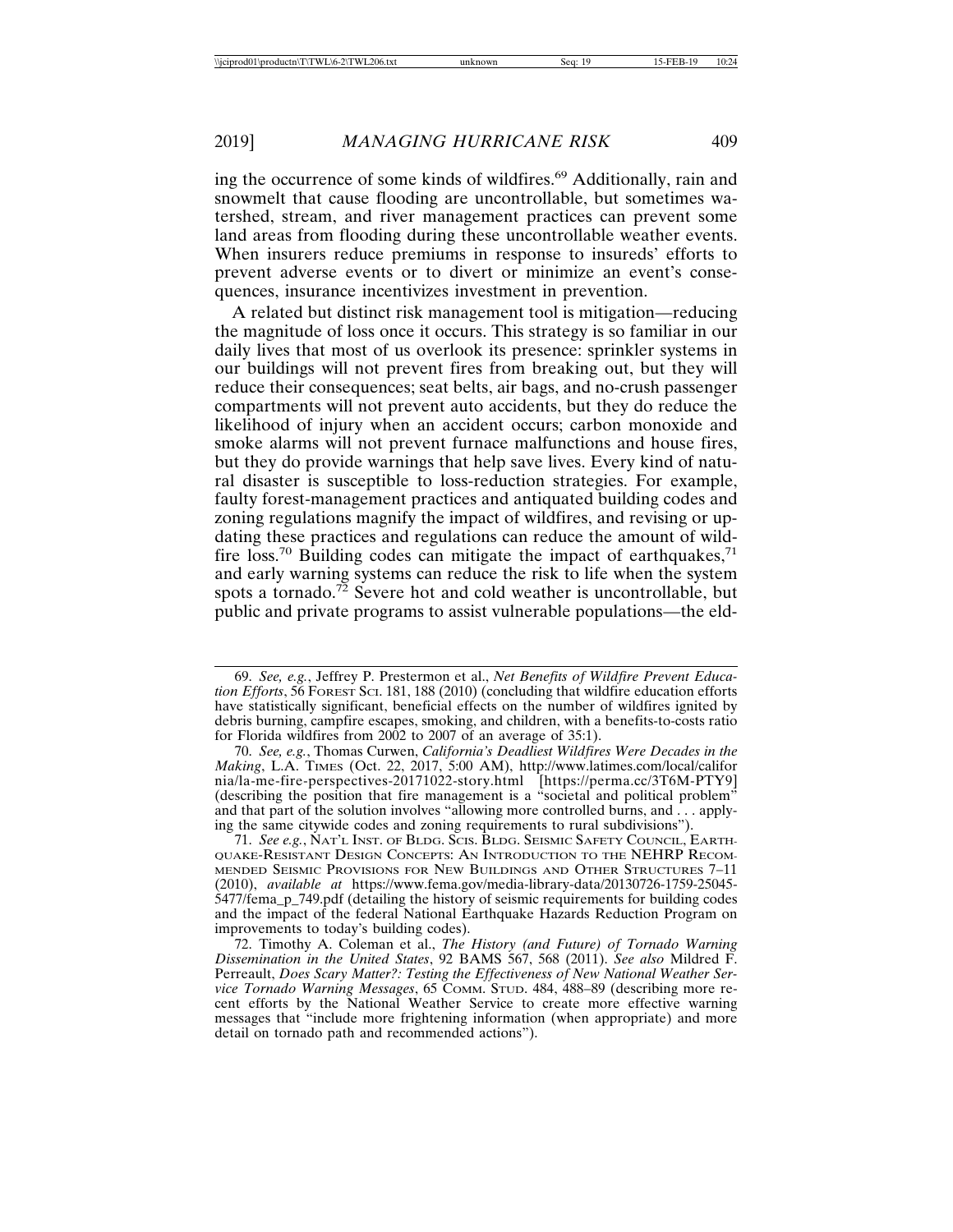ing the occurrence of some kinds of wildfires.[69] Additionally, rain and snowmelt that cause flooding are uncontrollable, but sometimes watershed, stream, and river management practices can prevent some land areas from flooding during these uncontrollable weather events. When insurers reduce premiums in response to insureds' efforts to prevent adverse events or to divert or minimize an event's consequences, insurance incentivizes investment in prevention.

A related but distinct risk management tool is mitigation—reducing the magnitude of loss once it occurs. This strategy is so familiar in our daily lives that most of us overlook its presence: sprinkler systems in our buildings will not prevent fires from breaking out, but they will reduce their consequences; seat belts, air bags, and no-crush passenger compartments will not prevent auto accidents, but they do reduce the likelihood of injury when an accident occurs; carbon monoxide and smoke alarms will not prevent furnace malfunctions and house fires, but they do provide warnings that help save lives. Every kind of natural disaster is susceptible to loss-reduction strategies. For example, faulty forest-management practices and antiquated building codes and zoning regulations magnify the impact of wildfires, and revising or updating these practices and regulations can reduce the amount of wildfire loss.[70] Building codes can mitigate the impact of earthquakes,[71] and early warning systems can reduce the risk to life when the system spots a tornado.[72] Severe hot and cold weather is uncontrollable, but public and private programs to assist vulnerable populations—the eld-

---

69. *See, e.g.*, Jeffrey P. Prestermon et al., *Net Benefits of Wildfire Prevent Education Efforts*, 56 FOREST SCI. 181, 188 (2010) (concluding that wildfire education efforts have statistically significant, beneficial effects on the number of wildfires ignited by debris burning, campfire escapes, smoking, and children, with a benefits-to-costs ratio for Florida wildfires from 2002 to 2007 of an average of 35:1).

70. *See, e.g.*, Thomas Curwen, *California's Deadliest Wildfires Were Decades in the Making*, L.A. TIMES (Oct. 22, 2017, 5:00 AM), http://www.latimes.com/local/california/la-me-fire-perspectives-20171022-story.html [https://perma.cc/3T6M-PTY9] (describing the position that fire management is a "societal and political problem" and that part of the solution involves "allowing more controlled burns, and . . . applying the same citywide codes and zoning requirements to rural subdivisions").

71. *See e.g.*, NAT'L INST. OF BLDG. SCIS. BLDG. SEISMIC SAFETY COUNCIL, EARTHQUAKE-RESISTANT DESIGN CONCEPTS: AN INTRODUCTION TO THE NEHRP RECOMMENDED SEISMIC PROVISIONS FOR NEW BUILDINGS AND OTHER STRUCTURES 7–11 (2010), *available at* https://www.fema.gov/media-library-data/20130726-1759-25045-5477/fema_p_749.pdf (detailing the history of seismic requirements for building codes and the impact of the federal National Earthquake Hazards Reduction Program on improvements to today's building codes).

72. Timothy A. Coleman et al., *The History (and Future) of Tornado Warning Dissemination in the United States*, 92 BAMS 567, 568 (2011). *See also* Mildred F. Perreault, *Does Scary Matter?: Testing the Effectiveness of New National Weather Service Tornado Warning Messages*, 65 COMM. STUD. 484, 488–89 (describing more recent efforts by the National Weather Service to create more effective warning messages that "include more frightening information (when appropriate) and more detail on tornado path and recommended actions").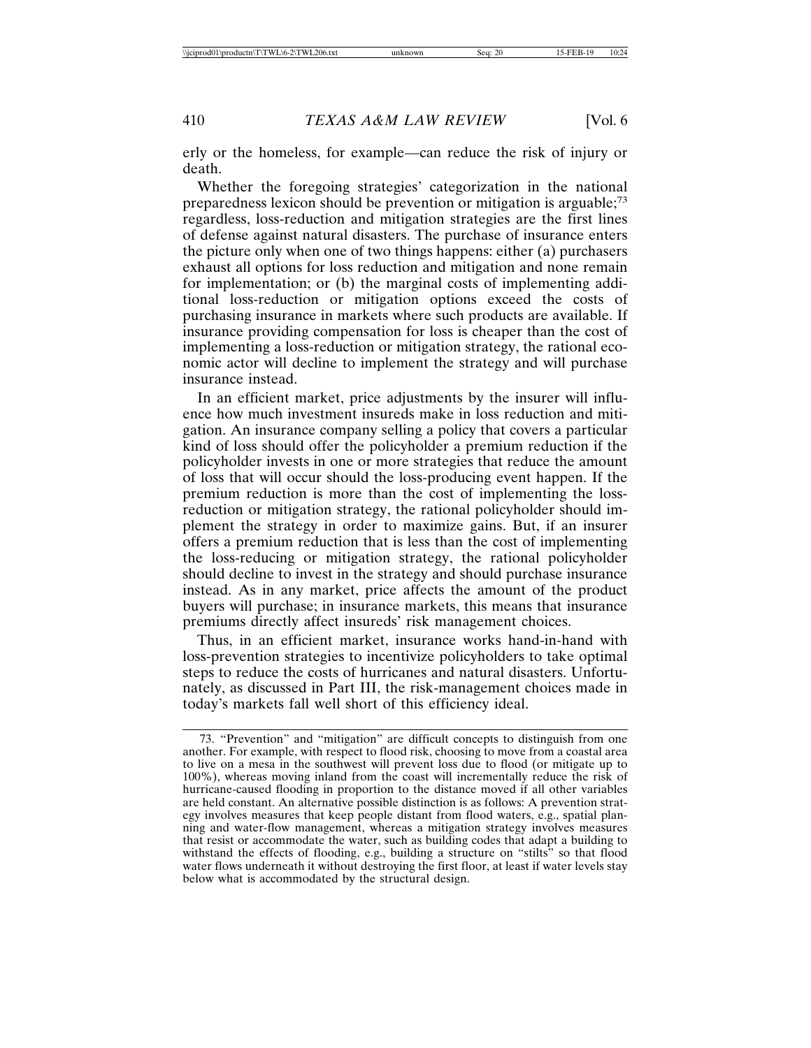erly or the homeless, for example—can reduce the risk of injury or death.

Whether the foregoing strategies' categorization in the national preparedness lexicon should be prevention or mitigation is arguable;[73] regardless, loss-reduction and mitigation strategies are the first lines of defense against natural disasters. The purchase of insurance enters the picture only when one of two things happens: either (a) purchasers exhaust all options for loss reduction and mitigation and none remain for implementation; or (b) the marginal costs of implementing additional loss-reduction or mitigation options exceed the costs of purchasing insurance in markets where such products are available. If insurance providing compensation for loss is cheaper than the cost of implementing a loss-reduction or mitigation strategy, the rational economic actor will decline to implement the strategy and will purchase insurance instead.

In an efficient market, price adjustments by the insurer will influence how much investment insureds make in loss reduction and mitigation. An insurance company selling a policy that covers a particular kind of loss should offer the policyholder a premium reduction if the policyholder invests in one or more strategies that reduce the amount of loss that will occur should the loss-producing event happen. If the premium reduction is more than the cost of implementing the loss-reduction or mitigation strategy, the rational policyholder should implement the strategy in order to maximize gains. But, if an insurer offers a premium reduction that is less than the cost of implementing the loss-reducing or mitigation strategy, the rational policyholder should decline to invest in the strategy and should purchase insurance instead. As in any market, price affects the amount of the product buyers will purchase; in insurance markets, this means that insurance premiums directly affect insureds' risk management choices.

Thus, in an efficient market, insurance works hand-in-hand with loss-prevention strategies to incentivize policyholders to take optimal steps to reduce the costs of hurricanes and natural disasters. Unfortunately, as discussed in Part III, the risk-management choices made in today's markets fall well short of this efficiency ideal.

---

73. "Prevention" and "mitigation" are difficult concepts to distinguish from one another. For example, with respect to flood risk, choosing to move from a coastal area to live on a mesa in the southwest will prevent loss due to flood (or mitigate up to 100%), whereas moving inland from the coast will incrementally reduce the risk of hurricane-caused flooding in proportion to the distance moved if all other variables are held constant. An alternative possible distinction is as follows: A prevention strategy involves measures that keep people distant from flood waters, e.g., spatial planning and water-flow management, whereas a mitigation strategy involves measures that resist or accommodate the water, such as building codes that adapt a building to withstand the effects of flooding, e.g., building a structure on "stilts" so that flood water flows underneath it without destroying the first floor, at least if water levels stay below what is accommodated by the structural design.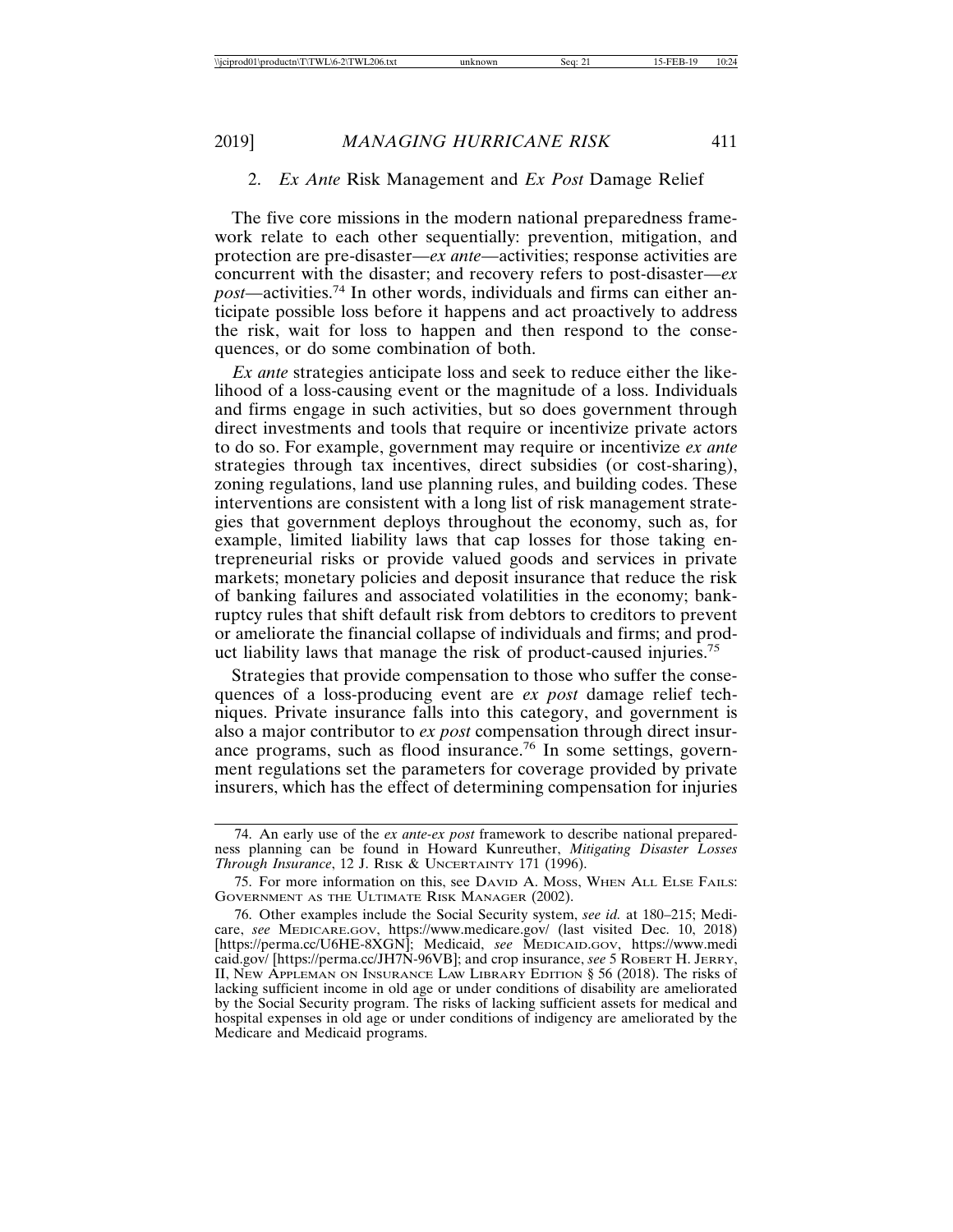### 2. *Ex Ante* Risk Management and *Ex Post* Damage Relief

The five core missions in the modern national preparedness framework relate to each other sequentially: prevention, mitigation, and protection are pre-disaster—*ex ante*—activities; response activities are concurrent with the disaster; and recovery refers to post-disaster—*ex post*—activities.[74] In other words, individuals and firms can either anticipate possible loss before it happens and act proactively to address the risk, wait for loss to happen and then respond to the consequences, or do some combination of both.

*Ex ante* strategies anticipate loss and seek to reduce either the likelihood of a loss-causing event or the magnitude of a loss. Individuals and firms engage in such activities, but so does government through direct investments and tools that require or incentivize private actors to do so. For example, government may require or incentivize *ex ante* strategies through tax incentives, direct subsidies (or cost-sharing), zoning regulations, land use planning rules, and building codes. These interventions are consistent with a long list of risk management strategies that government deploys throughout the economy, such as, for example, limited liability laws that cap losses for those taking entrepreneurial risks or provide valued goods and services in private markets; monetary policies and deposit insurance that reduce the risk of banking failures and associated volatilities in the economy; bankruptcy rules that shift default risk from debtors to creditors to prevent or ameliorate the financial collapse of individuals and firms; and product liability laws that manage the risk of product-caused injuries.[75]

Strategies that provide compensation to those who suffer the consequences of a loss-producing event are *ex post* damage relief techniques. Private insurance falls into this category, and government is also a major contributor to *ex post* compensation through direct insurance programs, such as flood insurance.[76] In some settings, government regulations set the parameters for coverage provided by private insurers, which has the effect of determining compensation for injuries

---

74. An early use of the *ex ante-ex post* framework to describe national preparedness planning can be found in Howard Kunreuther, *Mitigating Disaster Losses Through Insurance*, 12 J. RISK & UNCERTAINTY 171 (1996).

75. For more information on this, see DAVID A. MOSS, WHEN ALL ELSE FAILS: GOVERNMENT AS THE ULTIMATE RISK MANAGER (2002).

76. Other examples include the Social Security system, *see id.* at 180–215; Medicare, *see* MEDICARE.GOV, https://www.medicare.gov/ (last visited Dec. 10, 2018) [https://perma.cc/U6HE-8XGN]; Medicaid, *see* MEDICAID.GOV, https://www.medicaid.gov/ [https://perma.cc/JH7N-96VB]; and crop insurance, *see* 5 ROBERT H. JERRY, II, NEW APPLEMAN ON INSURANCE LAW LIBRARY EDITION § 56 (2018). The risks of lacking sufficient income in old age or under conditions of disability are ameliorated by the Social Security program. The risks of lacking sufficient assets for medical and hospital expenses in old age or under conditions of indigency are ameliorated by the Medicare and Medicaid programs.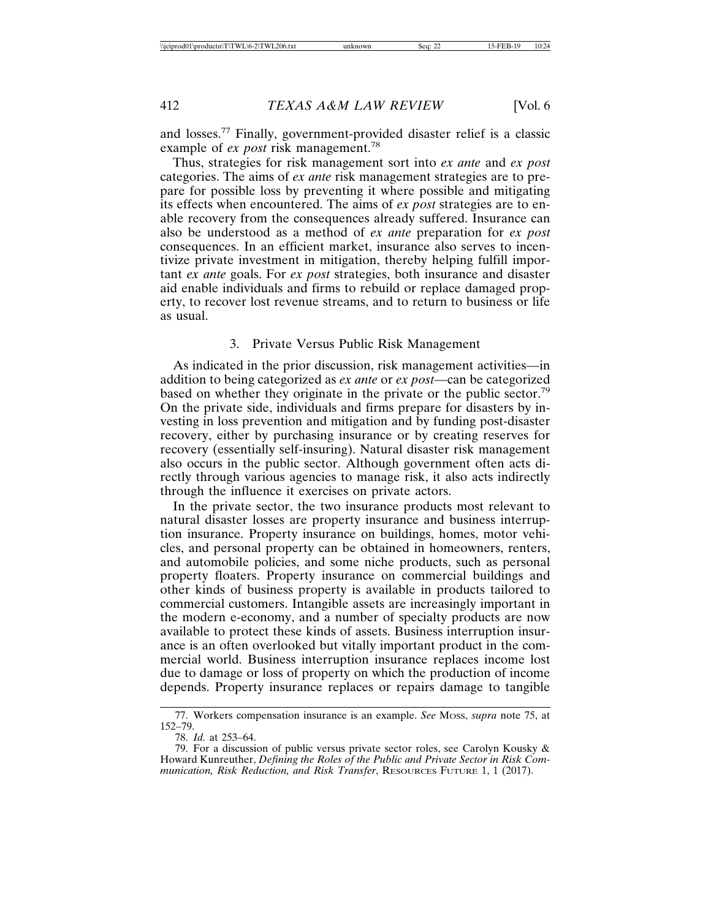and losses.[77] Finally, government-provided disaster relief is a classic example of *ex post* risk management.[78]

Thus, strategies for risk management sort into *ex ante* and *ex post* categories. The aims of *ex ante* risk management strategies are to prepare for possible loss by preventing it where possible and mitigating its effects when encountered. The aims of *ex post* strategies are to enable recovery from the consequences already suffered. Insurance can also be understood as a method of *ex ante* preparation for *ex post* consequences. In an efficient market, insurance also serves to incentivize private investment in mitigation, thereby helping fulfill important *ex ante* goals. For *ex post* strategies, both insurance and disaster aid enable individuals and firms to rebuild or replace damaged property, to recover lost revenue streams, and to return to business or life as usual.

### 3. Private Versus Public Risk Management

As indicated in the prior discussion, risk management activities—in addition to being categorized as *ex ante* or *ex post*—can be categorized based on whether they originate in the private or the public sector.[79] On the private side, individuals and firms prepare for disasters by investing in loss prevention and mitigation and by funding post-disaster recovery, either by purchasing insurance or by creating reserves for recovery (essentially self-insuring). Natural disaster risk management also occurs in the public sector. Although government often acts directly through various agencies to manage risk, it also acts indirectly through the influence it exercises on private actors.

In the private sector, the two insurance products most relevant to natural disaster losses are property insurance and business interruption insurance. Property insurance on buildings, homes, motor vehicles, and personal property can be obtained in homeowners, renters, and automobile policies, and some niche products, such as personal property floaters. Property insurance on commercial buildings and other kinds of business property is available in products tailored to commercial customers. Intangible assets are increasingly important in the modern e-economy, and a number of specialty products are now available to protect these kinds of assets. Business interruption insurance is an often overlooked but vitally important product in the commercial world. Business interruption insurance replaces income lost due to damage or loss of property on which the production of income depends. Property insurance replaces or repairs damage to tangible

---

77. Workers compensation insurance is an example. *See* Moss, *supra* note 75, at 152–79.

78. *Id.* at 253–64.

79. For a discussion of public versus private sector roles, see Carolyn Kousky & Howard Kunreuther, *Defining the Roles of the Public and Private Sector in Risk Communication, Risk Reduction, and Risk Transfer*, Resources Future 1, 1 (2017).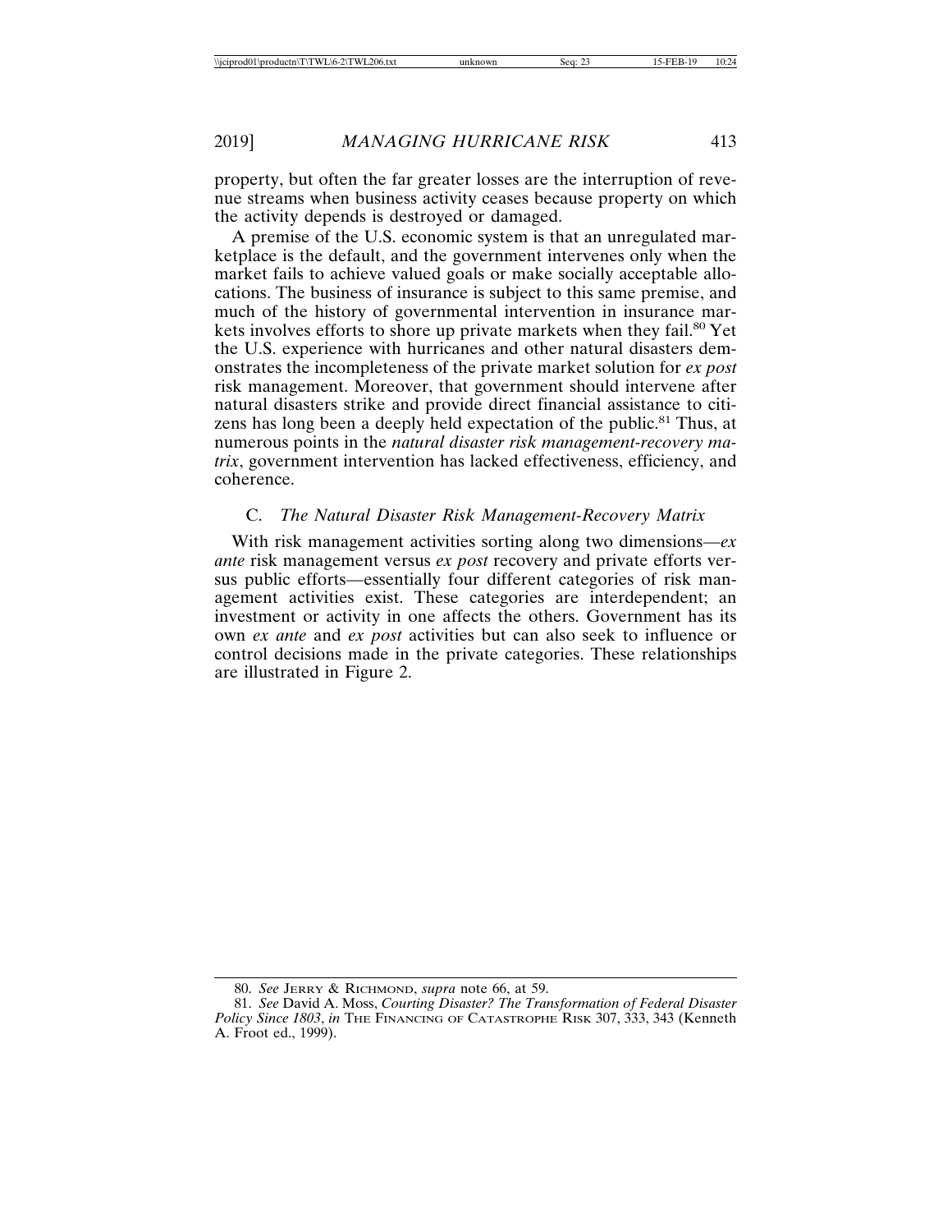property, but often the far greater losses are the interruption of revenue streams when business activity ceases because property on which the activity depends is destroyed or damaged.

A premise of the U.S. economic system is that an unregulated marketplace is the default, and the government intervenes only when the market fails to achieve valued goals or make socially acceptable allocations. The business of insurance is subject to this same premise, and much of the history of governmental intervention in insurance markets involves efforts to shore up private markets when they fail.[80] Yet the U.S. experience with hurricanes and other natural disasters demonstrates the incompleteness of the private market solution for *ex post* risk management. Moreover, that government should intervene after natural disasters strike and provide direct financial assistance to citizens has long been a deeply held expectation of the public.[81] Thus, at numerous points in the *natural disaster risk management-recovery matrix*, government intervention has lacked effectiveness, efficiency, and coherence.

### C. *The Natural Disaster Risk Management-Recovery Matrix*

With risk management activities sorting along two dimensions—*ex ante* risk management versus *ex post* recovery and private efforts versus public efforts—essentially four different categories of risk management activities exist. These categories are interdependent; an investment or activity in one affects the others. Government has its own *ex ante* and *ex post* activities but can also seek to influence or control decisions made in the private categories. These relationships are illustrated in Figure 2.

---

80. *See* JERRY & RICHMOND, *supra* note 66, at 59.

81. *See* David A. Moss, *Courting Disaster? The Transformation of Federal Disaster Policy Since 1803*, *in* THE FINANCING OF CATASTROPHE RISK 307, 333, 343 (Kenneth A. Froot ed., 1999).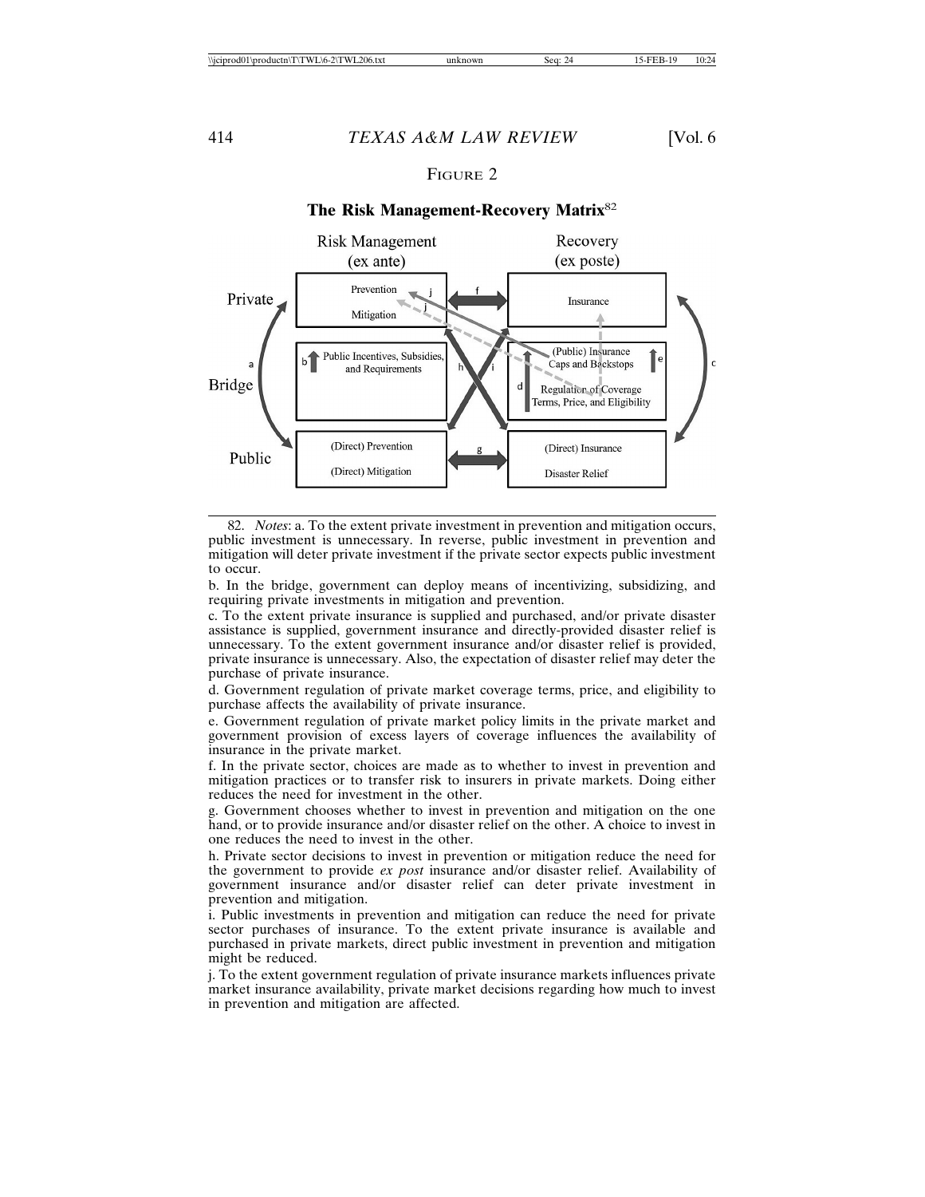FIGURE 2

**The Risk Management-Recovery Matrix**[82]

| | Risk Management (ex ante) | Recovery (ex poste) |
|---|---|---|
| Private | Prevention<br>Mitigation | Insurance |
| Bridge | Public Incentives, Subsidies, and Requirements | (Public) Insurance Caps and Backstops<br>Regulation of Coverage Terms, Price, and Eligibility |
| Public | (Direct) Prevention<br>(Direct) Mitigation | (Direct) Insurance<br>Disaster Relief |

82. *Notes*: a. To the extent private investment in prevention and mitigation occurs, public investment is unnecessary. In reverse, public investment in prevention and mitigation will deter private investment if the private sector expects public investment to occur.

b. In the bridge, government can deploy means of incentivizing, subsidizing, and requiring private investments in mitigation and prevention.

c. To the extent private insurance is supplied and purchased, and/or private disaster assistance is supplied, government insurance and directly-provided disaster relief is unnecessary. To the extent government insurance and/or disaster relief is provided, private insurance is unnecessary. Also, the expectation of disaster relief may deter the purchase of private insurance.

d. Government regulation of private market coverage terms, price, and eligibility to purchase affects the availability of private insurance.

e. Government regulation of private market policy limits in the private market and government provision of excess layers of coverage influences the availability of insurance in the private market.

f. In the private sector, choices are made as to whether to invest in prevention and mitigation practices or to transfer risk to insurers in private markets. Doing either reduces the need for investment in the other.

g. Government chooses whether to invest in prevention and mitigation on the one hand, or to provide insurance and/or disaster relief on the other. A choice to invest in one reduces the need to invest in the other.

h. Private sector decisions to invest in prevention or mitigation reduce the need for the government to provide *ex post* insurance and/or disaster relief. Availability of government insurance and/or disaster relief can deter private investment in prevention and mitigation.

i. Public investments in prevention and mitigation can reduce the need for private sector purchases of insurance. To the extent private insurance is available and purchased in private markets, direct public investment in prevention and mitigation might be reduced.

j. To the extent government regulation of private insurance markets influences private market insurance availability, private market decisions regarding how much to invest in prevention and mitigation are affected.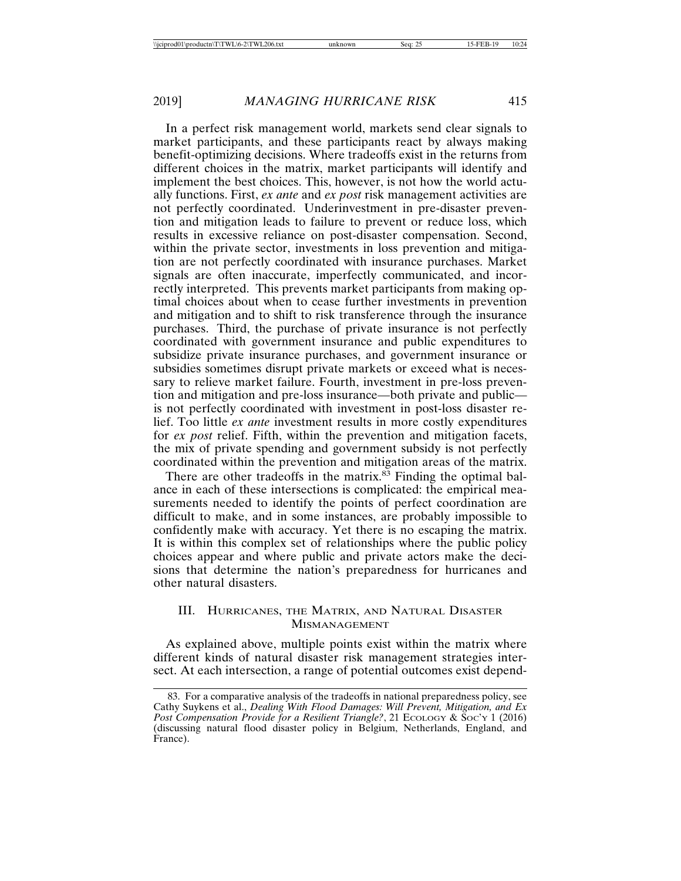In a perfect risk management world, markets send clear signals to market participants, and these participants react by always making benefit-optimizing decisions. Where tradeoffs exist in the returns from different choices in the matrix, market participants will identify and implement the best choices. This, however, is not how the world actually functions. First, *ex ante* and *ex post* risk management activities are not perfectly coordinated. Underinvestment in pre-disaster prevention and mitigation leads to failure to prevent or reduce loss, which results in excessive reliance on post-disaster compensation. Second, within the private sector, investments in loss prevention and mitigation are not perfectly coordinated with insurance purchases. Market signals are often inaccurate, imperfectly communicated, and incorrectly interpreted. This prevents market participants from making optimal choices about when to cease further investments in prevention and mitigation and to shift to risk transference through the insurance purchases. Third, the purchase of private insurance is not perfectly coordinated with government insurance and public expenditures to subsidize private insurance purchases, and government insurance or subsidies sometimes disrupt private markets or exceed what is necessary to relieve market failure. Fourth, investment in pre-loss prevention and mitigation and pre-loss insurance—both private and public—is not perfectly coordinated with investment in post-loss disaster relief. Too little *ex ante* investment results in more costly expenditures for *ex post* relief. Fifth, within the prevention and mitigation facets, the mix of private spending and government subsidy is not perfectly coordinated within the prevention and mitigation areas of the matrix.

There are other tradeoffs in the matrix.[83] Finding the optimal balance in each of these intersections is complicated: the empirical measurements needed to identify the points of perfect coordination are difficult to make, and in some instances, are probably impossible to confidently make with accuracy. Yet there is no escaping the matrix. It is within this complex set of relationships where the public policy choices appear and where public and private actors make the decisions that determine the nation's preparedness for hurricanes and other natural disasters.

## III. Hurricanes, the Matrix, and Natural Disaster Mismanagement

As explained above, multiple points exist within the matrix where different kinds of natural disaster risk management strategies intersect. At each intersection, a range of potential outcomes exist depend-

---

83. For a comparative analysis of the tradeoffs in national preparedness policy, see Cathy Suykens et al., *Dealing With Flood Damages: Will Prevent, Mitigation, and Ex Post Compensation Provide for a Resilient Triangle?*, 21 Ecology & Soc'y 1 (2016) (discussing natural flood disaster policy in Belgium, Netherlands, England, and France).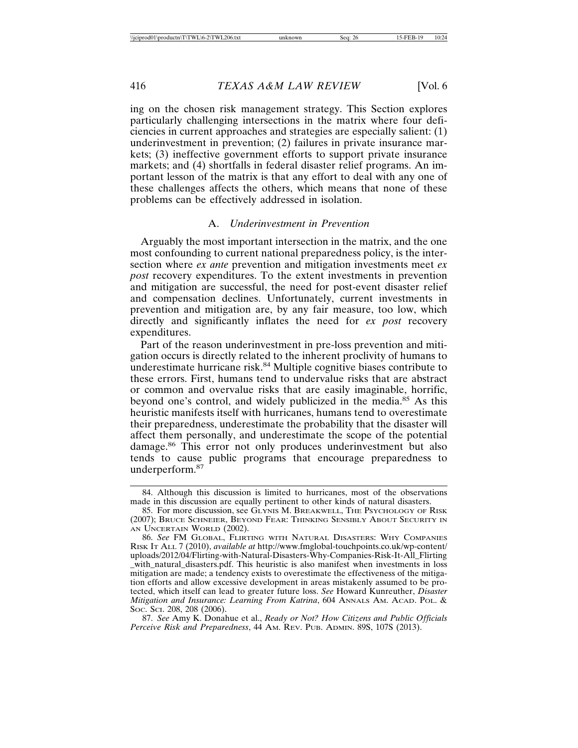ing on the chosen risk management strategy. This Section explores particularly challenging intersections in the matrix where four deficiencies in current approaches and strategies are especially salient: (1) underinvestment in prevention; (2) failures in private insurance markets; (3) ineffective government efforts to support private insurance markets; and (4) shortfalls in federal disaster relief programs. An important lesson of the matrix is that any effort to deal with any one of these challenges affects the others, which means that none of these problems can be effectively addressed in isolation.

### A. *Underinvestment in Prevention*

Arguably the most important intersection in the matrix, and the one most confounding to current national preparedness policy, is the intersection where *ex ante* prevention and mitigation investments meet *ex post* recovery expenditures. To the extent investments in prevention and mitigation are successful, the need for post-event disaster relief and compensation declines. Unfortunately, current investments in prevention and mitigation are, by any fair measure, too low, which directly and significantly inflates the need for *ex post* recovery expenditures.

Part of the reason underinvestment in pre-loss prevention and mitigation occurs is directly related to the inherent proclivity of humans to underestimate hurricane risk.[84] Multiple cognitive biases contribute to these errors. First, humans tend to undervalue risks that are abstract or common and overvalue risks that are easily imaginable, horrific, beyond one's control, and widely publicized in the media.[85] As this heuristic manifests itself with hurricanes, humans tend to overestimate their preparedness, underestimate the probability that the disaster will affect them personally, and underestimate the scope of the potential damage.[86] This error not only produces underinvestment but also tends to cause public programs that encourage preparedness to underperform.[87]

---

84. Although this discussion is limited to hurricanes, most of the observations made in this discussion are equally pertinent to other kinds of natural disasters.

85. For more discussion, see GLYNIS M. BREAKWELL, THE PSYCHOLOGY OF RISK (2007); BRUCE SCHNEIER, BEYOND FEAR: THINKING SENSIBLY ABOUT SECURITY IN AN UNCERTAIN WORLD (2002).

86. *See* FM GLOBAL, FLIRTING WITH NATURAL DISASTERS: WHY COMPANIES RISK IT ALL 7 (2010), *available at* http://www.fmglobal-touchpoints.co.uk/wp-content/uploads/2012/04/Flirting-with-Natural-Disasters-Why-Companies-Risk-It-All_Flirting_with_natural_disasters.pdf. This heuristic is also manifest when investments in loss mitigation are made; a tendency exists to overestimate the effectiveness of the mitigation efforts and allow excessive development in areas mistakenly assumed to be protected, which itself can lead to greater future loss. *See* Howard Kunreuther, *Disaster Mitigation and Insurance: Learning From Katrina*, 604 ANNALS AM. ACAD. POL. & SOC. SCI. 208, 208 (2006).

87. *See* Amy K. Donahue et al., *Ready or Not? How Citizens and Public Officials Perceive Risk and Preparedness*, 44 AM. REV. PUB. ADMIN. 89S, 107S (2013).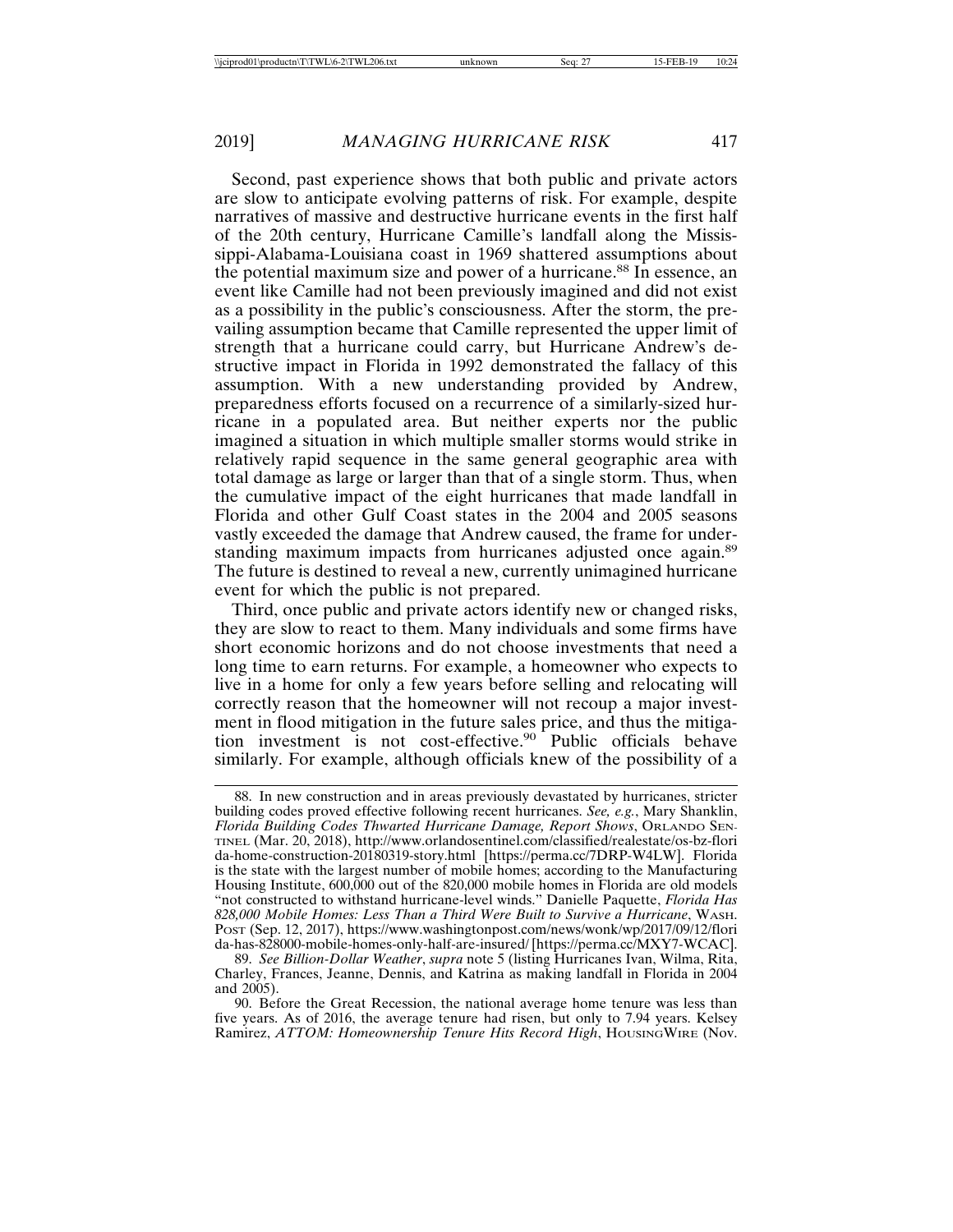Second, past experience shows that both public and private actors are slow to anticipate evolving patterns of risk. For example, despite narratives of massive and destructive hurricane events in the first half of the 20th century, Hurricane Camille's landfall along the Mississippi-Alabama-Louisiana coast in 1969 shattered assumptions about the potential maximum size and power of a hurricane.[88] In essence, an event like Camille had not been previously imagined and did not exist as a possibility in the public's consciousness. After the storm, the prevailing assumption became that Camille represented the upper limit of strength that a hurricane could carry, but Hurricane Andrew's destructive impact in Florida in 1992 demonstrated the fallacy of this assumption. With a new understanding provided by Andrew, preparedness efforts focused on a recurrence of a similarly-sized hurricane in a populated area. But neither experts nor the public imagined a situation in which multiple smaller storms would strike in relatively rapid sequence in the same general geographic area with total damage as large or larger than that of a single storm. Thus, when the cumulative impact of the eight hurricanes that made landfall in Florida and other Gulf Coast states in the 2004 and 2005 seasons vastly exceeded the damage that Andrew caused, the frame for understanding maximum impacts from hurricanes adjusted once again.[89] The future is destined to reveal a new, currently unimagined hurricane event for which the public is not prepared.

Third, once public and private actors identify new or changed risks, they are slow to react to them. Many individuals and some firms have short economic horizons and do not choose investments that need a long time to earn returns. For example, a homeowner who expects to live in a home for only a few years before selling and relocating will correctly reason that the homeowner will not recoup a major investment in flood mitigation in the future sales price, and thus the mitigation investment is not cost-effective.[90] Public officials behave similarly. For example, although officials knew of the possibility of a

88. In new construction and in areas previously devastated by hurricanes, stricter building codes proved effective following recent hurricanes. *See, e.g.*, Mary Shanklin, *Florida Building Codes Thwarted Hurricane Damage, Report Shows*, ORLANDO SENTINEL (Mar. 20, 2018), http://www.orlandosentinel.com/classified/realestate/os-bz-florida-home-construction-20180319-story.html [https://perma.cc/7DRP-W4LW]. Florida is the state with the largest number of mobile homes; according to the Manufacturing Housing Institute, 600,000 out of the 820,000 mobile homes in Florida are old models "not constructed to withstand hurricane-level winds." Danielle Paquette, *Florida Has 828,000 Mobile Homes: Less Than a Third Were Built to Survive a Hurricane*, WASH. POST (Sep. 12, 2017), https://www.washingtonpost.com/news/wonk/wp/2017/09/12/florida-has-828000-mobile-homes-only-half-are-insured/ [https://perma.cc/MXY7-WCAC].

89. *See Billion-Dollar Weather*, *supra* note 5 (listing Hurricanes Ivan, Wilma, Rita, Charley, Frances, Jeanne, Dennis, and Katrina as making landfall in Florida in 2004 and 2005).

90. Before the Great Recession, the national average home tenure was less than five years. As of 2016, the average tenure had risen, but only to 7.94 years. Kelsey Ramirez, *ATTOM: Homeownership Tenure Hits Record High*, HOUSINGWIRE (Nov.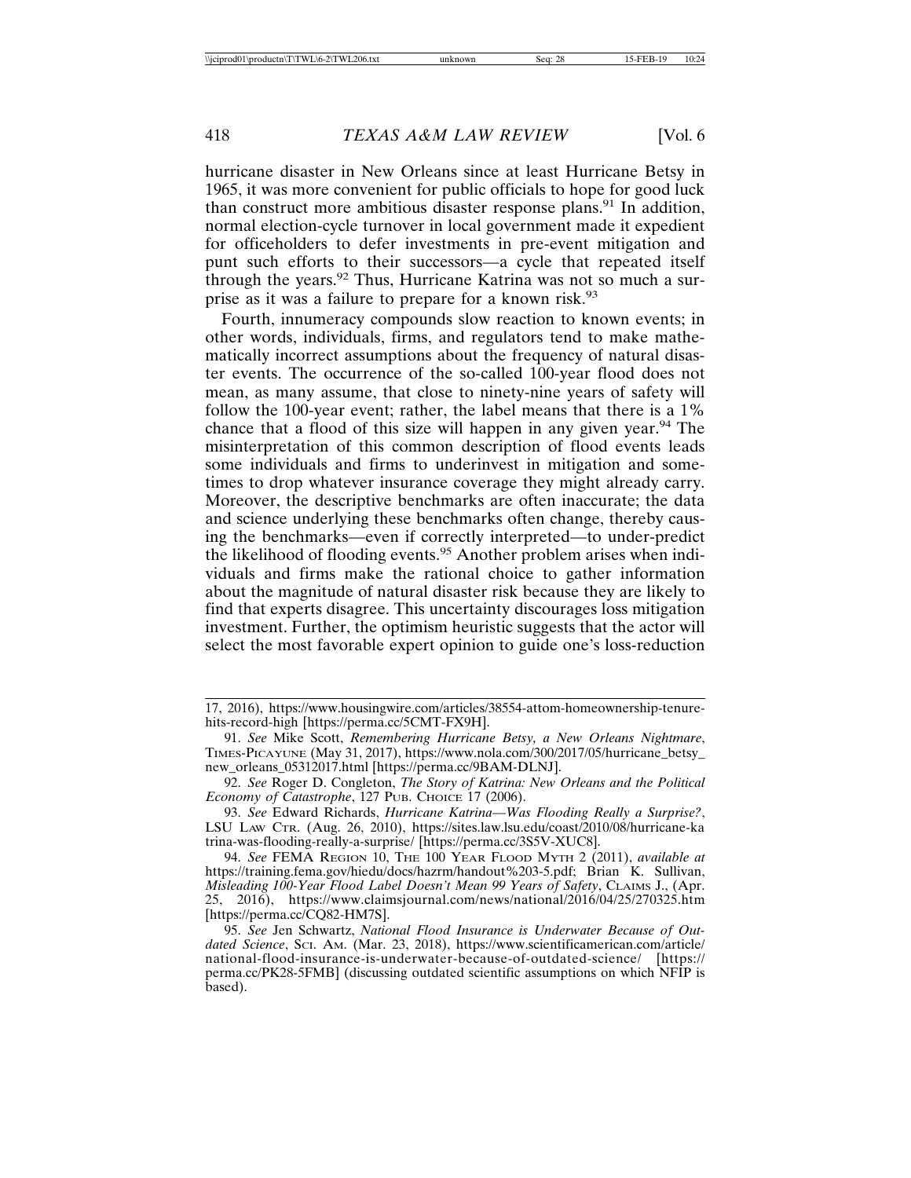hurricane disaster in New Orleans since at least Hurricane Betsy in 1965, it was more convenient for public officials to hope for good luck than construct more ambitious disaster response plans.[91] In addition, normal election-cycle turnover in local government made it expedient for officeholders to defer investments in pre-event mitigation and punt such efforts to their successors—a cycle that repeated itself through the years.[92] Thus, Hurricane Katrina was not so much a surprise as it was a failure to prepare for a known risk.[93]

Fourth, innumeracy compounds slow reaction to known events; in other words, individuals, firms, and regulators tend to make mathematically incorrect assumptions about the frequency of natural disaster events. The occurrence of the so-called 100-year flood does not mean, as many assume, that close to ninety-nine years of safety will follow the 100-year event; rather, the label means that there is a 1% chance that a flood of this size will happen in any given year.[94] The misinterpretation of this common description of flood events leads some individuals and firms to underinvest in mitigation and sometimes to drop whatever insurance coverage they might already carry. Moreover, the descriptive benchmarks are often inaccurate; the data and science underlying these benchmarks often change, thereby causing the benchmarks—even if correctly interpreted—to under-predict the likelihood of flooding events.[95] Another problem arises when individuals and firms make the rational choice to gather information about the magnitude of natural disaster risk because they are likely to find that experts disagree. This uncertainty discourages loss mitigation investment. Further, the optimism heuristic suggests that the actor will select the most favorable expert opinion to guide one's loss-reduction

---

17, 2016), https://www.housingwire.com/articles/38554-attom-homeownership-tenure-hits-record-high [https://perma.cc/5CMT-FX9H].

91. *See* Mike Scott, *Remembering Hurricane Betsy, a New Orleans Nightmare*, TIMES-PICAYUNE (May 31, 2017), https://www.nola.com/300/2017/05/hurricane_betsy_new_orleans_05312017.html [https://perma.cc/9BAM-DLNJ].

92. *See* Roger D. Congleton, *The Story of Katrina: New Orleans and the Political Economy of Catastrophe*, 127 PUB. CHOICE 17 (2006).

93. *See* Edward Richards, *Hurricane Katrina—Was Flooding Really a Surprise?*, LSU LAW CTR. (Aug. 26, 2010), https://sites.law.lsu.edu/coast/2010/08/hurricane-katrina-was-flooding-really-a-surprise/ [https://perma.cc/3S5V-XUC8].

94. *See* FEMA REGION 10, THE 100 YEAR FLOOD MYTH 2 (2011), *available at* https://training.fema.gov/hiedu/docs/hazrm/handout%203-5.pdf; Brian K. Sullivan, *Misleading 100-Year Flood Label Doesn't Mean 99 Years of Safety*, CLAIMS J., (Apr. 25, 2016), https://www.claimsjournal.com/news/national/2016/04/25/270325.htm [https://perma.cc/CQ82-HM7S].

95. *See* Jen Schwartz, *National Flood Insurance is Underwater Because of Outdated Science*, SCI. AM. (Mar. 23, 2018), https://www.scientificamerican.com/article/national-flood-insurance-is-underwater-because-of-outdated-science/ [https://perma.cc/PK28-5FMB] (discussing outdated scientific assumptions on which NFIP is based).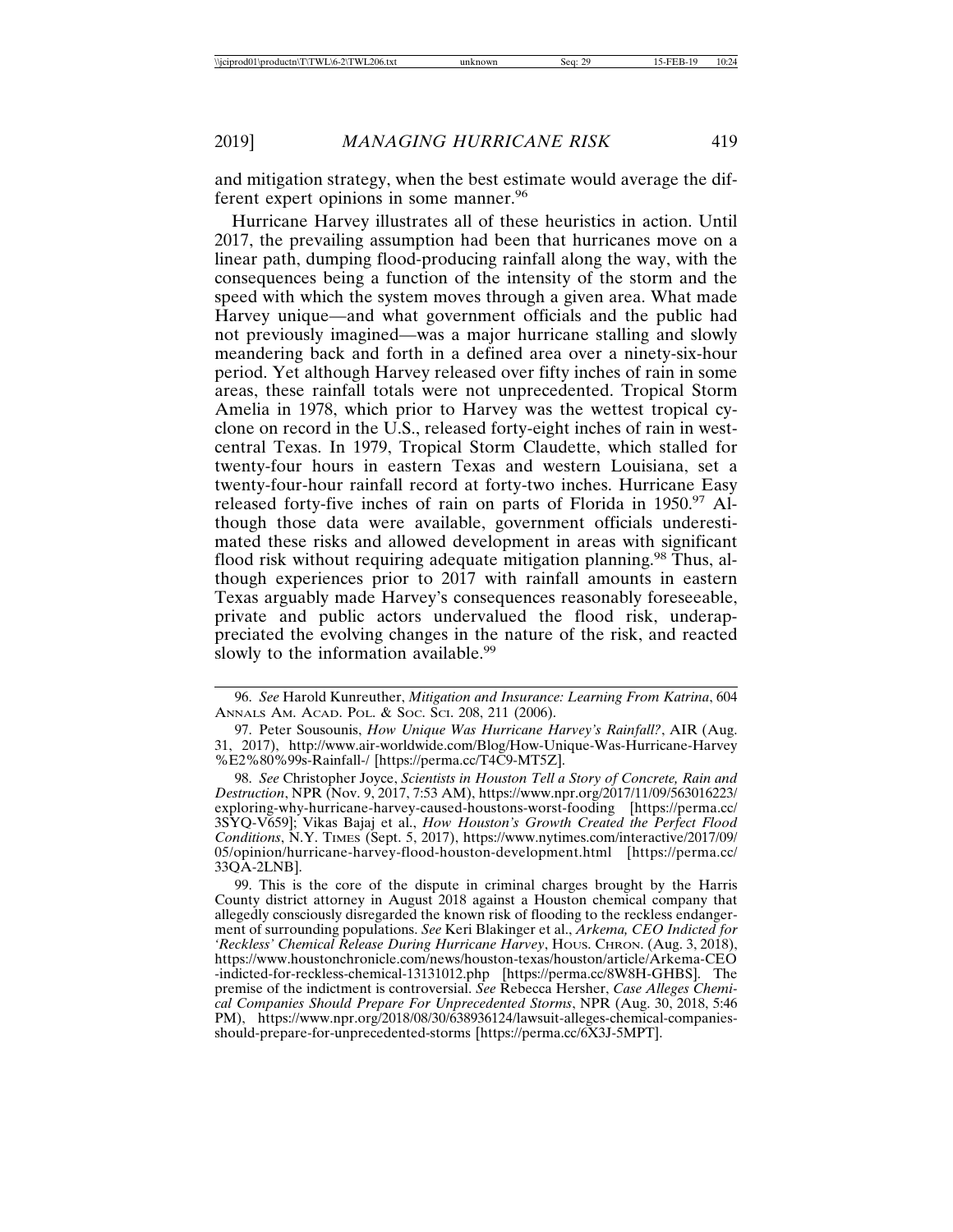and mitigation strategy, when the best estimate would average the different expert opinions in some manner.[96]

Hurricane Harvey illustrates all of these heuristics in action. Until 2017, the prevailing assumption had been that hurricanes move on a linear path, dumping flood-producing rainfall along the way, with the consequences being a function of the intensity of the storm and the speed with which the system moves through a given area. What made Harvey unique—and what government officials and the public had not previously imagined—was a major hurricane stalling and slowly meandering back and forth in a defined area over a ninety-six-hour period. Yet although Harvey released over fifty inches of rain in some areas, these rainfall totals were not unprecedented. Tropical Storm Amelia in 1978, which prior to Harvey was the wettest tropical cyclone on record in the U.S., released forty-eight inches of rain in west-central Texas. In 1979, Tropical Storm Claudette, which stalled for twenty-four hours in eastern Texas and western Louisiana, set a twenty-four-hour rainfall record at forty-two inches. Hurricane Easy released forty-five inches of rain on parts of Florida in 1950.[97] Although those data were available, government officials underestimated these risks and allowed development in areas with significant flood risk without requiring adequate mitigation planning.[98] Thus, although experiences prior to 2017 with rainfall amounts in eastern Texas arguably made Harvey's consequences reasonably foreseeable, private and public actors undervalued the flood risk, underappreciated the evolving changes in the nature of the risk, and reacted slowly to the information available.[99]

---

96. *See* Harold Kunreuther, *Mitigation and Insurance: Learning From Katrina*, 604 ANNALS AM. ACAD. POL. & SOC. SCI. 208, 211 (2006).

97. Peter Sousounis, *How Unique Was Hurricane Harvey's Rainfall?*, AIR (Aug. 31, 2017), http://www.air-worldwide.com/Blog/How-Unique-Was-Hurricane-Harvey%E2%80%99s-Rainfall-/ [https://perma.cc/T4C9-MT5Z].

98. *See* Christopher Joyce, *Scientists in Houston Tell a Story of Concrete, Rain and Destruction*, NPR (Nov. 9, 2017, 7:53 AM), https://www.npr.org/2017/11/09/563016223/exploring-why-hurricane-harvey-caused-houstons-worst-fooding [https://perma.cc/3SYQ-V659]; Vikas Bajaj et al., *How Houston's Growth Created the Perfect Flood Conditions*, N.Y. TIMES (Sept. 5, 2017), https://www.nytimes.com/interactive/2017/09/05/opinion/hurricane-harvey-flood-houston-development.html [https://perma.cc/33QA-2LNB].

99. This is the core of the dispute in criminal charges brought by the Harris County district attorney in August 2018 against a Houston chemical company that allegedly consciously disregarded the known risk of flooding to the reckless endangerment of surrounding populations. *See* Keri Blakinger et al., *Arkema, CEO Indicted for 'Reckless' Chemical Release During Hurricane Harvey*, HOUS. CHRON. (Aug. 3, 2018), https://www.houstonchronicle.com/news/houston-texas/houston/article/Arkema-CEO-indicted-for-reckless-chemical-13131012.php [https://perma.cc/8W8H-GHBS]. The premise of the indictment is controversial. *See* Rebecca Hersher, *Case Alleges Chemical Companies Should Prepare For Unprecedented Storms*, NPR (Aug. 30, 2018, 5:46 PM), https://www.npr.org/2018/08/30/638936124/lawsuit-alleges-chemical-companies-should-prepare-for-unprecedented-storms [https://perma.cc/6X3J-5MPT].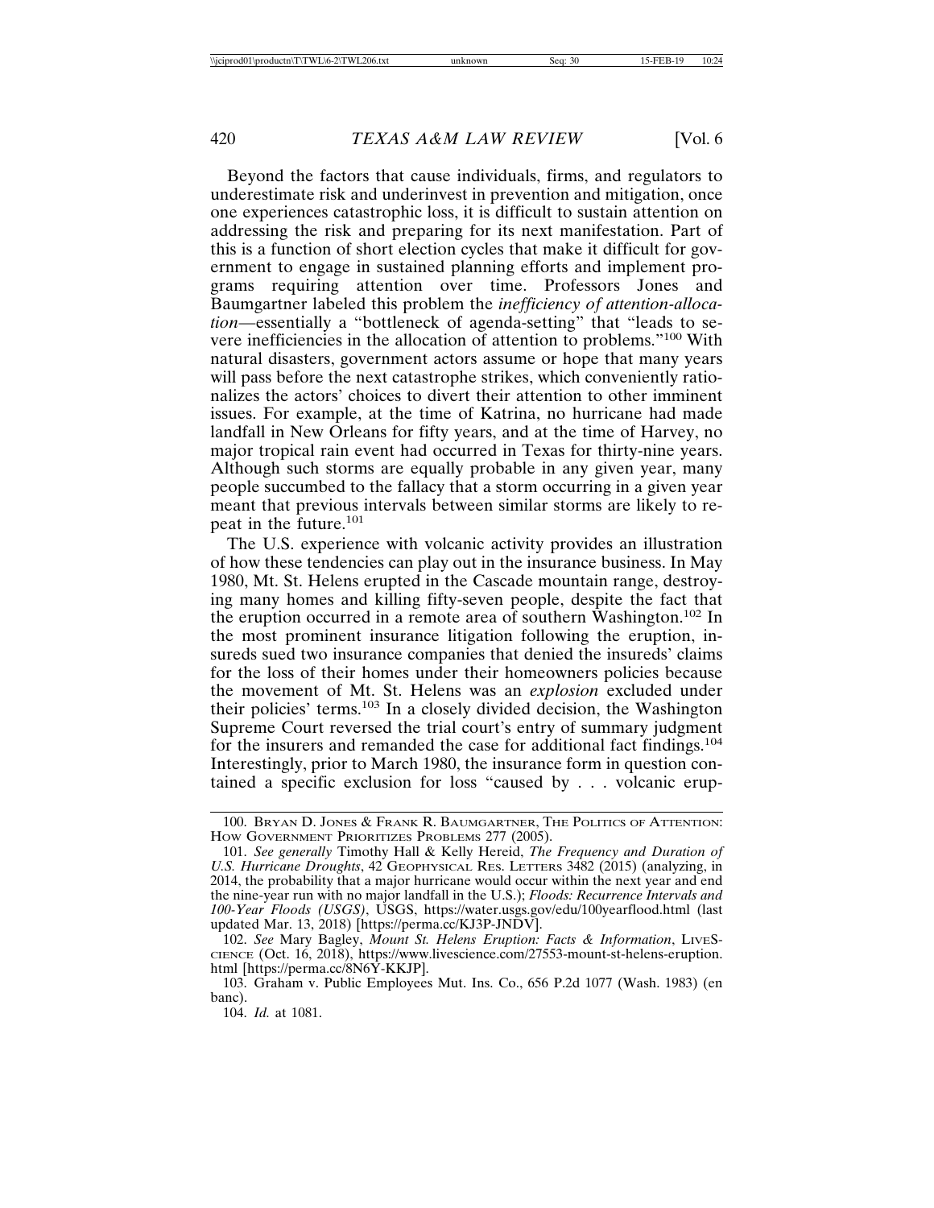Beyond the factors that cause individuals, firms, and regulators to underestimate risk and underinvest in prevention and mitigation, once one experiences catastrophic loss, it is difficult to sustain attention on addressing the risk and preparing for its next manifestation. Part of this is a function of short election cycles that make it difficult for government to engage in sustained planning efforts and implement programs requiring attention over time. Professors Jones and Baumgartner labeled this problem the *inefficiency of attention-allocation*—essentially a "bottleneck of agenda-setting" that "leads to severe inefficiencies in the allocation of attention to problems."[100] With natural disasters, government actors assume or hope that many years will pass before the next catastrophe strikes, which conveniently rationalizes the actors' choices to divert their attention to other imminent issues. For example, at the time of Katrina, no hurricane had made landfall in New Orleans for fifty years, and at the time of Harvey, no major tropical rain event had occurred in Texas for thirty-nine years. Although such storms are equally probable in any given year, many people succumbed to the fallacy that a storm occurring in a given year meant that previous intervals between similar storms are likely to repeat in the future.[101]

The U.S. experience with volcanic activity provides an illustration of how these tendencies can play out in the insurance business. In May 1980, Mt. St. Helens erupted in the Cascade mountain range, destroying many homes and killing fifty-seven people, despite the fact that the eruption occurred in a remote area of southern Washington.[102] In the most prominent insurance litigation following the eruption, insureds sued two insurance companies that denied the insureds' claims for the loss of their homes under their homeowners policies because the movement of Mt. St. Helens was an *explosion* excluded under their policies' terms.[103] In a closely divided decision, the Washington Supreme Court reversed the trial court's entry of summary judgment for the insurers and remanded the case for additional fact findings.[104] Interestingly, prior to March 1980, the insurance form in question contained a specific exclusion for loss "caused by . . . volcanic erup-

---

100. BRYAN D. JONES & FRANK R. BAUMGARTNER, THE POLITICS OF ATTENTION: HOW GOVERNMENT PRIORITIZES PROBLEMS 277 (2005).

101. *See generally* Timothy Hall & Kelly Hereid, *The Frequency and Duration of U.S. Hurricane Droughts*, 42 GEOPHYSICAL RES. LETTERS 3482 (2015) (analyzing, in 2014, the probability that a major hurricane would occur within the next year and end the nine-year run with no major landfall in the U.S.); *Floods: Recurrence Intervals and 100-Year Floods (USGS)*, USGS, https://water.usgs.gov/edu/100yearflood.html (last updated Mar. 13, 2018) [https://perma.cc/KJ3P-JNDV].

102. *See* Mary Bagley, *Mount St. Helens Eruption: Facts & Information*, LIVESCIENCE (Oct. 16, 2018), https://www.livescience.com/27553-mount-st-helens-eruption.html [https://perma.cc/8N6Y-KKJP].

103. Graham v. Public Employees Mut. Ins. Co., 656 P.2d 1077 (Wash. 1983) (en banc).

104. *Id.* at 1081.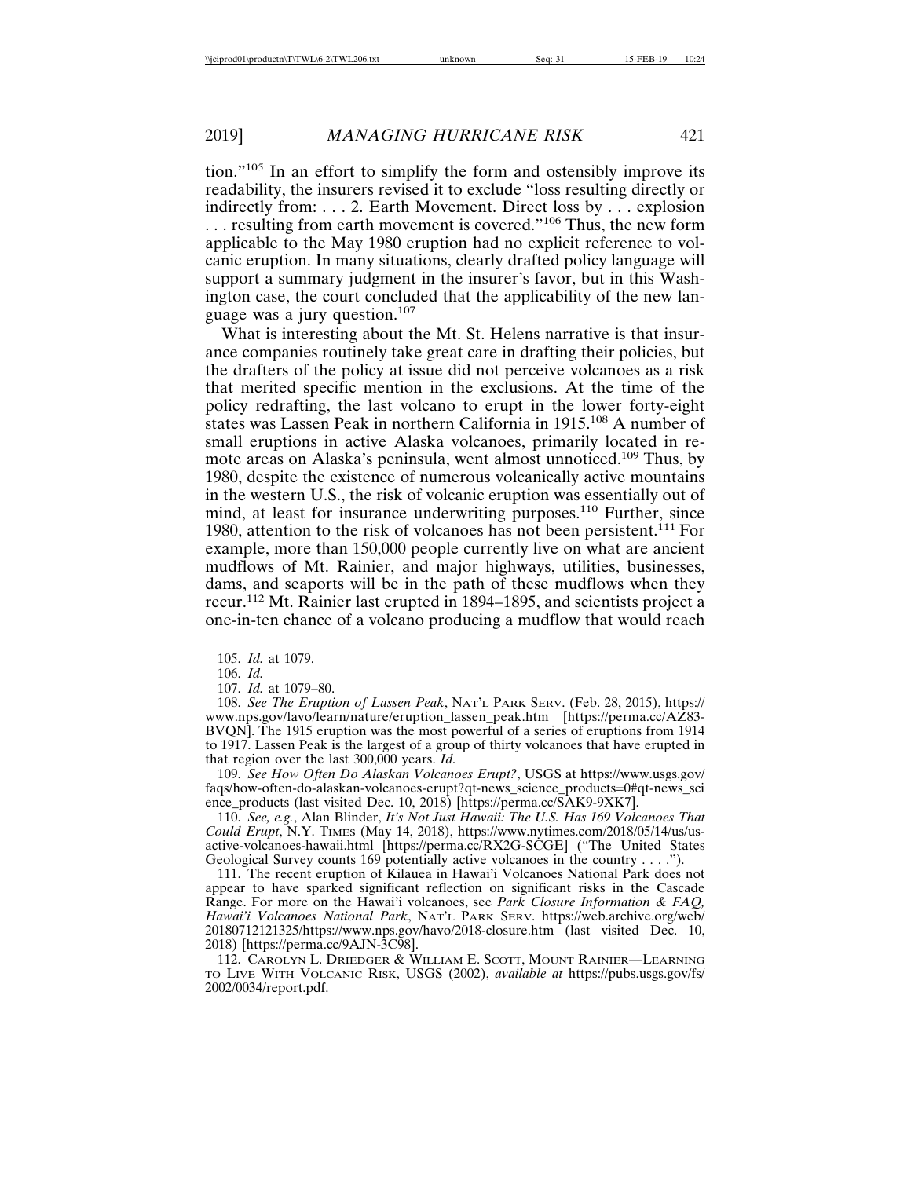tion."[105] In an effort to simplify the form and ostensibly improve its readability, the insurers revised it to exclude "loss resulting directly or indirectly from: . . . 2. Earth Movement. Direct loss by . . . explosion . . . resulting from earth movement is covered."[106] Thus, the new form applicable to the May 1980 eruption had no explicit reference to volcanic eruption. In many situations, clearly drafted policy language will support a summary judgment in the insurer's favor, but in this Washington case, the court concluded that the applicability of the new language was a jury question.[107]

What is interesting about the Mt. St. Helens narrative is that insurance companies routinely take great care in drafting their policies, but the drafters of the policy at issue did not perceive volcanoes as a risk that merited specific mention in the exclusions. At the time of the policy redrafting, the last volcano to erupt in the lower forty-eight states was Lassen Peak in northern California in 1915.[108] A number of small eruptions in active Alaska volcanoes, primarily located in remote areas on Alaska's peninsula, went almost unnoticed.[109] Thus, by 1980, despite the existence of numerous volcanically active mountains in the western U.S., the risk of volcanic eruption was essentially out of mind, at least for insurance underwriting purposes.[110] Further, since 1980, attention to the risk of volcanoes has not been persistent.[111] For example, more than 150,000 people currently live on what are ancient mudflows of Mt. Rainier, and major highways, utilities, businesses, dams, and seaports will be in the path of these mudflows when they recur.[112] Mt. Rainier last erupted in 1894–1895, and scientists project a one-in-ten chance of a volcano producing a mudflow that would reach

---

105. *Id.* at 1079.

106. *Id.*

107. *Id.* at 1079–80.

108. *See The Eruption of Lassen Peak*, NAT'L PARK SERV. (Feb. 28, 2015), https://www.nps.gov/lavo/learn/nature/eruption_lassen_peak.htm [https://perma.cc/AZ83-BVQN]. The 1915 eruption was the most powerful of a series of eruptions from 1914 to 1917. Lassen Peak is the largest of a group of thirty volcanoes that have erupted in that region over the last 300,000 years. *Id.*

109. *See How Often Do Alaskan Volcanoes Erupt?*, USGS at https://www.usgs.gov/faqs/how-often-do-alaskan-volcanoes-erupt?qt-news_science_products=0#qt-news_science_products (last visited Dec. 10, 2018) [https://perma.cc/SAK9-9XK7].

110. *See, e.g.*, Alan Blinder, *It's Not Just Hawaii: The U.S. Has 169 Volcanoes That Could Erupt*, N.Y. TIMES (May 14, 2018), https://www.nytimes.com/2018/05/14/us/us-active-volcanoes-hawaii.html [https://perma.cc/RX2G-SCGE] ("The United States Geological Survey counts 169 potentially active volcanoes in the country . . . .").

111. The recent eruption of Kilauea in Hawai'i Volcanoes National Park does not appear to have sparked significant reflection on significant risks in the Cascade Range. For more on the Hawai'i volcanoes, see *Park Closure Information & FAQ, Hawai'i Volcanoes National Park*, NAT'L PARK SERV. https://web.archive.org/web/20180712121325/https://www.nps.gov/havo/2018-closure.htm (last visited Dec. 10, 2018) [https://perma.cc/9AJN-3C98].

112. CAROLYN L. DRIEDGER & WILLIAM E. SCOTT, MOUNT RAINIER—LEARNING TO LIVE WITH VOLCANIC RISK, USGS (2002), *available at* https://pubs.usgs.gov/fs/2002/0034/report.pdf.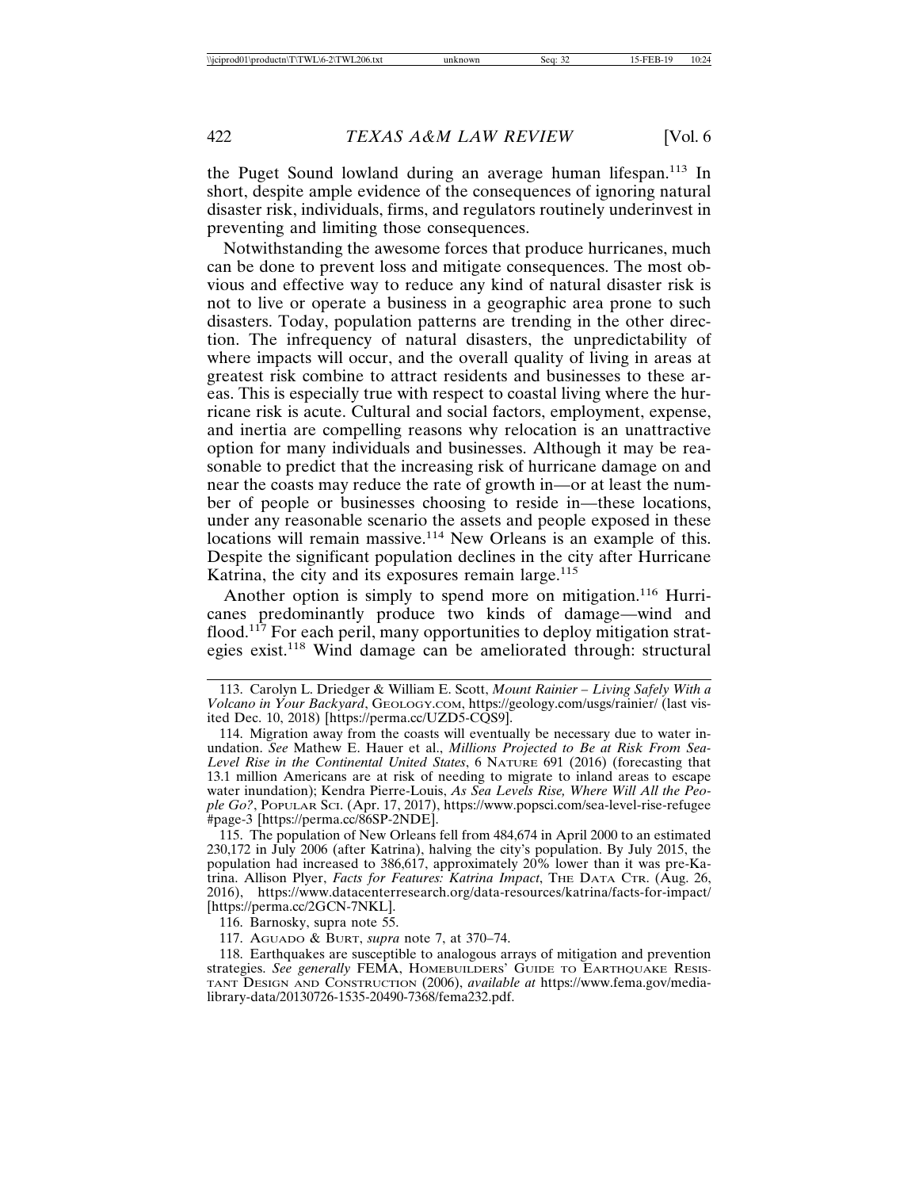the Puget Sound lowland during an average human lifespan.[113] In short, despite ample evidence of the consequences of ignoring natural disaster risk, individuals, firms, and regulators routinely underinvest in preventing and limiting those consequences.

Notwithstanding the awesome forces that produce hurricanes, much can be done to prevent loss and mitigate consequences. The most obvious and effective way to reduce any kind of natural disaster risk is not to live or operate a business in a geographic area prone to such disasters. Today, population patterns are trending in the other direction. The infrequency of natural disasters, the unpredictability of where impacts will occur, and the overall quality of living in areas at greatest risk combine to attract residents and businesses to these areas. This is especially true with respect to coastal living where the hurricane risk is acute. Cultural and social factors, employment, expense, and inertia are compelling reasons why relocation is an unattractive option for many individuals and businesses. Although it may be reasonable to predict that the increasing risk of hurricane damage on and near the coasts may reduce the rate of growth in—or at least the number of people or businesses choosing to reside in—these locations, under any reasonable scenario the assets and people exposed in these locations will remain massive.[114] New Orleans is an example of this. Despite the significant population declines in the city after Hurricane Katrina, the city and its exposures remain large.[115]

Another option is simply to spend more on mitigation.[116] Hurricanes predominantly produce two kinds of damage—wind and flood.[117] For each peril, many opportunities to deploy mitigation strategies exist.[118] Wind damage can be ameliorated through: structural

---

113. Carolyn L. Driedger & William E. Scott, *Mount Rainier – Living Safely With a Volcano in Your Backyard*, GEOLOGY.COM, https://geology.com/usgs/rainier/ (last visited Dec. 10, 2018) [https://perma.cc/UZD5-CQS9].

114. Migration away from the coasts will eventually be necessary due to water inundation. *See* Mathew E. Hauer et al., *Millions Projected to Be at Risk From Sea-Level Rise in the Continental United States*, 6 NATURE 691 (2016) (forecasting that 13.1 million Americans are at risk of needing to migrate to inland areas to escape water inundation); Kendra Pierre-Louis, *As Sea Levels Rise, Where Will All the People Go?*, POPULAR SCI. (Apr. 17, 2017), https://www.popsci.com/sea-level-rise-refugee#page-3 [https://perma.cc/86SP-2NDE].

115. The population of New Orleans fell from 484,674 in April 2000 to an estimated 230,172 in July 2006 (after Katrina), halving the city's population. By July 2015, the population had increased to 386,617, approximately 20% lower than it was pre-Katrina. Allison Plyer, *Facts for Features: Katrina Impact*, THE DATA CTR. (Aug. 26, 2016), https://www.datacenterresearch.org/data-resources/katrina/facts-for-impact/ [https://perma.cc/2GCN-7NKL].

116. Barnosky, supra note 55.

117. AGUADO & BURT, *supra* note 7, at 370–74.

118. Earthquakes are susceptible to analogous arrays of mitigation and prevention strategies. *See generally* FEMA, HOMEBUILDERS' GUIDE TO EARTHQUAKE RESISTANT DESIGN AND CONSTRUCTION (2006), *available at* https://www.fema.gov/media-library-data/20130726-1535-20490-7368/fema232.pdf.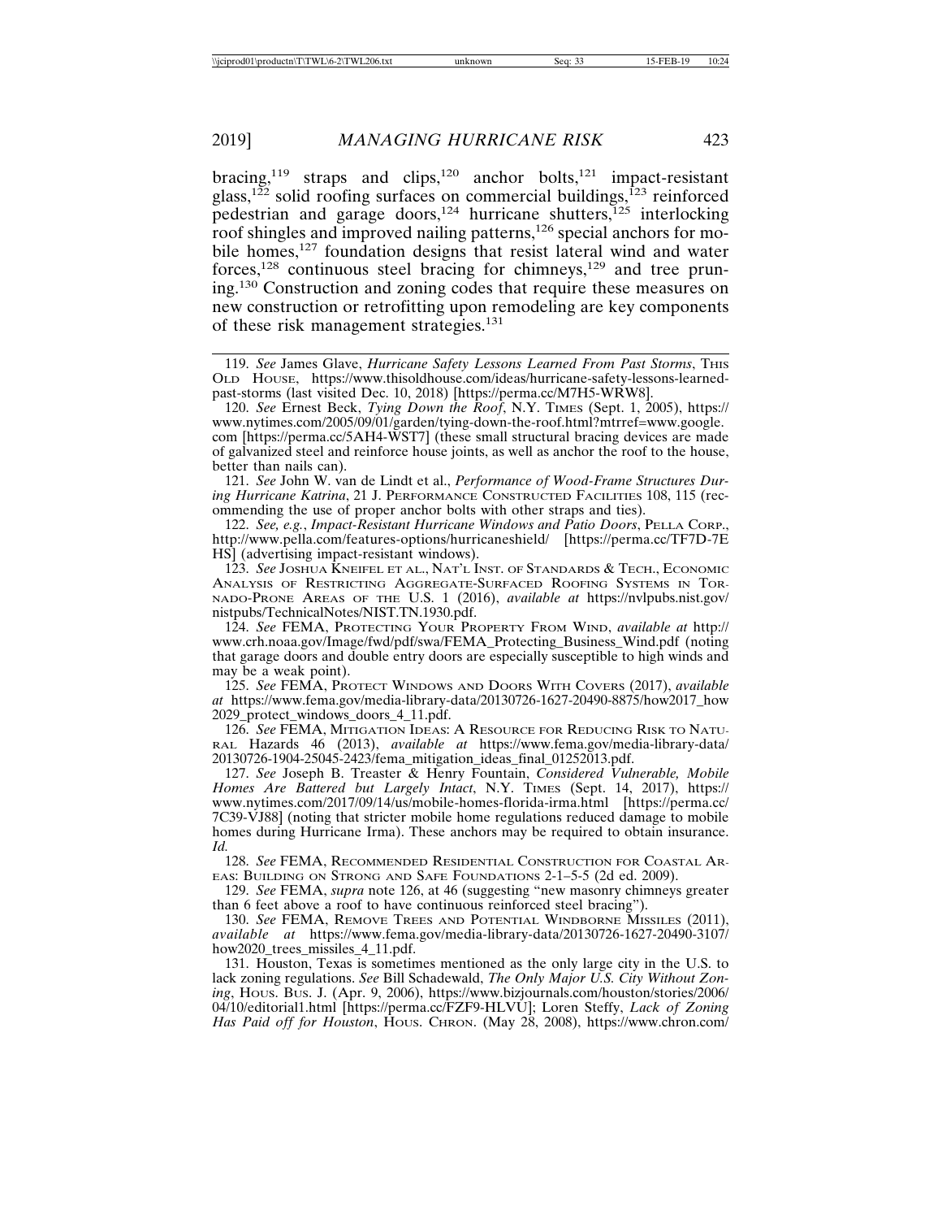bracing,[119] straps and clips,[120] anchor bolts,[121] impact-resistant glass,[122] solid roofing surfaces on commercial buildings,[123] reinforced pedestrian and garage doors,[124] hurricane shutters,[125] interlocking roof shingles and improved nailing patterns,[126] special anchors for mobile homes,[127] foundation designs that resist lateral wind and water forces,[128] continuous steel bracing for chimneys,[129] and tree pruning.[130] Construction and zoning codes that require these measures on new construction or retrofitting upon remodeling are key components of these risk management strategies.[131]

---

119. *See* James Glave, *Hurricane Safety Lessons Learned From Past Storms*, THIS OLD HOUSE, https://www.thisoldhouse.com/ideas/hurricane-safety-lessons-learned-past-storms (last visited Dec. 10, 2018) [https://perma.cc/M7H5-WRW8].

120. *See* Ernest Beck, *Tying Down the Roof*, N.Y. TIMES (Sept. 1, 2005), https://www.nytimes.com/2005/09/01/garden/tying-down-the-roof.html?mtrref=www.google.com [https://perma.cc/5AH4-WST7] (these small structural bracing devices are made of galvanized steel and reinforce house joints, as well as anchor the roof to the house, better than nails can).

121. *See* John W. van de Lindt et al., *Performance of Wood-Frame Structures During Hurricane Katrina*, 21 J. PERFORMANCE CONSTRUCTED FACILITIES 108, 115 (recommending the use of proper anchor bolts with other straps and ties).

122. *See, e.g.*, *Impact-Resistant Hurricane Windows and Patio Doors*, PELLA CORP., http://www.pella.com/features-options/hurricaneshield/ [https://perma.cc/TF7D-7EHS] (advertising impact-resistant windows).

123. *See* JOSHUA KNEIFEL ET AL., NAT'L INST. OF STANDARDS & TECH., ECONOMIC ANALYSIS OF RESTRICTING AGGREGATE-SURFACED ROOFING SYSTEMS IN TORNADO-PRONE AREAS OF THE U.S. 1 (2016), *available at* https://nvlpubs.nist.gov/nistpubs/TechnicalNotes/NIST.TN.1930.pdf.

124. *See* FEMA, PROTECTING YOUR PROPERTY FROM WIND, *available at* http://www.crh.noaa.gov/Image/fwd/pdf/swa/FEMA_Protecting_Business_Wind.pdf (noting that garage doors and double entry doors are especially susceptible to high winds and may be a weak point).

125. *See* FEMA, PROTECT WINDOWS AND DOORS WITH COVERS (2017), *available at* https://www.fema.gov/media-library-data/20130726-1627-20490-8875/how2017_how2029_protect_windows_doors_4_11.pdf.

126. *See* FEMA, MITIGATION IDEAS: A RESOURCE FOR REDUCING RISK TO NATURAL Hazards 46 (2013), *available at* https://www.fema.gov/media-library-data/20130726-1904-25045-2423/fema_mitigation_ideas_final_01252013.pdf.

127. *See* Joseph B. Treaster & Henry Fountain, *Considered Vulnerable, Mobile Homes Are Battered but Largely Intact*, N.Y. TIMES (Sept. 14, 2017), https://www.nytimes.com/2017/09/14/us/mobile-homes-florida-irma.html [https://perma.cc/7C39-VJ88] (noting that stricter mobile home regulations reduced damage to mobile homes during Hurricane Irma). These anchors may be required to obtain insurance. *Id.*

128. *See* FEMA, RECOMMENDED RESIDENTIAL CONSTRUCTION FOR COASTAL AREAS: BUILDING ON STRONG AND SAFE FOUNDATIONS 2-1–5-5 (2d ed. 2009).

129. *See* FEMA, *supra* note 126, at 46 (suggesting "new masonry chimneys greater than 6 feet above a roof to have continuous reinforced steel bracing").

130. *See* FEMA, REMOVE TREES AND POTENTIAL WINDBORNE MISSILES (2011), *available at* https://www.fema.gov/media-library-data/20130726-1627-20490-3107/how2020_trees_missiles_4_11.pdf.

131. Houston, Texas is sometimes mentioned as the only large city in the U.S. to lack zoning regulations. *See* Bill Schadewald, *The Only Major U.S. City Without Zoning*, HOUS. BUS. J. (Apr. 9, 2006), https://www.bizjournals.com/houston/stories/2006/04/10/editorial1.html [https://perma.cc/FZF9-HLVU]; Loren Steffy, *Lack of Zoning Has Paid off for Houston*, HOUS. CHRON. (May 28, 2008), https://www.chron.com/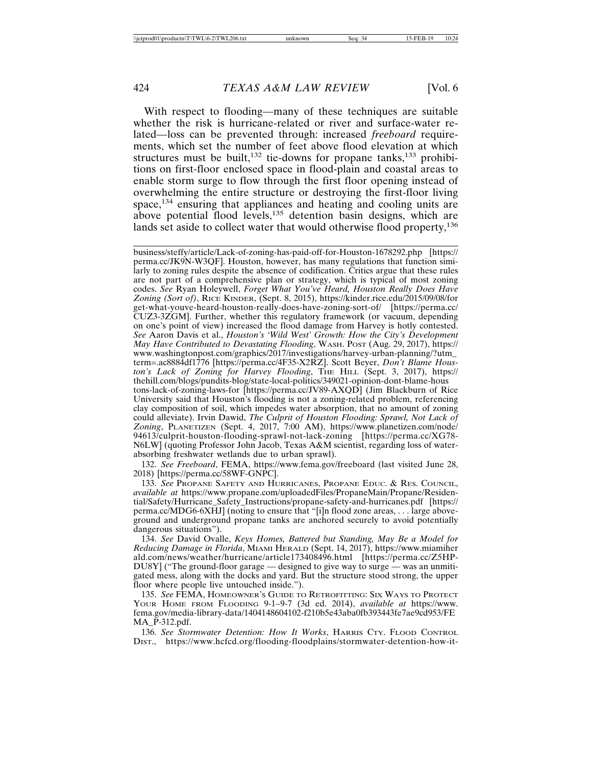With respect to flooding—many of these techniques are suitable whether the risk is hurricane-related or river and surface-water related—loss can be prevented through: increased *freeboard* requirements, which set the number of feet above flood elevation at which structures must be built,[132] tie-downs for propane tanks,[133] prohibitions on first-floor enclosed space in flood-plain and coastal areas to enable storm surge to flow through the first floor opening instead of overwhelming the entire structure or destroying the first-floor living space,[134] ensuring that appliances and heating and cooling units are above potential flood levels,[135] detention basin designs, which are lands set aside to collect water that would otherwise flood property,[136]

---

business/steffy/article/Lack-of-zoning-has-paid-off-for-Houston-1678292.php [https://perma.cc/JK9N-W3QF]. Houston, however, has many regulations that function similarly to zoning rules despite the absence of codification. Critics argue that these rules are not part of a comprehensive plan or strategy, which is typical of most zoning codes. *See* Ryan Holeywell, *Forget What You've Heard, Houston Really Does Have Zoning (Sort of)*, RICE KINDER, (Sept. 8, 2015), https://kinder.rice.edu/2015/09/08/forget-what-youve-heard-houston-really-does-have-zoning-sort-of/ [https://perma.cc/CUZ3-3ZGM]. Further, whether this regulatory framework (or vacuum, depending on one's point of view) increased the flood damage from Harvey is hotly contested. *See* Aaron Davis et al., *Houston's 'Wild West' Growth: How the City's Development May Have Contributed to Devastating Flooding*, WASH. POST (Aug. 29, 2017), https://www.washingtonpost.com/graphics/2017/investigations/harvey-urban-planning/?utm_term=.ac8884df1776 [https://perma.cc/4F35-X2RZ]. Scott Beyer, *Don't Blame Houston's Lack of Zoning for Harvey Flooding*, THE HILL (Sept. 3, 2017), https://thehill.com/blogs/pundits-blog/state-local-politics/349021-opinion-dont-blame-houstons-lack-of-zoning-laws-for [https://perma.cc/JV89-AXQD] (Jim Blackburn of Rice University said that Houston's flooding is not a zoning-related problem, referencing clay composition of soil, which impedes water absorption, that no amount of zoning could alleviate). Irvin Dawid, *The Culprit of Houston Flooding: Sprawl, Not Lack of Zoning*, PLANETIZEN (Sept. 4, 2017, 7:00 AM), https://www.planetizen.com/node/94613/culprit-houston-flooding-sprawl-not-lack-zoning [https://perma.cc/XG78-N6LW] (quoting Professor John Jacob, Texas A&M scientist, regarding loss of water-absorbing freshwater wetlands due to urban sprawl).

132. *See Freeboard*, FEMA, https://www.fema.gov/freeboard (last visited June 28, 2018) [https://perma.cc/58WF-GNPC].

133. *See* PROPANE SAFETY AND HURRICANES, PROPANE EDUC. & RES. COUNCIL, *available at* https://www.propane.com/uploadedFiles/PropaneMain/Propane/Residential/Safety/Hurricane_Safety_Instructions/propane-safety-and-hurricanes.pdf [https://perma.cc/MDG6-6XHJ] (noting to ensure that "[i]n flood zone areas, . . . large aboveground and underground propane tanks are anchored securely to avoid potentially dangerous situations").

134. *See* David Ovalle, *Keys Homes, Battered but Standing, May Be a Model for Reducing Damage in Florida*, MIAMI HERALD (Sept. 14, 2017), https://www.miamiherald.com/news/weather/hurricane/article173408496.html [https://perma.cc/Z5HP-DU8Y] ("The ground-floor garage — designed to give way to surge — was an unmitigated mess, along with the docks and yard. But the structure stood strong, the upper floor where people live untouched inside.").

135. *See* FEMA, HOMEOWNER'S GUIDE TO RETROFITTING: SIX WAYS TO PROTECT YOUR HOME FROM FLOODING 9-1–9-7 (3d ed. 2014), *available at* https://www.fema.gov/media-library-data/1404148604102-f210b5e43aba0fb393443fe7ae9cd953/FEMA_P-312.pdf.

136. *See Stormwater Detention: How It Works*, HARRIS CTY. FLOOD CONTROL DIST., https://www.hcfcd.org/flooding-floodplains/stormwater-detention-how-it-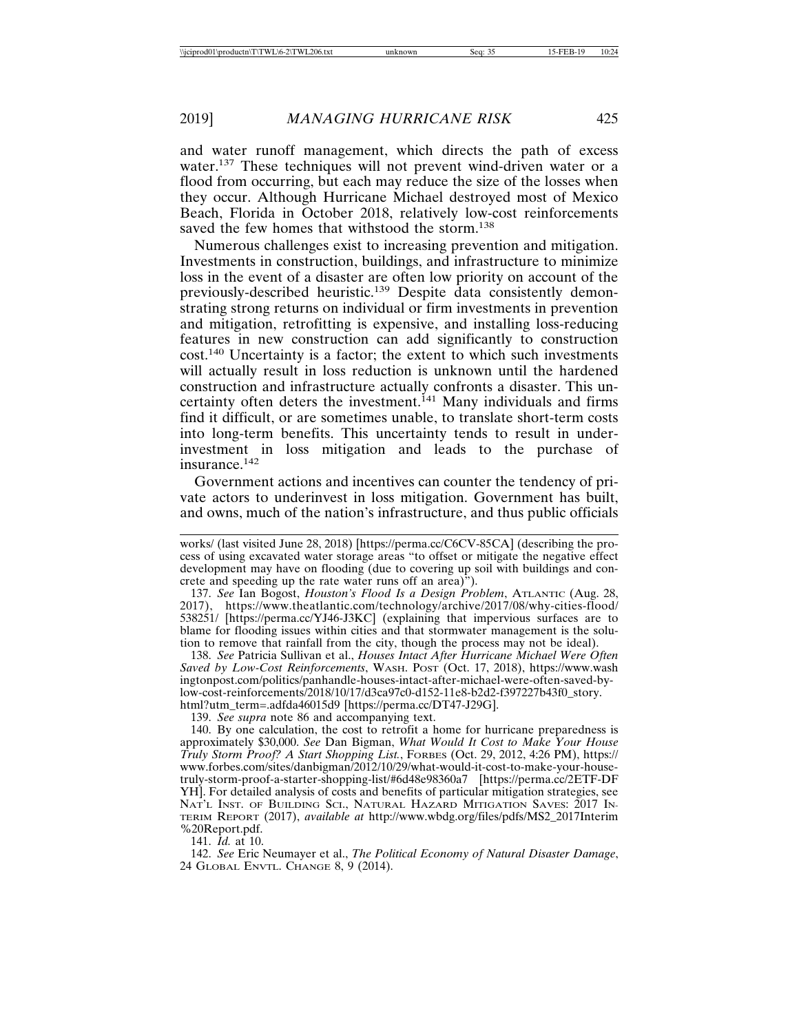and water runoff management, which directs the path of excess water.[137] These techniques will not prevent wind-driven water or a flood from occurring, but each may reduce the size of the losses when they occur. Although Hurricane Michael destroyed most of Mexico Beach, Florida in October 2018, relatively low-cost reinforcements saved the few homes that withstood the storm.[138]

Numerous challenges exist to increasing prevention and mitigation. Investments in construction, buildings, and infrastructure to minimize loss in the event of a disaster are often low priority on account of the previously-described heuristic.[139] Despite data consistently demonstrating strong returns on individual or firm investments in prevention and mitigation, retrofitting is expensive, and installing loss-reducing features in new construction can add significantly to construction cost.[140] Uncertainty is a factor; the extent to which such investments will actually result in loss reduction is unknown until the hardened construction and infrastructure actually confronts a disaster. This uncertainty often deters the investment.[141] Many individuals and firms find it difficult, or are sometimes unable, to translate short-term costs into long-term benefits. This uncertainty tends to result in underinvestment in loss mitigation and leads to the purchase of insurance.[142]

Government actions and incentives can counter the tendency of private actors to underinvest in loss mitigation. Government has built, and owns, much of the nation's infrastructure, and thus public officials

---

works/ (last visited June 28, 2018) [https://perma.cc/C6CV-85CA] (describing the process of using excavated water storage areas "to offset or mitigate the negative effect development may have on flooding (due to covering up soil with buildings and concrete and speeding up the rate water runs off an area)").

137. *See* Ian Bogost, *Houston's Flood Is a Design Problem*, ATLANTIC (Aug. 28, 2017), https://www.theatlantic.com/technology/archive/2017/08/why-cities-flood/538251/ [https://perma.cc/YJ46-J3KC] (explaining that impervious surfaces are to blame for flooding issues within cities and that stormwater management is the solution to remove that rainfall from the city, though the process may not be ideal).

138. *See* Patricia Sullivan et al., *Houses Intact After Hurricane Michael Were Often Saved by Low-Cost Reinforcements*, WASH. POST (Oct. 17, 2018), https://www.washingtonpost.com/politics/panhandle-houses-intact-after-michael-were-often-saved-by-low-cost-reinforcements/2018/10/17/d3ca97c0-d152-11e8-b2d2-f397227b43f0_story.html?utm_term=.adfda46015d9 [https://perma.cc/DT47-J29G].

139. *See supra* note 86 and accompanying text.

140. By one calculation, the cost to retrofit a home for hurricane preparedness is approximately $30,000. *See* Dan Bigman, *What Would It Cost to Make Your House Truly Storm Proof? A Start Shopping List.*, FORBES (Oct. 29, 2012, 4:26 PM), https://www.forbes.com/sites/danbigman/2012/10/29/what-would-it-cost-to-make-your-house-truly-storm-proof-a-starter-shopping-list/#6d48e98360a7 [https://perma.cc/2ETF-DFYH]. For detailed analysis of costs and benefits of particular mitigation strategies, see NAT'L INST. OF BUILDING SCI., NATURAL HAZARD MITIGATION SAVES: 2017 INTERIM REPORT (2017), *available at* http://www.wbdg.org/files/pdfs/MS2_2017Interim%20Report.pdf.

141. *Id.* at 10.

142. *See* Eric Neumayer et al., *The Political Economy of Natural Disaster Damage*, 24 GLOBAL ENVTL. CHANGE 8, 9 (2014).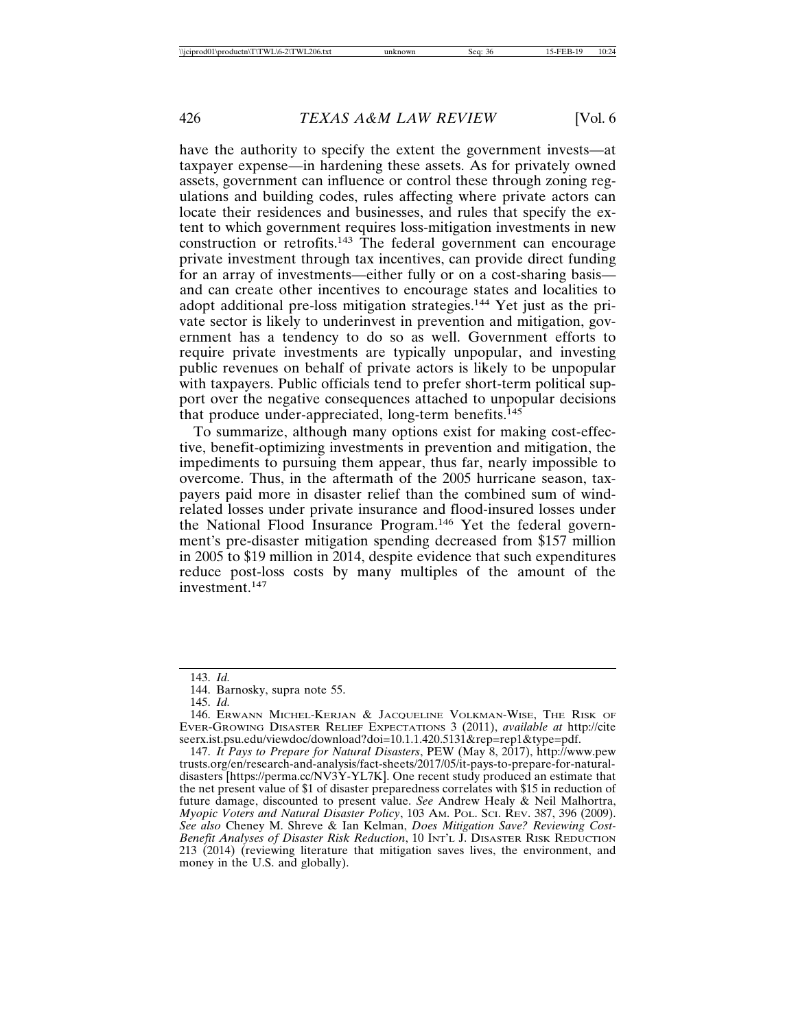have the authority to specify the extent the government invests—at taxpayer expense—in hardening these assets. As for privately owned assets, government can influence or control these through zoning regulations and building codes, rules affecting where private actors can locate their residences and businesses, and rules that specify the extent to which government requires loss-mitigation investments in new construction or retrofits.[143] The federal government can encourage private investment through tax incentives, can provide direct funding for an array of investments—either fully or on a cost-sharing basis—and can create other incentives to encourage states and localities to adopt additional pre-loss mitigation strategies.[144] Yet just as the private sector is likely to underinvest in prevention and mitigation, government has a tendency to do so as well. Government efforts to require private investments are typically unpopular, and investing public revenues on behalf of private actors is likely to be unpopular with taxpayers. Public officials tend to prefer short-term political support over the negative consequences attached to unpopular decisions that produce under-appreciated, long-term benefits.[145]

To summarize, although many options exist for making cost-effective, benefit-optimizing investments in prevention and mitigation, the impediments to pursuing them appear, thus far, nearly impossible to overcome. Thus, in the aftermath of the 2005 hurricane season, taxpayers paid more in disaster relief than the combined sum of wind-related losses under private insurance and flood-insured losses under the National Flood Insurance Program.[146] Yet the federal government's pre-disaster mitigation spending decreased from $157 million in 2005 to $19 million in 2014, despite evidence that such expenditures reduce post-loss costs by many multiples of the amount of the investment.[147]

---

143. *Id.*

144. Barnosky, supra note 55.

145. *Id.*

146. ERWANN MICHEL-KERJAN & JACQUELINE VOLKMAN-WISE, THE RISK OF EVER-GROWING DISASTER RELIEF EXPECTATIONS 3 (2011), *available at* http://citeseerx.ist.psu.edu/viewdoc/download?doi=10.1.1.420.5131&rep=rep1&type=pdf.

147. *It Pays to Prepare for Natural Disasters*, PEW (May 8, 2017), http://www.pewtrusts.org/en/research-and-analysis/fact-sheets/2017/05/it-pays-to-prepare-for-natural-disasters [https://perma.cc/NV3Y-YL7K]. One recent study produced an estimate that the net present value of $1 of disaster preparedness correlates with $15 in reduction of future damage, discounted to present value. *See* Andrew Healy & Neil Malhortra, *Myopic Voters and Natural Disaster Policy*, 103 AM. POL. SCI. REV. 387, 396 (2009). *See also* Cheney M. Shreve & Ian Kelman, *Does Mitigation Save? Reviewing Cost-Benefit Analyses of Disaster Risk Reduction*, 10 INT'L J. DISASTER RISK REDUCTION 213 (2014) (reviewing literature that mitigation saves lives, the environment, and money in the U.S. and globally).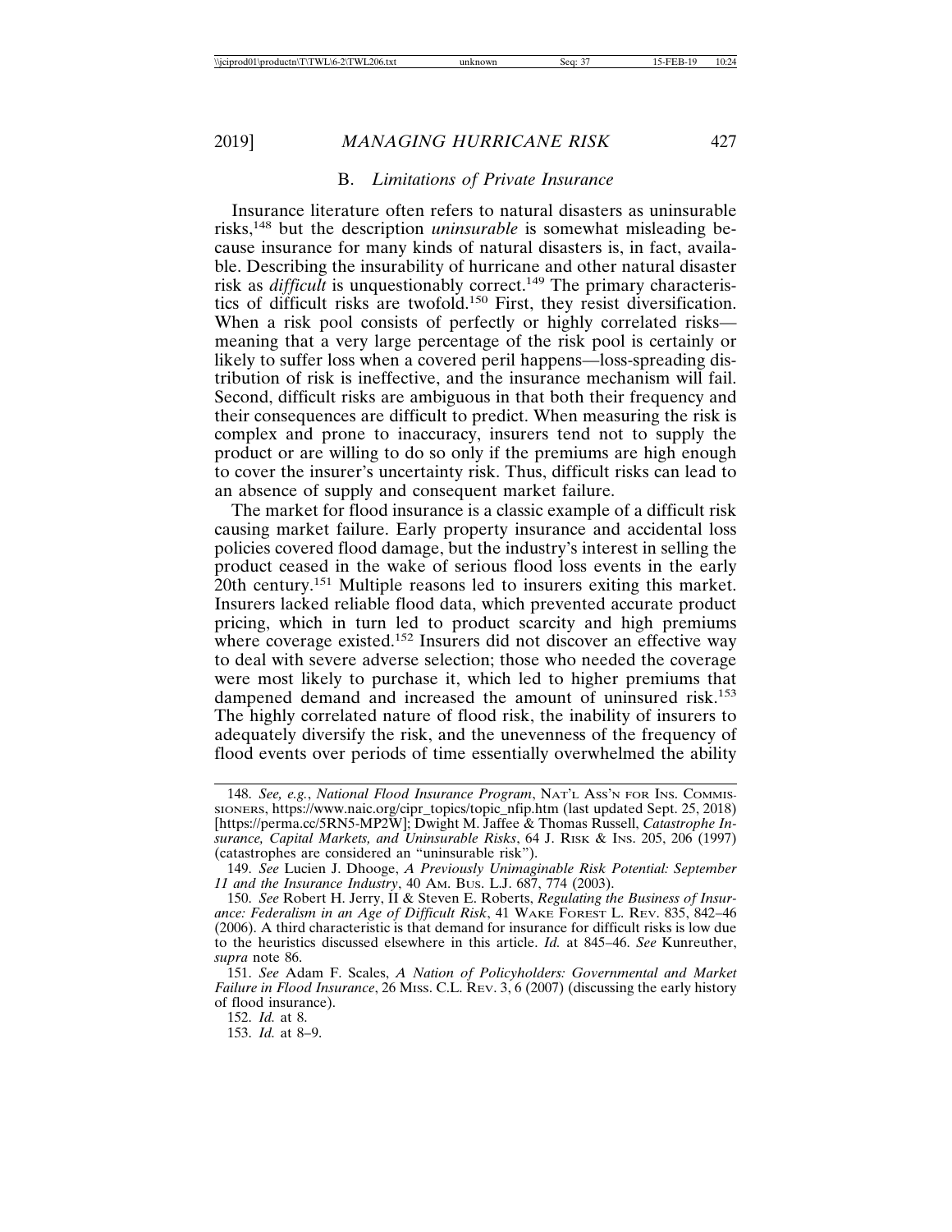### B. *Limitations of Private Insurance*

Insurance literature often refers to natural disasters as uninsurable risks,[148] but the description *uninsurable* is somewhat misleading because insurance for many kinds of natural disasters is, in fact, available. Describing the insurability of hurricane and other natural disaster risk as *difficult* is unquestionably correct.[149] The primary characteristics of difficult risks are twofold.[150] First, they resist diversification. When a risk pool consists of perfectly or highly correlated risks—meaning that a very large percentage of the risk pool is certainly or likely to suffer loss when a covered peril happens—loss-spreading distribution of risk is ineffective, and the insurance mechanism will fail. Second, difficult risks are ambiguous in that both their frequency and their consequences are difficult to predict. When measuring the risk is complex and prone to inaccuracy, insurers tend not to supply the product or are willing to do so only if the premiums are high enough to cover the insurer's uncertainty risk. Thus, difficult risks can lead to an absence of supply and consequent market failure.

The market for flood insurance is a classic example of a difficult risk causing market failure. Early property insurance and accidental loss policies covered flood damage, but the industry's interest in selling the product ceased in the wake of serious flood loss events in the early 20th century.[151] Multiple reasons led to insurers exiting this market. Insurers lacked reliable flood data, which prevented accurate product pricing, which in turn led to product scarcity and high premiums where coverage existed.[152] Insurers did not discover an effective way to deal with severe adverse selection; those who needed the coverage were most likely to purchase it, which led to higher premiums that dampened demand and increased the amount of uninsured risk.[153] The highly correlated nature of flood risk, the inability of insurers to adequately diversify the risk, and the unevenness of the frequency of flood events over periods of time essentially overwhelmed the ability

---

148. *See, e.g.*, *National Flood Insurance Program*, NAT'L ASS'N FOR INS. COMMISSIONERS, https://www.naic.org/cipr_topics/topic_nfip.htm (last updated Sept. 25, 2018) [https://perma.cc/5RN5-MP2W]; Dwight M. Jaffee & Thomas Russell, *Catastrophe Insurance, Capital Markets, and Uninsurable Risks*, 64 J. RISK & INS. 205, 206 (1997) (catastrophes are considered an "uninsurable risk").

149. *See* Lucien J. Dhooge, *A Previously Unimaginable Risk Potential: September 11 and the Insurance Industry*, 40 AM. BUS. L.J. 687, 774 (2003).

150. *See* Robert H. Jerry, II & Steven E. Roberts, *Regulating the Business of Insurance: Federalism in an Age of Difficult Risk*, 41 WAKE FOREST L. REV. 835, 842–46 (2006). A third characteristic is that demand for insurance for difficult risks is low due to the heuristics discussed elsewhere in this article. *Id.* at 845–46. *See* Kunreuther, *supra* note 86.

151. *See* Adam F. Scales, *A Nation of Policyholders: Governmental and Market Failure in Flood Insurance*, 26 MISS. C.L. REV. 3, 6 (2007) (discussing the early history of flood insurance).

152. *Id.* at 8.

153. *Id.* at 8–9.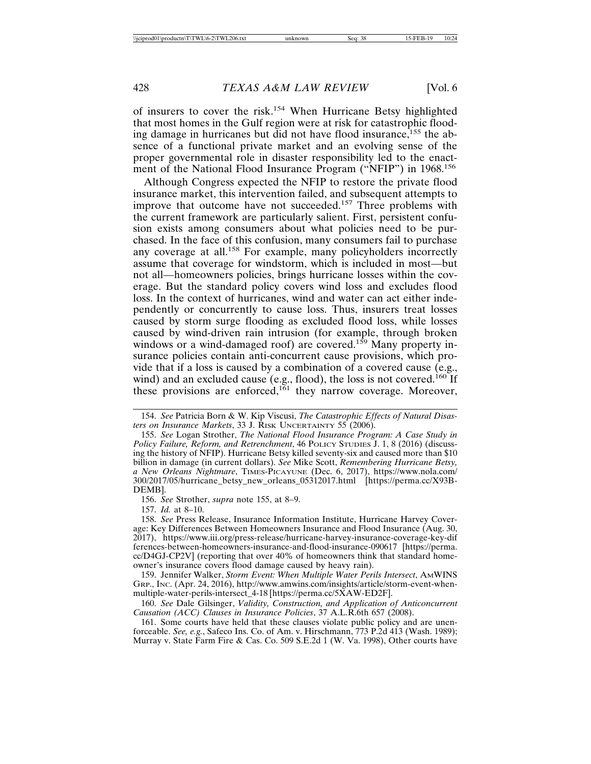of insurers to cover the risk.[154] When Hurricane Betsy highlighted that most homes in the Gulf region were at risk for catastrophic flooding damage in hurricanes but did not have flood insurance,[155] the absence of a functional private market and an evolving sense of the proper governmental role in disaster responsibility led to the enactment of the National Flood Insurance Program ("NFIP") in 1968.[156]

Although Congress expected the NFIP to restore the private flood insurance market, this intervention failed, and subsequent attempts to improve that outcome have not succeeded.[157] Three problems with the current framework are particularly salient. First, persistent confusion exists among consumers about what policies need to be purchased. In the face of this confusion, many consumers fail to purchase any coverage at all.[158] For example, many policyholders incorrectly assume that coverage for windstorm, which is included in most—but not all—homeowners policies, brings hurricane losses within the coverage. But the standard policy covers wind loss and excludes flood loss. In the context of hurricanes, wind and water can act either independently or concurrently to cause loss. Thus, insurers treat losses caused by storm surge flooding as excluded flood loss, while losses caused by wind-driven rain intrusion (for example, through broken windows or a wind-damaged roof) are covered.[159] Many property insurance policies contain anti-concurrent cause provisions, which provide that if a loss is caused by a combination of a covered cause (e.g., wind) and an excluded cause (e.g., flood), the loss is not covered.[160] If these provisions are enforced,[161] they narrow coverage. Moreover,

---

154. *See* Patricia Born & W. Kip Viscusi, *The Catastrophic Effects of Natural Disasters on Insurance Markets*, 33 J. RISK UNCERTAINTY 55 (2006).

155. *See* Logan Strother, *The National Flood Insurance Program: A Case Study in Policy Failure, Reform, and Retrenchment*, 46 POLICY STUDIES J. 1, 8 (2016) (discussing the history of NFIP). Hurricane Betsy killed seventy-six and caused more than $10 billion in damage (in current dollars). *See* Mike Scott, *Remembering Hurricane Betsy, a New Orleans Nightmare*, TIMES-PICAYUNE (Dec. 6, 2017), https://www.nola.com/300/2017/05/hurricane_betsy_new_orleans_05312017.html [https://perma.cc/X93B-DEMB].

156. *See* Strother, *supra* note 155, at 8–9.

157. *Id.* at 8–10.

158. *See* Press Release, Insurance Information Institute, Hurricane Harvey Coverage: Key Differences Between Homeowners Insurance and Flood Insurance (Aug. 30, 2017), https://www.iii.org/press-release/hurricane-harvey-insurance-coverage-key-differences-between-homeowners-insurance-and-flood-insurance-090617 [https://perma.cc/D4GJ-CP2V] (reporting that over 40% of homeowners think that standard homeowner's insurance covers flood damage caused by heavy rain).

159. Jennifer Walker, *Storm Event: When Multiple Water Perils Intersect*, AMWINS GRP., INC. (Apr. 24, 2016), http://www.amwins.com/insights/article/storm-event-when-multiple-water-perils-intersect_4-18 [https://perma.cc/5XAW-ED2F].

160. *See* Dale Gilsinger, *Validity, Construction, and Application of Anticoncurrent Causation (ACC) Clauses in Insurance Policies*, 37 A.L.R.6th 657 (2008).

161. Some courts have held that these clauses violate public policy and are unenforceable. *See, e.g.*, Safeco Ins. Co. of Am. v. Hirschmann, 773 P.2d 413 (Wash. 1989); Murray v. State Farm Fire & Cas. Co. 509 S.E.2d 1 (W. Va. 1998), Other courts have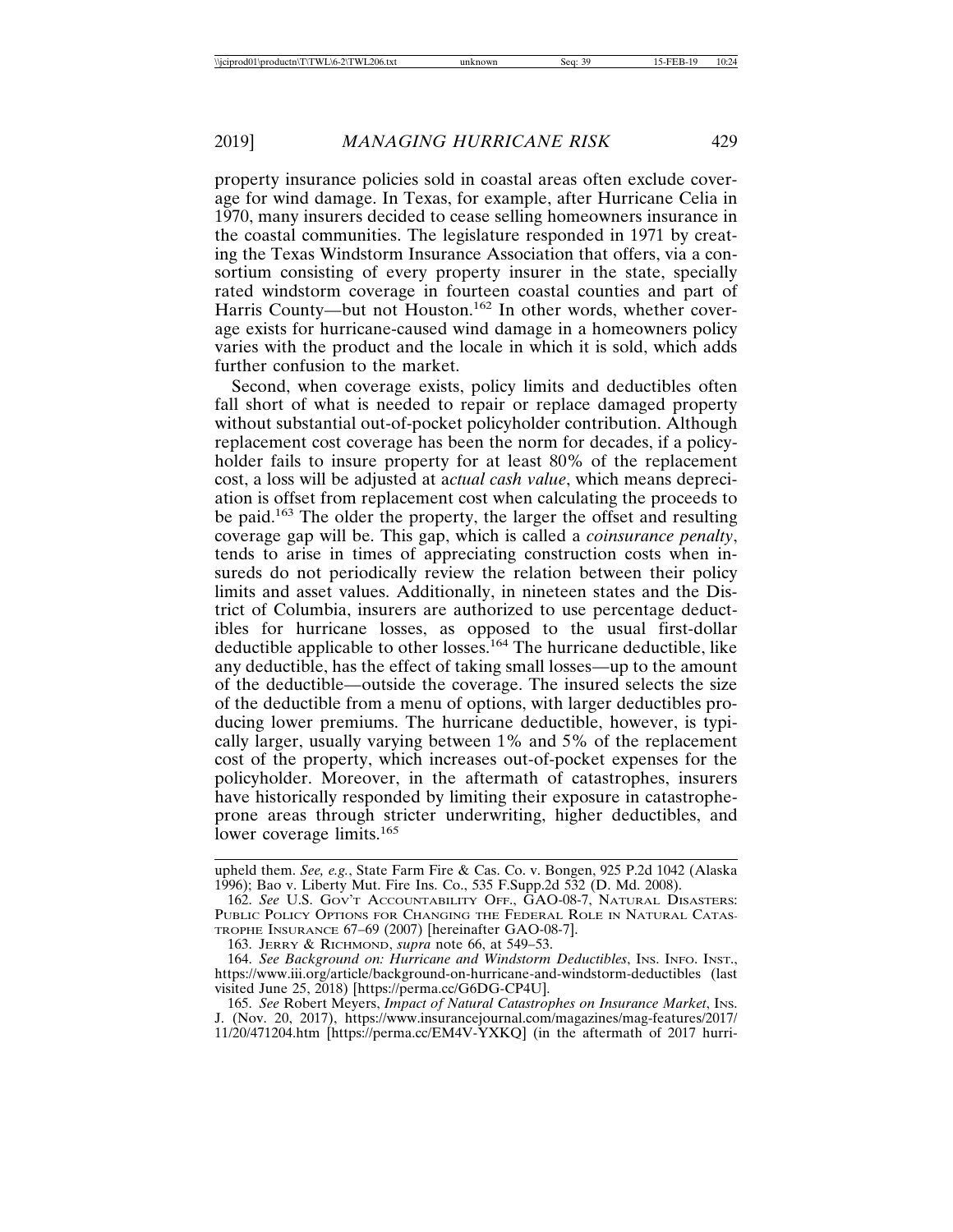property insurance policies sold in coastal areas often exclude coverage for wind damage. In Texas, for example, after Hurricane Celia in 1970, many insurers decided to cease selling homeowners insurance in the coastal communities. The legislature responded in 1971 by creating the Texas Windstorm Insurance Association that offers, via a consortium consisting of every property insurer in the state, specially rated windstorm coverage in fourteen coastal counties and part of Harris County—but not Houston.[162] In other words, whether coverage exists for hurricane-caused wind damage in a homeowners policy varies with the product and the locale in which it is sold, which adds further confusion to the market.

Second, when coverage exists, policy limits and deductibles often fall short of what is needed to repair or replace damaged property without substantial out-of-pocket policyholder contribution. Although replacement cost coverage has been the norm for decades, if a policyholder fails to insure property for at least 80% of the replacement cost, a loss will be adjusted at a*ctual cash value*, which means depreciation is offset from replacement cost when calculating the proceeds to be paid.[163] The older the property, the larger the offset and resulting coverage gap will be. This gap, which is called a *coinsurance penalty*, tends to arise in times of appreciating construction costs when insureds do not periodically review the relation between their policy limits and asset values. Additionally, in nineteen states and the District of Columbia, insurers are authorized to use percentage deductibles for hurricane losses, as opposed to the usual first-dollar deductible applicable to other losses.[164] The hurricane deductible, like any deductible, has the effect of taking small losses—up to the amount of the deductible—outside the coverage. The insured selects the size of the deductible from a menu of options, with larger deductibles producing lower premiums. The hurricane deductible, however, is typically larger, usually varying between 1% and 5% of the replacement cost of the property, which increases out-of-pocket expenses for the policyholder. Moreover, in the aftermath of catastrophes, insurers have historically responded by limiting their exposure in catastrophe-prone areas through stricter underwriting, higher deductibles, and lower coverage limits.[165]

---

upheld them. *See, e.g.*, State Farm Fire & Cas. Co. v. Bongen, 925 P.2d 1042 (Alaska 1996); Bao v. Liberty Mut. Fire Ins. Co., 535 F.Supp.2d 532 (D. Md. 2008).

162. *See* U.S. GOV'T ACCOUNTABILITY OFF., GAO-08-7, NATURAL DISASTERS: PUBLIC POLICY OPTIONS FOR CHANGING THE FEDERAL ROLE IN NATURAL CATASTROPHE INSURANCE 67–69 (2007) [hereinafter GAO-08-7].

163. JERRY & RICHMOND, *supra* note 66, at 549–53.

164. *See Background on: Hurricane and Windstorm Deductibles*, INS. INFO. INST., https://www.iii.org/article/background-on-hurricane-and-windstorm-deductibles (last visited June 25, 2018) [https://perma.cc/G6DG-CP4U].

165. *See* Robert Meyers, *Impact of Natural Catastrophes on Insurance Market*, INS. J. (Nov. 20, 2017), https://www.insurancejournal.com/magazines/mag-features/2017/11/20/471204.htm [https://perma.cc/EM4V-YXKQ] (in the aftermath of 2017 hurri-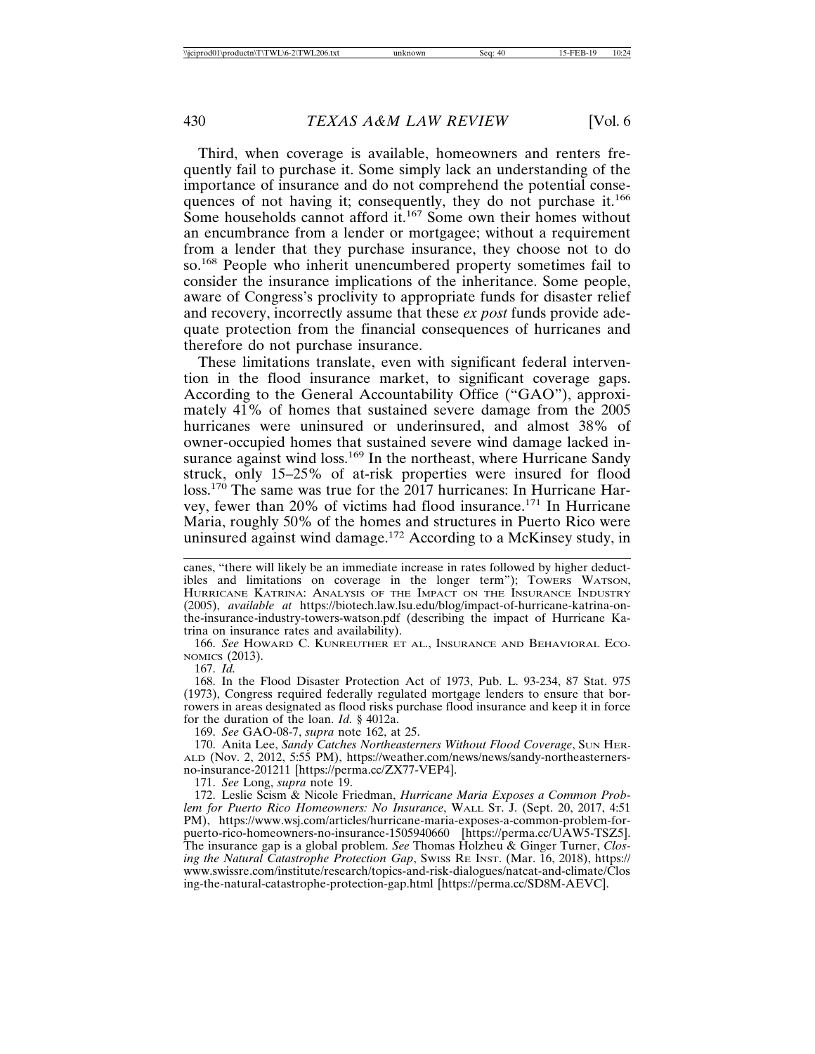Third, when coverage is available, homeowners and renters frequently fail to purchase it. Some simply lack an understanding of the importance of insurance and do not comprehend the potential consequences of not having it; consequently, they do not purchase it.[166] Some households cannot afford it.[167] Some own their homes without an encumbrance from a lender or mortgagee; without a requirement from a lender that they purchase insurance, they choose not to do so.[168] People who inherit unencumbered property sometimes fail to consider the insurance implications of the inheritance. Some people, aware of Congress's proclivity to appropriate funds for disaster relief and recovery, incorrectly assume that these *ex post* funds provide adequate protection from the financial consequences of hurricanes and therefore do not purchase insurance.

These limitations translate, even with significant federal intervention in the flood insurance market, to significant coverage gaps. According to the General Accountability Office ("GAO"), approximately 41% of homes that sustained severe damage from the 2005 hurricanes were uninsured or underinsured, and almost 38% of owner-occupied homes that sustained severe wind damage lacked insurance against wind loss.[169] In the northeast, where Hurricane Sandy struck, only 15–25% of at-risk properties were insured for flood loss.[170] The same was true for the 2017 hurricanes: In Hurricane Harvey, fewer than 20% of victims had flood insurance.[171] In Hurricane Maria, roughly 50% of the homes and structures in Puerto Rico were uninsured against wind damage.[172] According to a McKinsey study, in

---

canes, "there will likely be an immediate increase in rates followed by higher deductibles and limitations on coverage in the longer term"); TOWERS WATSON, HURRICANE KATRINA: ANALYSIS OF THE IMPACT ON THE INSURANCE INDUSTRY (2005), *available at* https://biotech.law.lsu.edu/blog/impact-of-hurricane-katrina-on-the-insurance-industry-towers-watson.pdf (describing the impact of Hurricane Katrina on insurance rates and availability).

166. *See* HOWARD C. KUNREUTHER ET AL., INSURANCE AND BEHAVIORAL ECONOMICS (2013).

167. *Id.*

168. In the Flood Disaster Protection Act of 1973, Pub. L. 93-234, 87 Stat. 975 (1973), Congress required federally regulated mortgage lenders to ensure that borrowers in areas designated as flood risks purchase flood insurance and keep it in force for the duration of the loan. *Id.* § 4012a.

169. *See* GAO-08-7, *supra* note 162, at 25.

170. Anita Lee, *Sandy Catches Northeasterners Without Flood Coverage*, SUN HERALD (Nov. 2, 2012, 5:55 PM), https://weather.com/news/news/sandy-northeasterners-no-insurance-201211 [https://perma.cc/ZX77-VEP4].

171. *See* Long, *supra* note 19.

172. Leslie Scism & Nicole Friedman, *Hurricane Maria Exposes a Common Problem for Puerto Rico Homeowners: No Insurance*, WALL ST. J. (Sept. 20, 2017, 4:51 PM), https://www.wsj.com/articles/hurricane-maria-exposes-a-common-problem-for-puerto-rico-homeowners-no-insurance-1505940660 [https://perma.cc/UAW5-TSZ5]. The insurance gap is a global problem. *See* Thomas Holzheu & Ginger Turner, *Closing the Natural Catastrophe Protection Gap*, SWISS RE INST. (Mar. 16, 2018), https://www.swissre.com/institute/research/topics-and-risk-dialogues/natcat-and-climate/Closing-the-natural-catastrophe-protection-gap.html [https://perma.cc/SD8M-AEVC].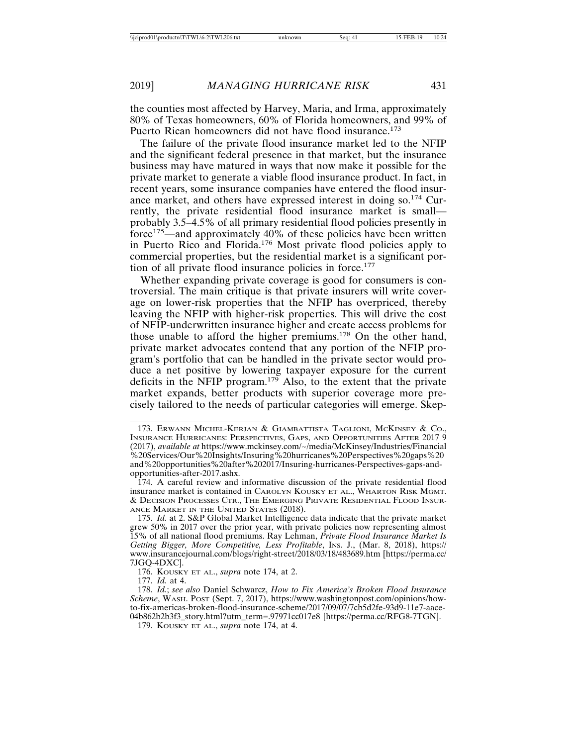the counties most affected by Harvey, Maria, and Irma, approximately 80% of Texas homeowners, 60% of Florida homeowners, and 99% of Puerto Rican homeowners did not have flood insurance.[173]

The failure of the private flood insurance market led to the NFIP and the significant federal presence in that market, but the insurance business may have matured in ways that now make it possible for the private market to generate a viable flood insurance product. In fact, in recent years, some insurance companies have entered the flood insurance market, and others have expressed interest in doing so.[174] Currently, the private residential flood insurance market is small—probably 3.5–4.5% of all primary residential flood policies presently in force[175]—and approximately 40% of these policies have been written in Puerto Rico and Florida.[176] Most private flood policies apply to commercial properties, but the residential market is a significant portion of all private flood insurance policies in force.[177]

Whether expanding private coverage is good for consumers is controversial. The main critique is that private insurers will write coverage on lower-risk properties that the NFIP has overpriced, thereby leaving the NFIP with higher-risk properties. This will drive the cost of NFIP-underwritten insurance higher and create access problems for those unable to afford the higher premiums.[178] On the other hand, private market advocates contend that any portion of the NFIP program's portfolio that can be handled in the private sector would produce a net positive by lowering taxpayer exposure for the current deficits in the NFIP program.[179] Also, to the extent that the private market expands, better products with superior coverage more precisely tailored to the needs of particular categories will emerge. Skep-

---

173. ERWANN MICHEL-KERJAN & GIAMBATTISTA TAGLIONI, MCKINSEY & CO., INSURANCE HURRICANES: PERSPECTIVES, GAPS, AND OPPORTUNITIES AFTER 2017 9 (2017), *available at* https://www.mckinsey.com/~/media/McKinsey/Industries/Financial%20Services/Our%20Insights/Insuring%20hurricanes%20Perspectives%20gaps%20and%20opportunities%20after%202017/Insuring-hurricanes-Perspectives-gaps-and-opportunities-after-2017.ashx.

174. A careful review and informative discussion of the private residential flood insurance market is contained in CAROLYN KOUSKY ET AL., WHARTON RISK MGMT. & DECISION PROCESSES CTR., THE EMERGING PRIVATE RESIDENTIAL FLOOD INSURANCE MARKET IN THE UNITED STATES (2018).

175. *Id.* at 2. S&P Global Market Intelligence data indicate that the private market grew 50% in 2017 over the prior year, with private policies now representing almost 15% of all national flood premiums. Ray Lehman, *Private Flood Insurance Market Is Getting Bigger, More Competitive, Less Profitable*, INS. J., (Mar. 8, 2018), https://www.insurancejournal.com/blogs/right-street/2018/03/18/483689.htm [https://perma.cc/7JGQ-4DXC].

176. KOUSKY ET AL., *supra* note 174, at 2.

177. *Id.* at 4.

178. *Id.*; *see also* Daniel Schwarcz, *How to Fix America's Broken Flood Insurance Scheme*, WASH. POST (Sept. 7, 2017), https://www.washingtonpost.com/opinions/how-to-fix-americas-broken-flood-insurance-scheme/2017/09/07/7cb5d2fe-93d9-11e7-aace-04b862b2b3f3_story.html?utm_term=.97971cc017e8 [https://perma.cc/RFG8-7TGN].

179. KOUSKY ET AL., *supra* note 174, at 4.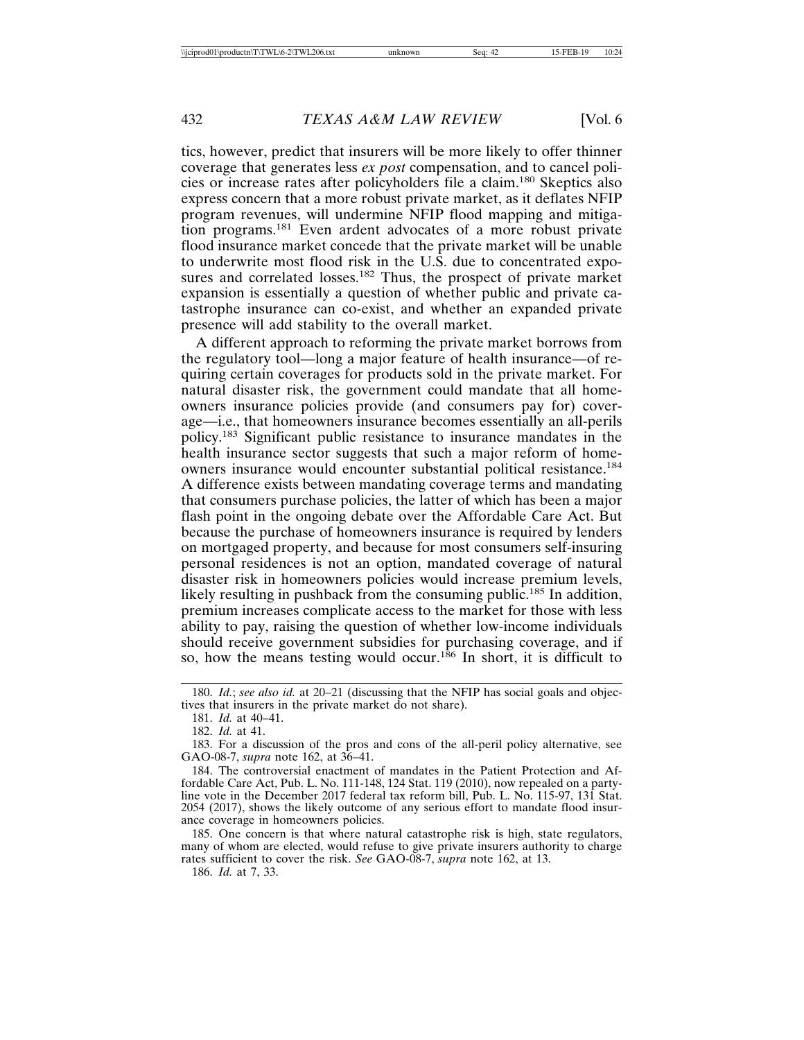tics, however, predict that insurers will be more likely to offer thinner coverage that generates less *ex post* compensation, and to cancel policies or increase rates after policyholders file a claim.[180] Skeptics also express concern that a more robust private market, as it deflates NFIP program revenues, will undermine NFIP flood mapping and mitigation programs.[181] Even ardent advocates of a more robust private flood insurance market concede that the private market will be unable to underwrite most flood risk in the U.S. due to concentrated exposures and correlated losses.[182] Thus, the prospect of private market expansion is essentially a question of whether public and private catastrophe insurance can co-exist, and whether an expanded private presence will add stability to the overall market.

A different approach to reforming the private market borrows from the regulatory tool—long a major feature of health insurance—of requiring certain coverages for products sold in the private market. For natural disaster risk, the government could mandate that all homeowners insurance policies provide (and consumers pay for) coverage—i.e., that homeowners insurance becomes essentially an all-perils policy.[183] Significant public resistance to insurance mandates in the health insurance sector suggests that such a major reform of homeowners insurance would encounter substantial political resistance.[184] A difference exists between mandating coverage terms and mandating that consumers purchase policies, the latter of which has been a major flash point in the ongoing debate over the Affordable Care Act. But because the purchase of homeowners insurance is required by lenders on mortgaged property, and because for most consumers self-insuring personal residences is not an option, mandated coverage of natural disaster risk in homeowners policies would increase premium levels, likely resulting in pushback from the consuming public.[185] In addition, premium increases complicate access to the market for those with less ability to pay, raising the question of whether low-income individuals should receive government subsidies for purchasing coverage, and if so, how the means testing would occur.[186] In short, it is difficult to

---

180. *Id.*; *see also id.* at 20–21 (discussing that the NFIP has social goals and objectives that insurers in the private market do not share).

181. *Id.* at 40–41.

182. *Id.* at 41.

183. For a discussion of the pros and cons of the all-peril policy alternative, see GAO-08-7, *supra* note 162, at 36–41.

184. The controversial enactment of mandates in the Patient Protection and Affordable Care Act, Pub. L. No. 111-148, 124 Stat. 119 (2010), now repealed on a party-line vote in the December 2017 federal tax reform bill, Pub. L. No. 115-97, 131 Stat. 2054 (2017), shows the likely outcome of any serious effort to mandate flood insurance coverage in homeowners policies.

185. One concern is that where natural catastrophe risk is high, state regulators, many of whom are elected, would refuse to give private insurers authority to charge rates sufficient to cover the risk. *See* GAO-08-7, *supra* note 162, at 13.

186. *Id.* at 7, 33.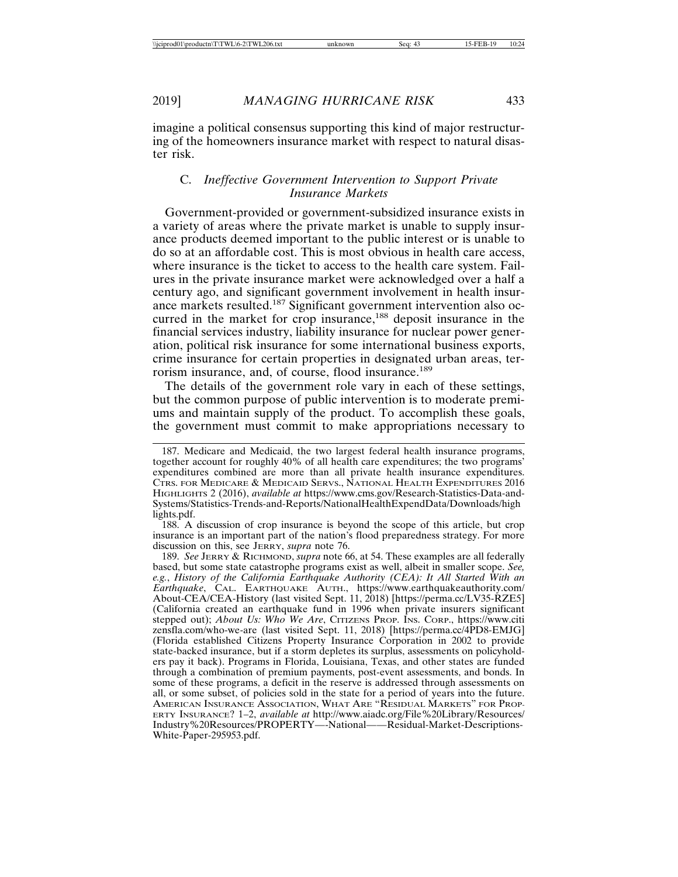imagine a political consensus supporting this kind of major restructuring of the homeowners insurance market with respect to natural disaster risk.

### C. *Ineffective Government Intervention to Support Private Insurance Markets*

Government-provided or government-subsidized insurance exists in a variety of areas where the private market is unable to supply insurance products deemed important to the public interest or is unable to do so at an affordable cost. This is most obvious in health care access, where insurance is the ticket to access to the health care system. Failures in the private insurance market were acknowledged over a half a century ago, and significant government involvement in health insurance markets resulted.[187] Significant government intervention also occurred in the market for crop insurance,[188] deposit insurance in the financial services industry, liability insurance for nuclear power generation, political risk insurance for some international business exports, crime insurance for certain properties in designated urban areas, terrorism insurance, and, of course, flood insurance.[189]

The details of the government role vary in each of these settings, but the common purpose of public intervention is to moderate premiums and maintain supply of the product. To accomplish these goals, the government must commit to make appropriations necessary to

---

187. Medicare and Medicaid, the two largest federal health insurance programs, together account for roughly 40% of all health care expenditures; the two programs' expenditures combined are more than all private health insurance expenditures. CTRS. FOR MEDICARE & MEDICAID SERVS., NATIONAL HEALTH EXPENDITURES 2016 HIGHLIGHTS 2 (2016), *available at* https://www.cms.gov/Research-Statistics-Data-and-Systems/Statistics-Trends-and-Reports/NationalHealthExpendData/Downloads/highlights.pdf.

188. A discussion of crop insurance is beyond the scope of this article, but crop insurance is an important part of the nation's flood preparedness strategy. For more discussion on this, see JERRY, *supra* note 76.

189. *See* JERRY & RICHMOND, *supra* note 66, at 54. These examples are all federally based, but some state catastrophe programs exist as well, albeit in smaller scope. *See, e.g.*, *History of the California Earthquake Authority (CEA): It All Started With an Earthquake*, CAL. EARTHQUAKE AUTH., https://www.earthquakeauthority.com/About-CEA/CEA-History (last visited Sept. 11, 2018) [https://perma.cc/LV35-RZE5] (California created an earthquake fund in 1996 when private insurers significant stepped out); *About Us: Who We Are*, CITIZENS PROP. INS. CORP., https://www.citizensfla.com/who-we-are (last visited Sept. 11, 2018) [https://perma.cc/4PD8-EMJG] (Florida established Citizens Property Insurance Corporation in 2002 to provide state-backed insurance, but if a storm depletes its surplus, assessments on policyholders pay it back). Programs in Florida, Louisiana, Texas, and other states are funded through a combination of premium payments, post-event assessments, and bonds. In some of these programs, a deficit in the reserve is addressed through assessments on all, or some subset, of policies sold in the state for a period of years into the future. AMERICAN INSURANCE ASSOCIATION, WHAT ARE "RESIDUAL MARKETS" FOR PROPERTY INSURANCE? 1–2, *available at* http://www.aiadc.org/File%20Library/Resources/Industry%20Resources/PROPERTY—-National——Residual-Market-Descriptions-White-Paper-295953.pdf.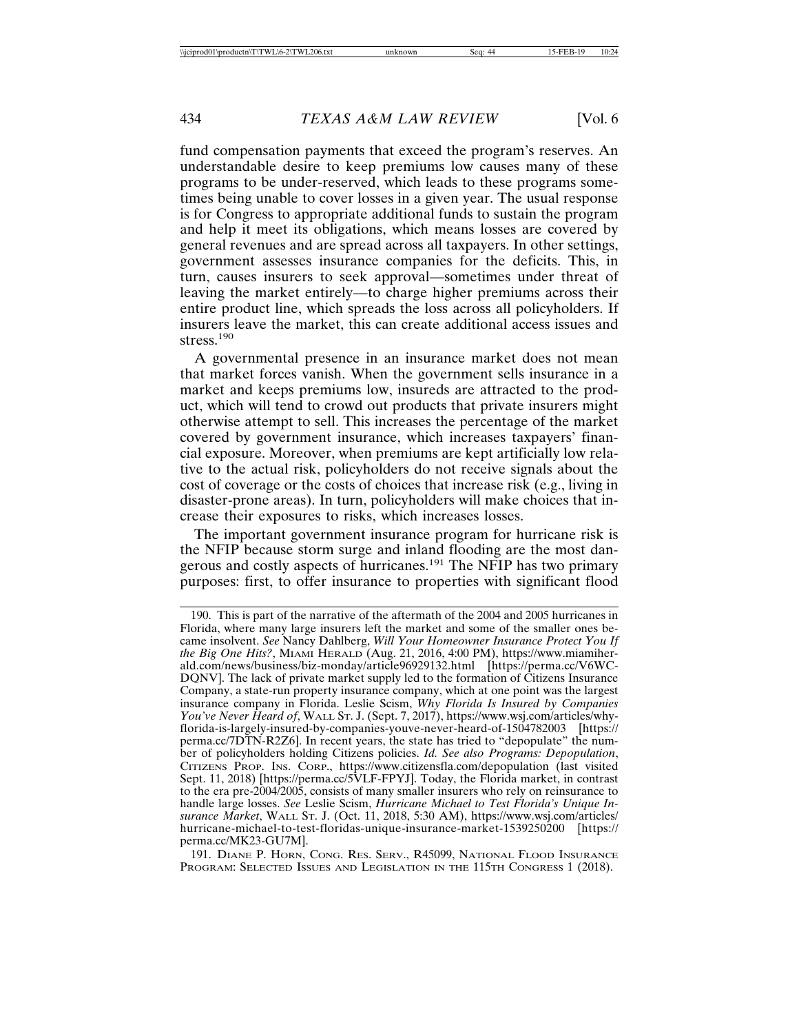fund compensation payments that exceed the program's reserves. An understandable desire to keep premiums low causes many of these programs to be under-reserved, which leads to these programs sometimes being unable to cover losses in a given year. The usual response is for Congress to appropriate additional funds to sustain the program and help it meet its obligations, which means losses are covered by general revenues and are spread across all taxpayers. In other settings, government assesses insurance companies for the deficits. This, in turn, causes insurers to seek approval—sometimes under threat of leaving the market entirely—to charge higher premiums across their entire product line, which spreads the loss across all policyholders. If insurers leave the market, this can create additional access issues and stress.[190]

A governmental presence in an insurance market does not mean that market forces vanish. When the government sells insurance in a market and keeps premiums low, insureds are attracted to the product, which will tend to crowd out products that private insurers might otherwise attempt to sell. This increases the percentage of the market covered by government insurance, which increases taxpayers' financial exposure. Moreover, when premiums are kept artificially low relative to the actual risk, policyholders do not receive signals about the cost of coverage or the costs of choices that increase risk (e.g., living in disaster-prone areas). In turn, policyholders will make choices that increase their exposures to risks, which increases losses.

The important government insurance program for hurricane risk is the NFIP because storm surge and inland flooding are the most dangerous and costly aspects of hurricanes.[191] The NFIP has two primary purposes: first, to offer insurance to properties with significant flood

---

190. This is part of the narrative of the aftermath of the 2004 and 2005 hurricanes in Florida, where many large insurers left the market and some of the smaller ones became insolvent. *See* Nancy Dahlberg, *Will Your Homeowner Insurance Protect You If the Big One Hits?*, MIAMI HERALD (Aug. 21, 2016, 4:00 PM), https://www.miamiherald.com/news/business/biz-monday/article96929132.html [https://perma.cc/V6WC-DQNV]. The lack of private market supply led to the formation of Citizens Insurance Company, a state-run property insurance company, which at one point was the largest insurance company in Florida. Leslie Scism, *Why Florida Is Insured by Companies You've Never Heard of*, WALL ST. J. (Sept. 7, 2017), https://www.wsj.com/articles/why-florida-is-largely-insured-by-companies-youve-never-heard-of-1504782003 [https://perma.cc/7DTN-R2Z6]. In recent years, the state has tried to "depopulate" the number of policyholders holding Citizens policies. *Id. See also Programs: Depopulation*, CITIZENS PROP. INS. CORP., https://www.citizensfla.com/depopulation (last visited Sept. 11, 2018) [https://perma.cc/5VLF-FPYJ]. Today, the Florida market, in contrast to the era pre-2004/2005, consists of many smaller insurers who rely on reinsurance to handle large losses. *See* Leslie Scism, *Hurricane Michael to Test Florida's Unique Insurance Market*, WALL ST. J. (Oct. 11, 2018, 5:30 AM), https://www.wsj.com/articles/hurricane-michael-to-test-floridas-unique-insurance-market-1539250200 [https://perma.cc/MK23-GU7M].

191. DIANE P. HORN, CONG. RES. SERV., R45099, NATIONAL FLOOD INSURANCE PROGRAM: SELECTED ISSUES AND LEGISLATION IN THE 115TH CONGRESS 1 (2018).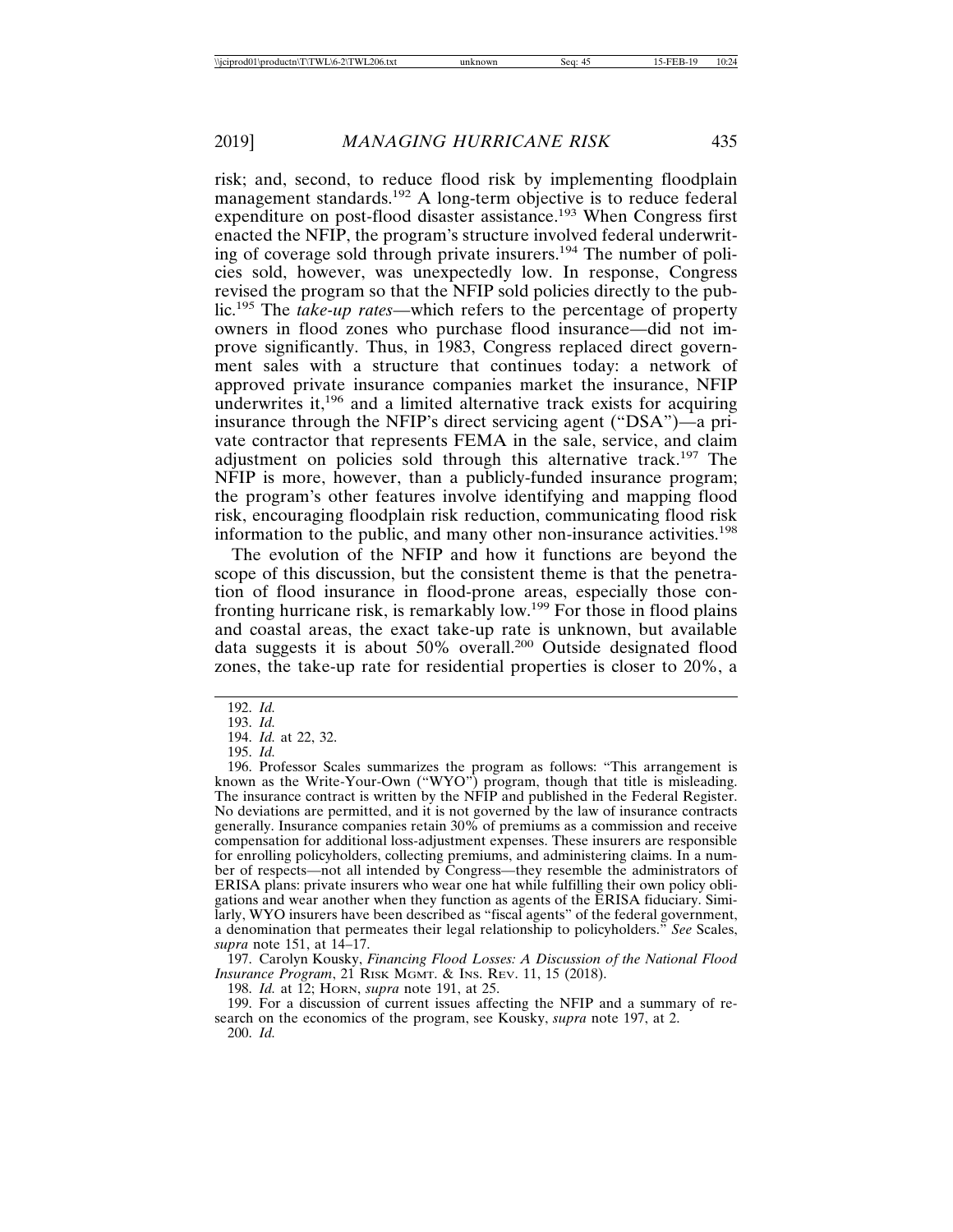risk; and, second, to reduce flood risk by implementing floodplain management standards.[192] A long-term objective is to reduce federal expenditure on post-flood disaster assistance.[193] When Congress first enacted the NFIP, the program's structure involved federal underwriting of coverage sold through private insurers.[194] The number of policies sold, however, was unexpectedly low. In response, Congress revised the program so that the NFIP sold policies directly to the public.[195] The *take-up rates*—which refers to the percentage of property owners in flood zones who purchase flood insurance—did not improve significantly. Thus, in 1983, Congress replaced direct government sales with a structure that continues today: a network of approved private insurance companies market the insurance, NFIP underwrites it,[196] and a limited alternative track exists for acquiring insurance through the NFIP's direct servicing agent ("DSA")—a private contractor that represents FEMA in the sale, service, and claim adjustment on policies sold through this alternative track.[197] The NFIP is more, however, than a publicly-funded insurance program; the program's other features involve identifying and mapping flood risk, encouraging floodplain risk reduction, communicating flood risk information to the public, and many other non-insurance activities.[198]

The evolution of the NFIP and how it functions are beyond the scope of this discussion, but the consistent theme is that the penetration of flood insurance in flood-prone areas, especially those confronting hurricane risk, is remarkably low.[199] For those in flood plains and coastal areas, the exact take-up rate is unknown, but available data suggests it is about 50% overall.[200] Outside designated flood zones, the take-up rate for residential properties is closer to 20%, a

---

192. *Id.*

193. *Id.*

194. *Id.* at 22, 32.

195. *Id.*

196. Professor Scales summarizes the program as follows: "This arrangement is known as the Write-Your-Own ("WYO") program, though that title is misleading. The insurance contract is written by the NFIP and published in the Federal Register. No deviations are permitted, and it is not governed by the law of insurance contracts generally. Insurance companies retain 30% of premiums as a commission and receive compensation for additional loss-adjustment expenses. These insurers are responsible for enrolling policyholders, collecting premiums, and administering claims. In a number of respects—not all intended by Congress—they resemble the administrators of ERISA plans: private insurers who wear one hat while fulfilling their own policy obligations and wear another when they function as agents of the ERISA fiduciary. Similarly, WYO insurers have been described as "fiscal agents" of the federal government, a denomination that permeates their legal relationship to policyholders." *See* Scales, *supra* note 151, at 14–17.

197. Carolyn Kousky, *Financing Flood Losses: A Discussion of the National Flood Insurance Program*, 21 RISK MGMT. & INS. REV. 11, 15 (2018).

198. *Id.* at 12; HORN, *supra* note 191, at 25.

199. For a discussion of current issues affecting the NFIP and a summary of research on the economics of the program, see Kousky, *supra* note 197, at 2.

200. *Id.*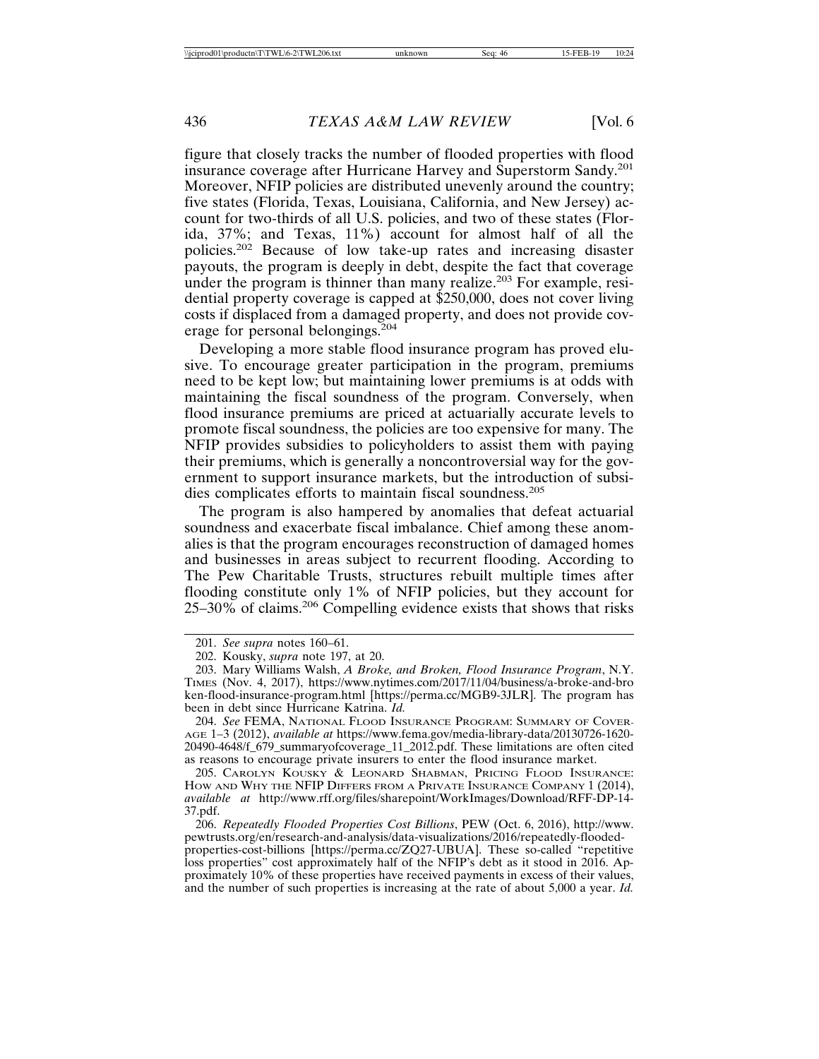figure that closely tracks the number of flooded properties with flood insurance coverage after Hurricane Harvey and Superstorm Sandy.[201] Moreover, NFIP policies are distributed unevenly around the country; five states (Florida, Texas, Louisiana, California, and New Jersey) account for two-thirds of all U.S. policies, and two of these states (Florida, 37%; and Texas, 11%) account for almost half of all the policies.[202] Because of low take-up rates and increasing disaster payouts, the program is deeply in debt, despite the fact that coverage under the program is thinner than many realize.[203] For example, residential property coverage is capped at $250,000, does not cover living costs if displaced from a damaged property, and does not provide coverage for personal belongings.[204]

Developing a more stable flood insurance program has proved elusive. To encourage greater participation in the program, premiums need to be kept low; but maintaining lower premiums is at odds with maintaining the fiscal soundness of the program. Conversely, when flood insurance premiums are priced at actuarially accurate levels to promote fiscal soundness, the policies are too expensive for many. The NFIP provides subsidies to policyholders to assist them with paying their premiums, which is generally a noncontroversial way for the government to support insurance markets, but the introduction of subsidies complicates efforts to maintain fiscal soundness.[205]

The program is also hampered by anomalies that defeat actuarial soundness and exacerbate fiscal imbalance. Chief among these anomalies is that the program encourages reconstruction of damaged homes and businesses in areas subject to recurrent flooding. According to The Pew Charitable Trusts, structures rebuilt multiple times after flooding constitute only 1% of NFIP policies, but they account for 25–30% of claims.[206] Compelling evidence exists that shows that risks

---

201. *See supra* notes 160–61.

202. Kousky, *supra* note 197, at 20.

203. Mary Williams Walsh, *A Broke, and Broken, Flood Insurance Program*, N.Y. TIMES (Nov. 4, 2017), https://www.nytimes.com/2017/11/04/business/a-broke-and-broken-flood-insurance-program.html [https://perma.cc/MGB9-3JLR]. The program has been in debt since Hurricane Katrina. *Id.*

204. *See* FEMA, NATIONAL FLOOD INSURANCE PROGRAM: SUMMARY OF COVERAGE 1–3 (2012), *available at* https://www.fema.gov/media-library-data/20130726-1620-20490-4648/f_679_summaryofcoverage_11_2012.pdf. These limitations are often cited as reasons to encourage private insurers to enter the flood insurance market.

205. CAROLYN KOUSKY & LEONARD SHABMAN, PRICING FLOOD INSURANCE: HOW AND WHY THE NFIP DIFFERS FROM A PRIVATE INSURANCE COMPANY 1 (2014), *available at* http://www.rff.org/files/sharepoint/WorkImages/Download/RFF-DP-14-37.pdf.

206. *Repeatedly Flooded Properties Cost Billions*, PEW (Oct. 6, 2016), http://www.pewtrusts.org/en/research-and-analysis/data-visualizations/2016/repeatedly-flooded-properties-cost-billions [https://perma.cc/ZQ27-UBUA]. These so-called "repetitive loss properties" cost approximately half of the NFIP's debt as it stood in 2016. Approximately 10% of these properties have received payments in excess of their values, and the number of such properties is increasing at the rate of about 5,000 a year. *Id.*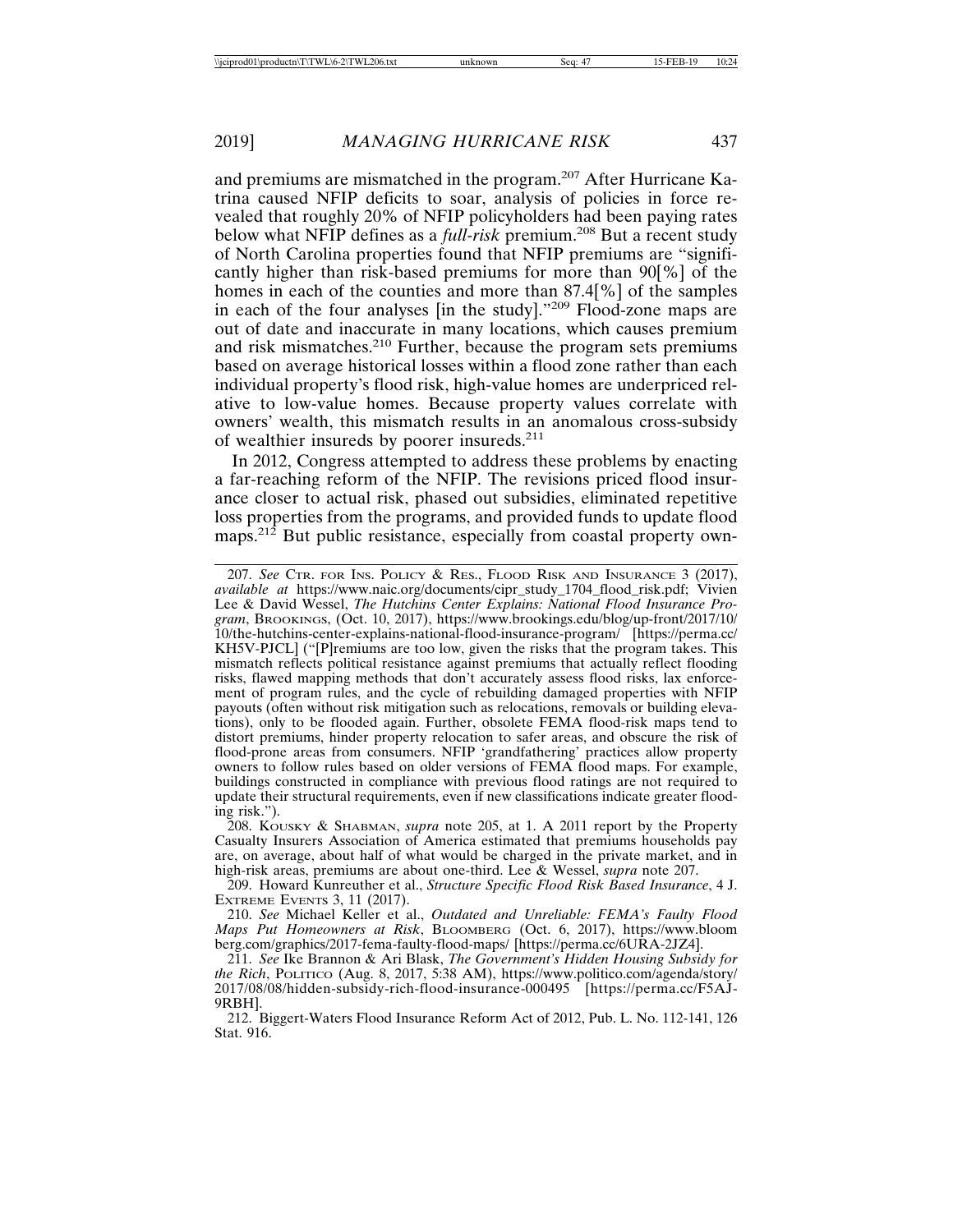and premiums are mismatched in the program.[207] After Hurricane Katrina caused NFIP deficits to soar, analysis of policies in force revealed that roughly 20% of NFIP policyholders had been paying rates below what NFIP defines as a *full-risk* premium.[208] But a recent study of North Carolina properties found that NFIP premiums are "significantly higher than risk-based premiums for more than 90[%] of the homes in each of the counties and more than 87.4[%] of the samples in each of the four analyses [in the study]."[209] Flood-zone maps are out of date and inaccurate in many locations, which causes premium and risk mismatches.[210] Further, because the program sets premiums based on average historical losses within a flood zone rather than each individual property's flood risk, high-value homes are underpriced relative to low-value homes. Because property values correlate with owners' wealth, this mismatch results in an anomalous cross-subsidy of wealthier insureds by poorer insureds.[211]

In 2012, Congress attempted to address these problems by enacting a far-reaching reform of the NFIP. The revisions priced flood insurance closer to actual risk, phased out subsidies, eliminated repetitive loss properties from the programs, and provided funds to update flood maps.[212] But public resistance, especially from coastal property own-

---

207. *See* CTR. FOR INS. POLICY & RES., FLOOD RISK AND INSURANCE 3 (2017), *available at* https://www.naic.org/documents/cipr_study_1704_flood_risk.pdf; Vivien Lee & David Wessel, *The Hutchins Center Explains: National Flood Insurance Program*, BROOKINGS, (Oct. 10, 2017), https://www.brookings.edu/blog/up-front/2017/10/10/the-hutchins-center-explains-national-flood-insurance-program/ [https://perma.cc/KH5V-PJCL] ("[P]remiums are too low, given the risks that the program takes. This mismatch reflects political resistance against premiums that actually reflect flooding risks, flawed mapping methods that don't accurately assess flood risks, lax enforcement of program rules, and the cycle of rebuilding damaged properties with NFIP payouts (often without risk mitigation such as relocations, removals or building elevations), only to be flooded again. Further, obsolete FEMA flood-risk maps tend to distort premiums, hinder property relocation to safer areas, and obscure the risk of flood-prone areas from consumers. NFIP 'grandfathering' practices allow property owners to follow rules based on older versions of FEMA flood maps. For example, buildings constructed in compliance with previous flood ratings are not required to update their structural requirements, even if new classifications indicate greater flooding risk.").

208. KOUSKY & SHABMAN, *supra* note 205, at 1. A 2011 report by the Property Casualty Insurers Association of America estimated that premiums households pay are, on average, about half of what would be charged in the private market, and in high-risk areas, premiums are about one-third. Lee & Wessel, *supra* note 207.

209. Howard Kunreuther et al., *Structure Specific Flood Risk Based Insurance*, 4 J. EXTREME EVENTS 3, 11 (2017).

210. *See* Michael Keller et al., *Outdated and Unreliable: FEMA's Faulty Flood Maps Put Homeowners at Risk*, BLOOMBERG (Oct. 6, 2017), https://www.bloomberg.com/graphics/2017-fema-faulty-flood-maps/ [https://perma.cc/6URA-2JZ4].

211. *See* Ike Brannon & Ari Blask, *The Government's Hidden Housing Subsidy for the Rich*, POLITICO (Aug. 8, 2017, 5:38 AM), https://www.politico.com/agenda/story/2017/08/08/hidden-subsidy-rich-flood-insurance-000495 [https://perma.cc/F5AJ-9RBH].

212. Biggert-Waters Flood Insurance Reform Act of 2012, Pub. L. No. 112-141, 126 Stat. 916.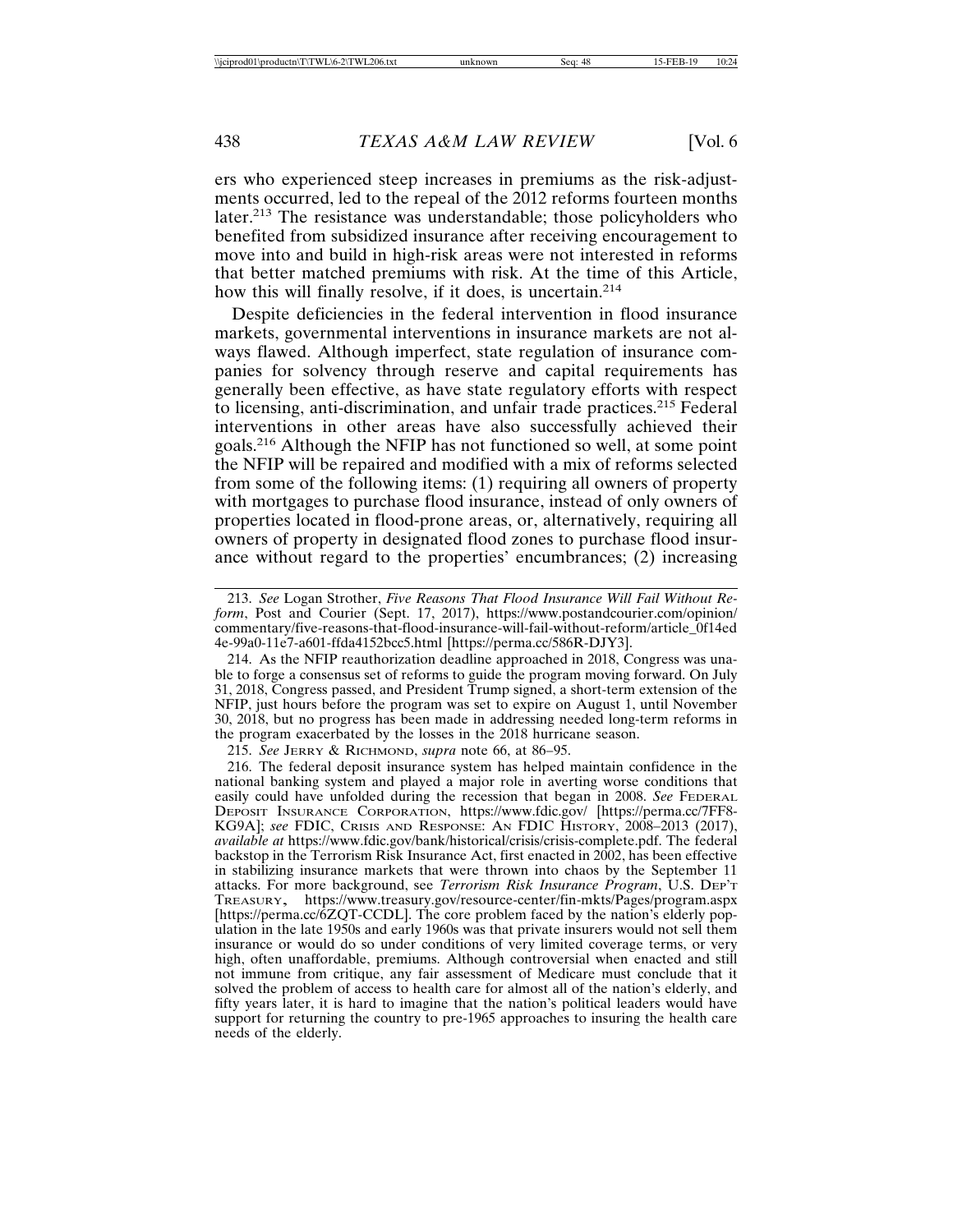ers who experienced steep increases in premiums as the risk-adjustments occurred, led to the repeal of the 2012 reforms fourteen months later.[213] The resistance was understandable; those policyholders who benefited from subsidized insurance after receiving encouragement to move into and build in high-risk areas were not interested in reforms that better matched premiums with risk. At the time of this Article, how this will finally resolve, if it does, is uncertain.[214]

Despite deficiencies in the federal intervention in flood insurance markets, governmental interventions in insurance markets are not always flawed. Although imperfect, state regulation of insurance companies for solvency through reserve and capital requirements has generally been effective, as have state regulatory efforts with respect to licensing, anti-discrimination, and unfair trade practices.[215] Federal interventions in other areas have also successfully achieved their goals.[216] Although the NFIP has not functioned so well, at some point the NFIP will be repaired and modified with a mix of reforms selected from some of the following items: (1) requiring all owners of property with mortgages to purchase flood insurance, instead of only owners of properties located in flood-prone areas, or, alternatively, requiring all owners of property in designated flood zones to purchase flood insurance without regard to the properties' encumbrances; (2) increasing

---

213. *See* Logan Strother, *Five Reasons That Flood Insurance Will Fail Without Reform*, Post and Courier (Sept. 17, 2017), https://www.postandcourier.com/opinion/commentary/five-reasons-that-flood-insurance-will-fail-without-reform/article_0f14ed4e-99a0-11e7-a601-ffda4152bcc5.html [https://perma.cc/586R-DJY3].

214. As the NFIP reauthorization deadline approached in 2018, Congress was unable to forge a consensus set of reforms to guide the program moving forward. On July 31, 2018, Congress passed, and President Trump signed, a short-term extension of the NFIP, just hours before the program was set to expire on August 1, until November 30, 2018, but no progress has been made in addressing needed long-term reforms in the program exacerbated by the losses in the 2018 hurricane season.

215. *See* JERRY & RICHMOND, *supra* note 66, at 86–95.

216. The federal deposit insurance system has helped maintain confidence in the national banking system and played a major role in averting worse conditions that easily could have unfolded during the recession that began in 2008. *See* FEDERAL DEPOSIT INSURANCE CORPORATION, https://www.fdic.gov/ [https://perma.cc/7FF8-KG9A]; *see* FDIC, CRISIS AND RESPONSE: AN FDIC HISTORY, 2008–2013 (2017), *available at* https://www.fdic.gov/bank/historical/crisis/crisis-complete.pdf. The federal backstop in the Terrorism Risk Insurance Act, first enacted in 2002, has been effective in stabilizing insurance markets that were thrown into chaos by the September 11 attacks. For more background, see *Terrorism Risk Insurance Program*, U.S. DEP'T TREASURY, https://www.treasury.gov/resource-center/fin-mkts/Pages/program.aspx [https://perma.cc/6ZQT-CCDL]. The core problem faced by the nation's elderly population in the late 1950s and early 1960s was that private insurers would not sell them insurance or would do so under conditions of very limited coverage terms, or very high, often unaffordable, premiums. Although controversial when enacted and still not immune from critique, any fair assessment of Medicare must conclude that it solved the problem of access to health care for almost all of the nation's elderly, and fifty years later, it is hard to imagine that the nation's political leaders would have support for returning the country to pre-1965 approaches to insuring the health care needs of the elderly.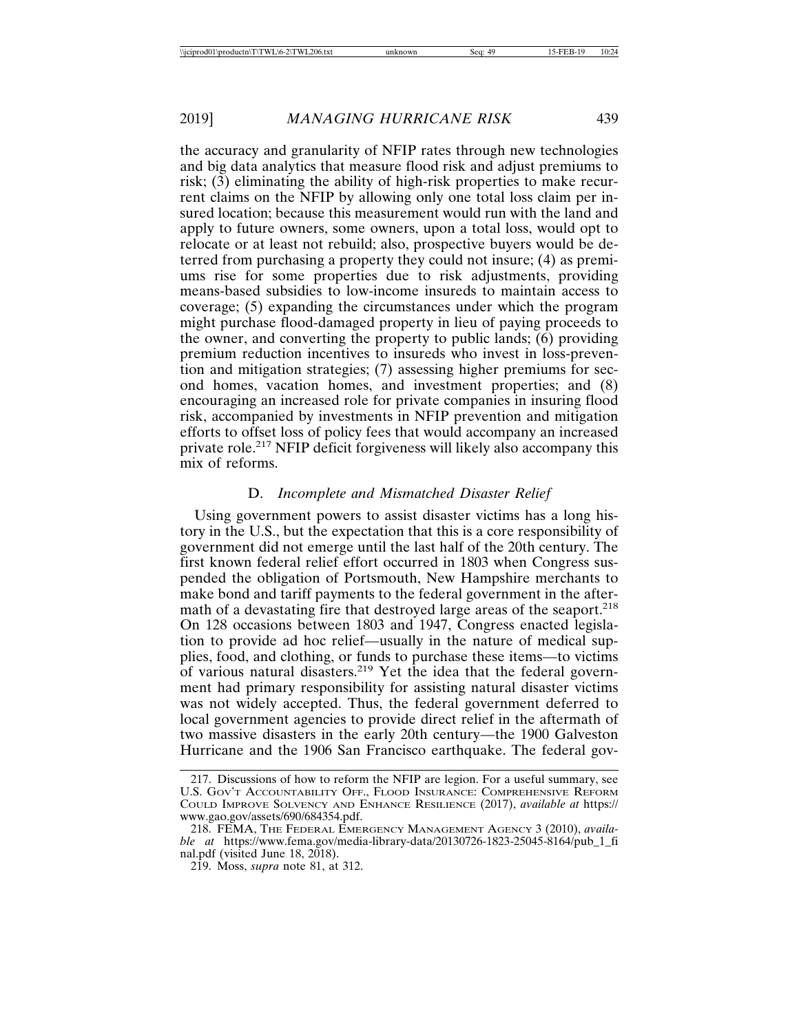the accuracy and granularity of NFIP rates through new technologies and big data analytics that measure flood risk and adjust premiums to risk; (3) eliminating the ability of high-risk properties to make recurrent claims on the NFIP by allowing only one total loss claim per insured location; because this measurement would run with the land and apply to future owners, some owners, upon a total loss, would opt to relocate or at least not rebuild; also, prospective buyers would be deterred from purchasing a property they could not insure; (4) as premiums rise for some properties due to risk adjustments, providing means-based subsidies to low-income insureds to maintain access to coverage; (5) expanding the circumstances under which the program might purchase flood-damaged property in lieu of paying proceeds to the owner, and converting the property to public lands; (6) providing premium reduction incentives to insureds who invest in loss-prevention and mitigation strategies; (7) assessing higher premiums for second homes, vacation homes, and investment properties; and (8) encouraging an increased role for private companies in insuring flood risk, accompanied by investments in NFIP prevention and mitigation efforts to offset loss of policy fees that would accompany an increased private role.[217] NFIP deficit forgiveness will likely also accompany this mix of reforms.

### D. *Incomplete and Mismatched Disaster Relief*

Using government powers to assist disaster victims has a long history in the U.S., but the expectation that this is a core responsibility of government did not emerge until the last half of the 20th century. The first known federal relief effort occurred in 1803 when Congress suspended the obligation of Portsmouth, New Hampshire merchants to make bond and tariff payments to the federal government in the aftermath of a devastating fire that destroyed large areas of the seaport.[218] On 128 occasions between 1803 and 1947, Congress enacted legislation to provide ad hoc relief—usually in the nature of medical supplies, food, and clothing, or funds to purchase these items—to victims of various natural disasters.[219] Yet the idea that the federal government had primary responsibility for assisting natural disaster victims was not widely accepted. Thus, the federal government deferred to local government agencies to provide direct relief in the aftermath of two massive disasters in the early 20th century—the 1900 Galveston Hurricane and the 1906 San Francisco earthquake. The federal gov-

---

217. Discussions of how to reform the NFIP are legion. For a useful summary, see U.S. Gov't Accountability Off., Flood Insurance: Comprehensive Reform Could Improve Solvency and Enhance Resilience (2017), *available at* https://www.gao.gov/assets/690/684354.pdf.

218. FEMA, The Federal Emergency Management Agency 3 (2010), *available at* https://www.fema.gov/media-library-data/20130726-1823-25045-8164/pub_1_final.pdf (visited June 18, 2018).

219. Moss, *supra* note 81, at 312.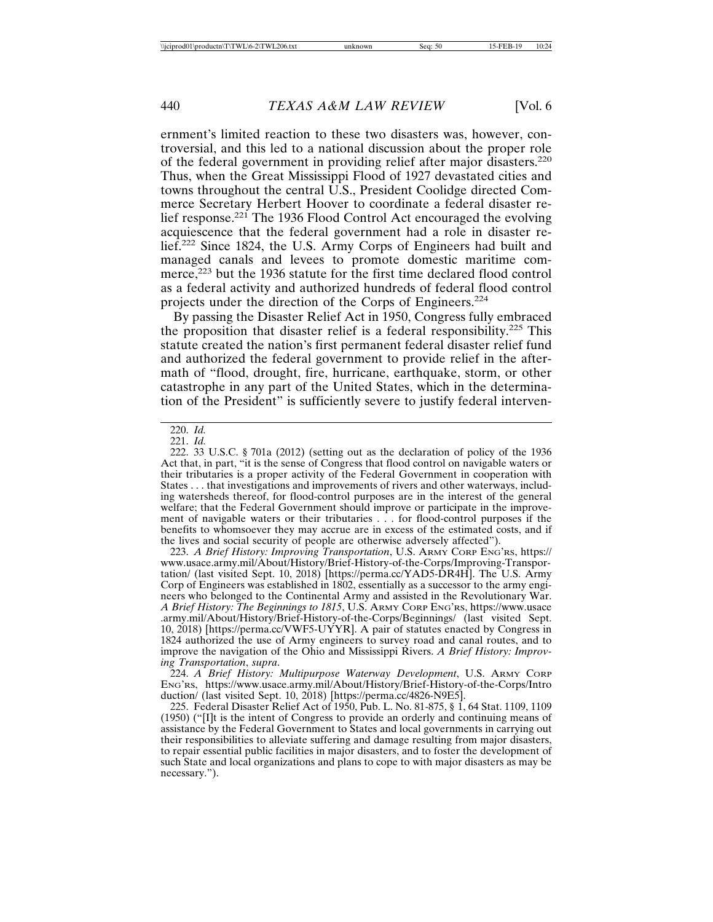ernment's limited reaction to these two disasters was, however, controversial, and this led to a national discussion about the proper role of the federal government in providing relief after major disasters.[220] Thus, when the Great Mississippi Flood of 1927 devastated cities and towns throughout the central U.S., President Coolidge directed Commerce Secretary Herbert Hoover to coordinate a federal disaster relief response.[221] The 1936 Flood Control Act encouraged the evolving acquiescence that the federal government had a role in disaster relief.[222] Since 1824, the U.S. Army Corps of Engineers had built and managed canals and levees to promote domestic maritime commerce,[223] but the 1936 statute for the first time declared flood control as a federal activity and authorized hundreds of federal flood control projects under the direction of the Corps of Engineers.[224]

By passing the Disaster Relief Act in 1950, Congress fully embraced the proposition that disaster relief is a federal responsibility.[225] This statute created the nation's first permanent federal disaster relief fund and authorized the federal government to provide relief in the aftermath of "flood, drought, fire, hurricane, earthquake, storm, or other catastrophe in any part of the United States, which in the determination of the President" is sufficiently severe to justify federal interven-

---

220. *Id.*

221. *Id.*

222. 33 U.S.C. § 701a (2012) (setting out as the declaration of policy of the 1936 Act that, in part, "it is the sense of Congress that flood control on navigable waters or their tributaries is a proper activity of the Federal Government in cooperation with States . . . that investigations and improvements of rivers and other waterways, including watersheds thereof, for flood-control purposes are in the interest of the general welfare; that the Federal Government should improve or participate in the improvement of navigable waters or their tributaries . . . for flood-control purposes if the benefits to whomsoever they may accrue are in excess of the estimated costs, and if the lives and social security of people are otherwise adversely affected").

223. *A Brief History: Improving Transportation*, U.S. ARMY CORP ENG'RS, https://www.usace.army.mil/About/History/Brief-History-of-the-Corps/Improving-Transportation/ (last visited Sept. 10, 2018) [https://perma.cc/YAD5-DR4H]. The U.S. Army Corp of Engineers was established in 1802, essentially as a successor to the army engineers who belonged to the Continental Army and assisted in the Revolutionary War. *A Brief History: The Beginnings to 1815*, U.S. ARMY CORP ENG'RS, https://www.usace.army.mil/About/History/Brief-History-of-the-Corps/Beginnings/ (last visited Sept. 10, 2018) [https://perma.cc/VWF5-UYYR]. A pair of statutes enacted by Congress in 1824 authorized the use of Army engineers to survey road and canal routes, and to improve the navigation of the Ohio and Mississippi Rivers. *A Brief History: Improving Transportation*, *supra*.

224. *A Brief History: Multipurpose Waterway Development*, U.S. ARMY CORP ENG'RS, https://www.usace.army.mil/About/History/Brief-History-of-the-Corps/Introduction/ (last visited Sept. 10, 2018) [https://perma.cc/4826-N9E5].

225. Federal Disaster Relief Act of 1950, Pub. L. No. 81-875, § 1, 64 Stat. 1109, 1109 (1950) ("[I]t is the intent of Congress to provide an orderly and continuing means of assistance by the Federal Government to States and local governments in carrying out their responsibilities to alleviate suffering and damage resulting from major disasters, to repair essential public facilities in major disasters, and to foster the development of such State and local organizations and plans to cope to with major disasters as may be necessary.").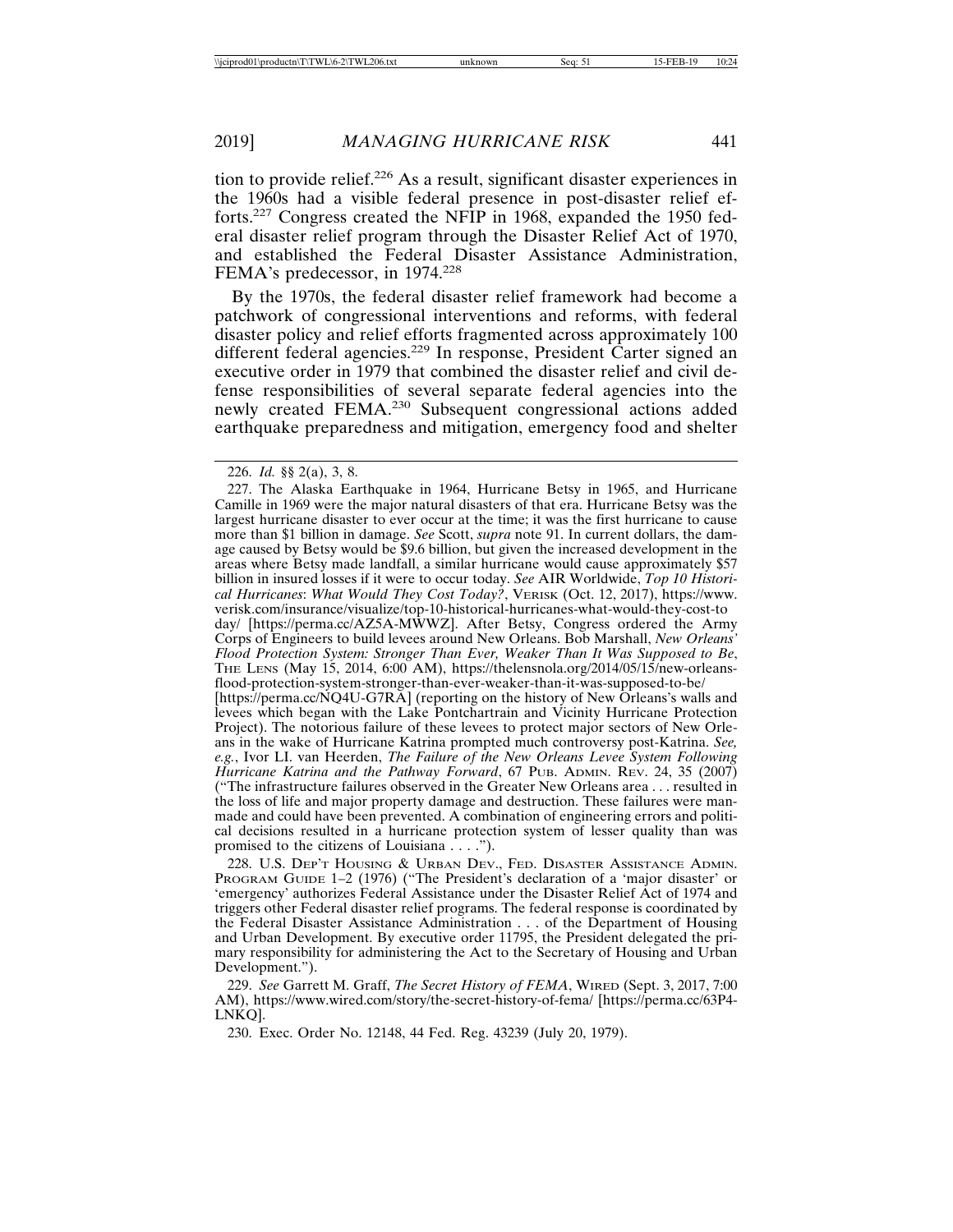tion to provide relief.[226] As a result, significant disaster experiences in the 1960s had a visible federal presence in post-disaster relief efforts.[227] Congress created the NFIP in 1968, expanded the 1950 federal disaster relief program through the Disaster Relief Act of 1970, and established the Federal Disaster Assistance Administration, FEMA's predecessor, in 1974.[228]

By the 1970s, the federal disaster relief framework had become a patchwork of congressional interventions and reforms, with federal disaster policy and relief efforts fragmented across approximately 100 different federal agencies.[229] In response, President Carter signed an executive order in 1979 that combined the disaster relief and civil defense responsibilities of several separate federal agencies into the newly created FEMA.[230] Subsequent congressional actions added earthquake preparedness and mitigation, emergency food and shelter

---

226. *Id.* §§ 2(a), 3, 8.

227. The Alaska Earthquake in 1964, Hurricane Betsy in 1965, and Hurricane Camille in 1969 were the major natural disasters of that era. Hurricane Betsy was the largest hurricane disaster to ever occur at the time; it was the first hurricane to cause more than $1 billion in damage. *See* Scott, *supra* note 91. In current dollars, the damage caused by Betsy would be $9.6 billion, but given the increased development in the areas where Betsy made landfall, a similar hurricane would cause approximately $57 billion in insured losses if it were to occur today. *See* AIR Worldwide, *Top 10 Historical Hurricanes*: *What Would They Cost Today?*, VERISK (Oct. 12, 2017), https://www.verisk.com/insurance/visualize/top-10-historical-hurricanes-what-would-they-cost-today/ [https://perma.cc/AZ5A-MWWZ]. After Betsy, Congress ordered the Army Corps of Engineers to build levees around New Orleans. Bob Marshall, *New Orleans' Flood Protection System: Stronger Than Ever, Weaker Than It Was Supposed to Be*, THE LENS (May 15, 2014, 6:00 AM), https://thelensnola.org/2014/05/15/new-orleans-flood-protection-system-stronger-than-ever-weaker-than-it-was-supposed-to-be/ [https://perma.cc/NQ4U-G7RA] (reporting on the history of New Orleans's walls and levees which began with the Lake Pontchartrain and Vicinity Hurricane Protection Project). The notorious failure of these levees to protect major sectors of New Orleans in the wake of Hurricane Katrina prompted much controversy post-Katrina. *See, e.g.*, Ivor Ll. van Heerden, *The Failure of the New Orleans Levee System Following Hurricane Katrina and the Pathway Forward*, 67 PUB. ADMIN. REV. 24, 35 (2007) ("The infrastructure failures observed in the Greater New Orleans area . . . resulted in the loss of life and major property damage and destruction. These failures were man-made and could have been prevented. A combination of engineering errors and political decisions resulted in a hurricane protection system of lesser quality than was promised to the citizens of Louisiana . . . .").

228. U.S. DEP'T HOUSING & URBAN DEV., FED. DISASTER ASSISTANCE ADMIN. PROGRAM GUIDE 1–2 (1976) ("The President's declaration of a 'major disaster' or 'emergency' authorizes Federal Assistance under the Disaster Relief Act of 1974 and triggers other Federal disaster relief programs. The federal response is coordinated by the Federal Disaster Assistance Administration . . . of the Department of Housing and Urban Development. By executive order 11795, the President delegated the primary responsibility for administering the Act to the Secretary of Housing and Urban Development.").

229. *See* Garrett M. Graff, *The Secret History of FEMA*, WIRED (Sept. 3, 2017, 7:00 AM), https://www.wired.com/story/the-secret-history-of-fema/ [https://perma.cc/63P4-LNKQ].

230. Exec. Order No. 12148, 44 Fed. Reg. 43239 (July 20, 1979).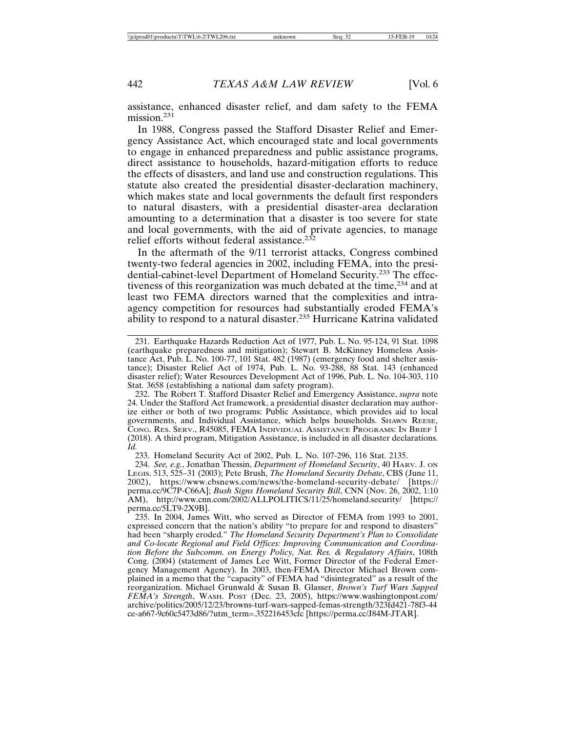assistance, enhanced disaster relief, and dam safety to the FEMA mission.[231]

In 1988, Congress passed the Stafford Disaster Relief and Emergency Assistance Act, which encouraged state and local governments to engage in enhanced preparedness and public assistance programs, direct assistance to households, hazard-mitigation efforts to reduce the effects of disasters, and land use and construction regulations. This statute also created the presidential disaster-declaration machinery, which makes state and local governments the default first responders to natural disasters, with a presidential disaster-area declaration amounting to a determination that a disaster is too severe for state and local governments, with the aid of private agencies, to manage relief efforts without federal assistance.[232]

In the aftermath of the 9/11 terrorist attacks, Congress combined twenty-two federal agencies in 2002, including FEMA, into the presidential-cabinet-level Department of Homeland Security.[233] The effectiveness of this reorganization was much debated at the time,[234] and at least two FEMA directors warned that the complexities and intra-agency competition for resources had substantially eroded FEMA's ability to respond to a natural disaster.[235] Hurricane Katrina validated

---

231. Earthquake Hazards Reduction Act of 1977, Pub. L. No. 95-124, 91 Stat. 1098 (earthquake preparedness and mitigation); Stewart B. McKinney Homeless Assistance Act, Pub. L. No. 100-77, 101 Stat. 482 (1987) (emergency food and shelter assistance); Disaster Relief Act of 1974, Pub. L. No. 93-288, 88 Stat. 143 (enhanced disaster relief); Water Resources Development Act of 1996, Pub. L. No. 104-303, 110 Stat. 3658 (establishing a national dam safety program).

232. The Robert T. Stafford Disaster Relief and Emergency Assistance, *supra* note 24. Under the Stafford Act framework, a presidential disaster declaration may authorize either or both of two programs: Public Assistance, which provides aid to local governments, and Individual Assistance, which helps households. SHAWN REESE, CONG. RES. SERV., R45085, FEMA INDIVIDUAL ASSISTANCE PROGRAMS: IN BRIEF 1 (2018). A third program, Mitigation Assistance, is included in all disaster declarations. *Id.*

233. Homeland Security Act of 2002, Pub. L. No. 107-296, 116 Stat. 2135.

234. *See, e.g.*, Jonathan Thessin, *Department of Homeland Security*, 40 HARV. J. ON LEGIS. 513, 525–31 (2003); Pete Brush, *The Homeland Security Debate*, CBS (June 11, 2002), https://www.cbsnews.com/news/the-homeland-security-debate/ [https://perma.cc/9C7P-C66A]; *Bush Signs Homeland Security Bill*, CNN (Nov. 26, 2002, 1:10 AM), http://www.cnn.com/2002/ALLPOLITICS/11/25/homeland.security/ [https://perma.cc/5LT9-2X9B].

235. In 2004, James Witt, who served as Director of FEMA from 1993 to 2001, expressed concern that the nation's ability "to prepare for and respond to disasters" had been "sharply eroded." *The Homeland Security Department's Plan to Consolidate and Co-locate Regional and Field Offices: Improving Communication and Coordination Before the Subcomm. on Energy Policy, Nat. Res. & Regulatory Affairs*, 108th Cong. (2004) (statement of James Lee Witt, Former Director of the Federal Emergency Management Agency). In 2003, then-FEMA Director Michael Brown complained in a memo that the "capacity" of FEMA had "disintegrated" as a result of the reorganization. Michael Grunwald & Susan B. Glasser, *Brown's Turf Wars Sapped FEMA's Strength*, WASH. POST (Dec. 23, 2005), https://www.washingtonpost.com/archive/politics/2005/12/23/browns-turf-wars-sapped-femas-strength/323fd421-78f3-44ce-a667-9c60c5473d86/?utm_term=.352216453cfc [https://perma.cc/J84M-JTAR].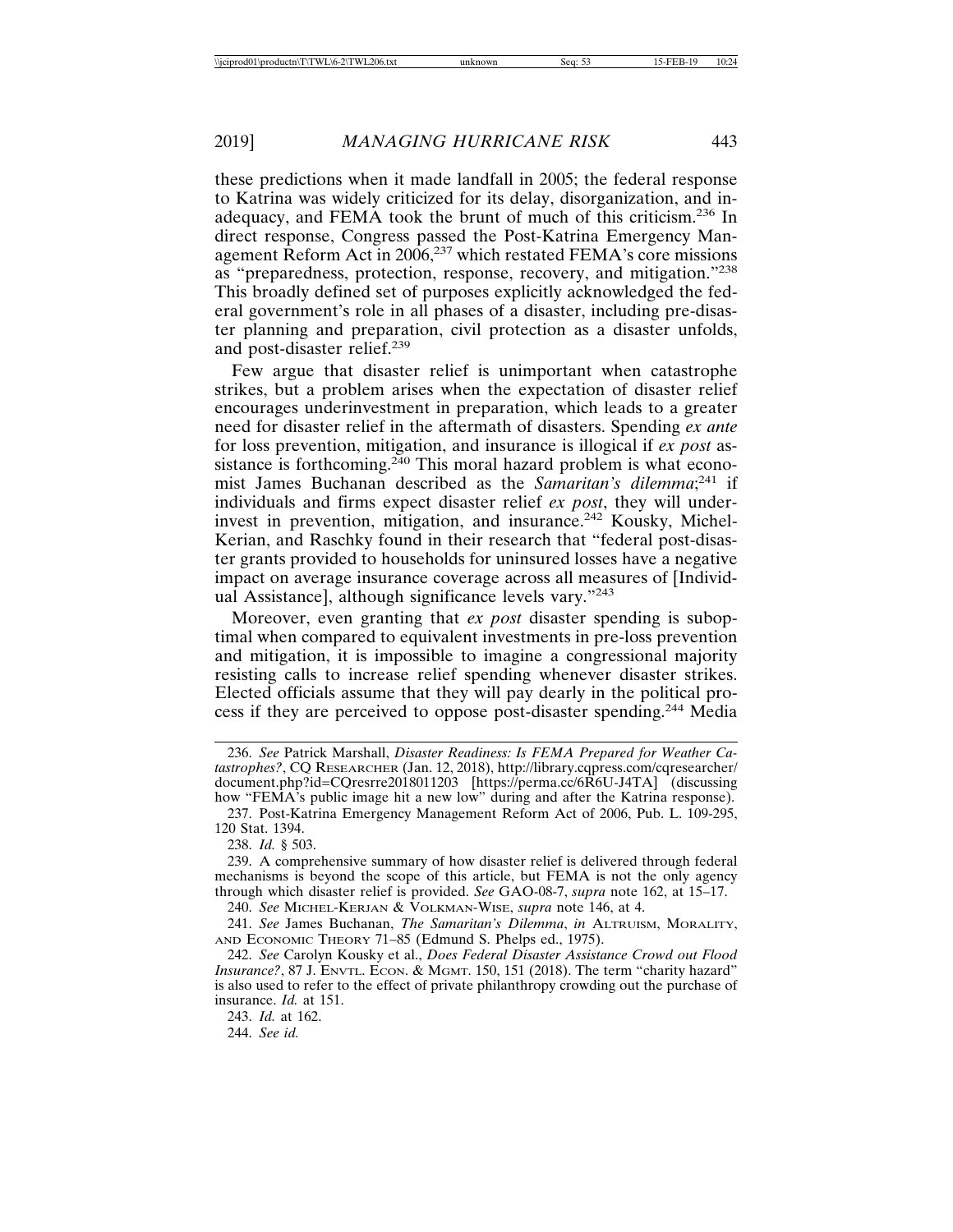these predictions when it made landfall in 2005; the federal response to Katrina was widely criticized for its delay, disorganization, and inadequacy, and FEMA took the brunt of much of this criticism.[236] In direct response, Congress passed the Post-Katrina Emergency Management Reform Act in 2006,[237] which restated FEMA's core missions as "preparedness, protection, response, recovery, and mitigation."[238] This broadly defined set of purposes explicitly acknowledged the federal government's role in all phases of a disaster, including pre-disaster planning and preparation, civil protection as a disaster unfolds, and post-disaster relief.[239]

Few argue that disaster relief is unimportant when catastrophe strikes, but a problem arises when the expectation of disaster relief encourages underinvestment in preparation, which leads to a greater need for disaster relief in the aftermath of disasters. Spending *ex ante* for loss prevention, mitigation, and insurance is illogical if *ex post* assistance is forthcoming.[240] This moral hazard problem is what economist James Buchanan described as the *Samaritan's dilemma*;[241] if individuals and firms expect disaster relief *ex post*, they will underinvest in prevention, mitigation, and insurance.[242] Kousky, Michel-Kerian, and Raschky found in their research that "federal post-disaster grants provided to households for uninsured losses have a negative impact on average insurance coverage across all measures of [Individual Assistance], although significance levels vary."[243]

Moreover, even granting that *ex post* disaster spending is suboptimal when compared to equivalent investments in pre-loss prevention and mitigation, it is impossible to imagine a congressional majority resisting calls to increase relief spending whenever disaster strikes. Elected officials assume that they will pay dearly in the political process if they are perceived to oppose post-disaster spending.[244] Media

---

236. *See* Patrick Marshall, *Disaster Readiness: Is FEMA Prepared for Weather Catastrophes?*, CQ RESEARCHER (Jan. 12, 2018), http://library.cqpress.com/cqresearcher/document.php?id=CQresrre2018011203 [https://perma.cc/6R6U-J4TA] (discussing how "FEMA's public image hit a new low" during and after the Katrina response).

237. Post-Katrina Emergency Management Reform Act of 2006, Pub. L. 109-295, 120 Stat. 1394.

238. *Id.* § 503.

239. A comprehensive summary of how disaster relief is delivered through federal mechanisms is beyond the scope of this article, but FEMA is not the only agency through which disaster relief is provided. *See* GAO-08-7, *supra* note 162, at 15–17.

240. *See* MICHEL-KERJAN & VOLKMAN-WISE, *supra* note 146, at 4.

241. *See* James Buchanan, *The Samaritan's Dilemma*, *in* ALTRUISM, MORALITY, AND ECONOMIC THEORY 71–85 (Edmund S. Phelps ed., 1975).

242. *See* Carolyn Kousky et al., *Does Federal Disaster Assistance Crowd out Flood Insurance?*, 87 J. ENVTL. ECON. & MGMT. 150, 151 (2018). The term "charity hazard" is also used to refer to the effect of private philanthropy crowding out the purchase of insurance. *Id.* at 151.

243. *Id.* at 162.

244. *See id.*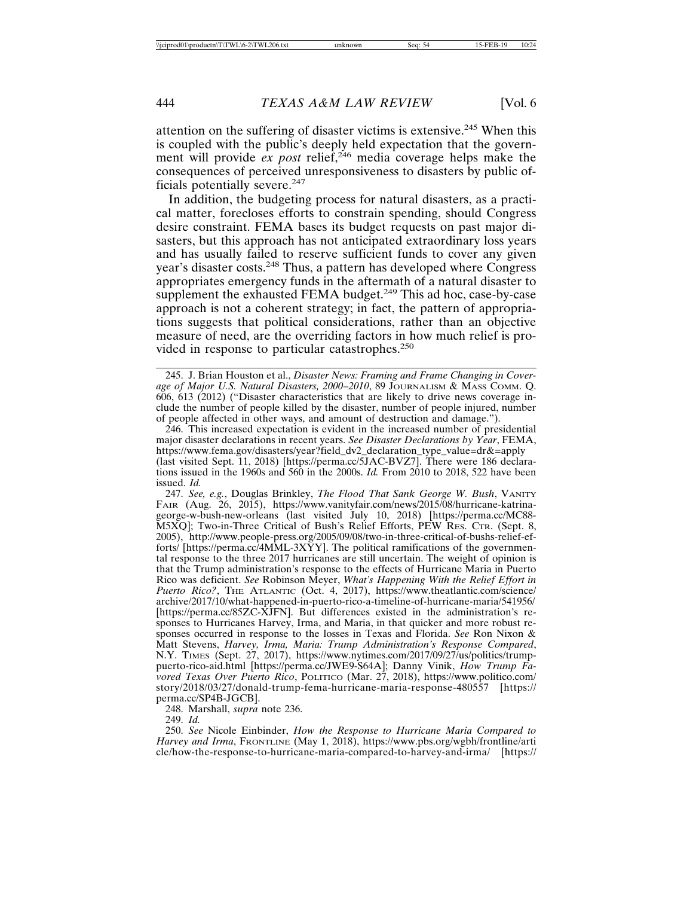attention on the suffering of disaster victims is extensive.[245] When this is coupled with the public's deeply held expectation that the government will provide *ex post* relief,[246] media coverage helps make the consequences of perceived unresponsiveness to disasters by public officials potentially severe.[247]

In addition, the budgeting process for natural disasters, as a practical matter, forecloses efforts to constrain spending, should Congress desire constraint. FEMA bases its budget requests on past major disasters, but this approach has not anticipated extraordinary loss years and has usually failed to reserve sufficient funds to cover any given year's disaster costs.[248] Thus, a pattern has developed where Congress appropriates emergency funds in the aftermath of a natural disaster to supplement the exhausted FEMA budget.[249] This ad hoc, case-by-case approach is not a coherent strategy; in fact, the pattern of appropriations suggests that political considerations, rather than an objective measure of need, are the overriding factors in how much relief is provided in response to particular catastrophes.[250]

---

245. J. Brian Houston et al., *Disaster News: Framing and Frame Changing in Coverage of Major U.S. Natural Disasters, 2000–2010*, 89 JOURNALISM & MASS COMM. Q. 606, 613 (2012) ("Disaster characteristics that are likely to drive news coverage include the number of people killed by the disaster, number of people injured, number of people affected in other ways, and amount of destruction and damage.").

246. This increased expectation is evident in the increased number of presidential major disaster declarations in recent years. *See Disaster Declarations by Year*, FEMA, https://www.fema.gov/disasters/year?field_dv2_declaration_type_value=dr&=apply (last visited Sept. 11, 2018) [https://perma.cc/5JAC-BVZ7]. There were 186 declarations issued in the 1960s and 560 in the 2000s. *Id.* From 2010 to 2018, 522 have been issued. *Id.*

247. *See, e.g.*, Douglas Brinkley, *The Flood That Sank George W. Bush*, VANITY FAIR (Aug. 26, 2015), https://www.vanityfair.com/news/2015/08/hurricane-katrina-george-w-bush-new-orleans (last visited July 10, 2018) [https://perma.cc/MC88-M5XQ]; Two-in-Three Critical of Bush's Relief Efforts, PEW RES. CTR. (Sept. 8, 2005), http://www.people-press.org/2005/09/08/two-in-three-critical-of-bushs-relief-efforts/ [https://perma.cc/4MML-3XYY]. The political ramifications of the governmental response to the three 2017 hurricanes are still uncertain. The weight of opinion is that the Trump administration's response to the effects of Hurricane Maria in Puerto Rico was deficient. *See* Robinson Meyer, *What's Happening With the Relief Effort in Puerto Rico?*, THE ATLANTIC (Oct. 4, 2017), https://www.theatlantic.com/science/archive/2017/10/what-happened-in-puerto-rico-a-timeline-of-hurricane-maria/541956/ [https://perma.cc/85ZC-XJFN]. But differences existed in the administration's responses to Hurricanes Harvey, Irma, and Maria, in that quicker and more robust responses occurred in response to the losses in Texas and Florida. *See* Ron Nixon & Matt Stevens, *Harvey, Irma, Maria: Trump Administration's Response Compared*, N.Y. TIMES (Sept. 27, 2017), https://www.nytimes.com/2017/09/27/us/politics/trump-puerto-rico-aid.html [https://perma.cc/JWE9-S64A]; Danny Vinik, *How Trump Favored Texas Over Puerto Rico*, POLITICO (Mar. 27, 2018), https://www.politico.com/story/2018/03/27/donald-trump-fema-hurricane-maria-response-480557 [https://perma.cc/SP4B-JGCB].

248. Marshall, *supra* note 236.

249. *Id.*

250. *See* Nicole Einbinder, *How the Response to Hurricane Maria Compared to Harvey and Irma*, FRONTLINE (May 1, 2018), https://www.pbs.org/wgbh/frontline/article/how-the-response-to-hurricane-maria-compared-to-harvey-and-irma/ [https://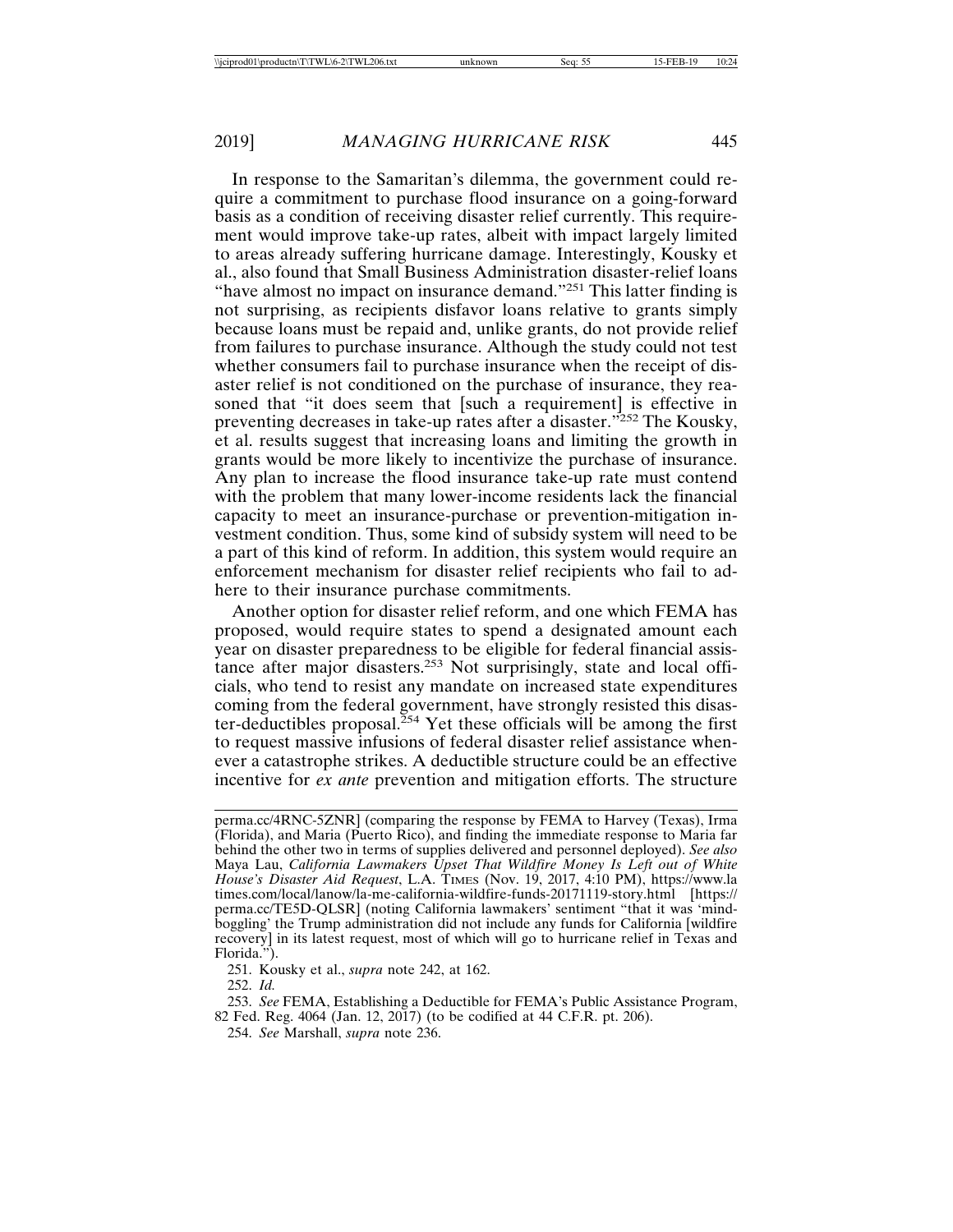In response to the Samaritan's dilemma, the government could require a commitment to purchase flood insurance on a going-forward basis as a condition of receiving disaster relief currently. This requirement would improve take-up rates, albeit with impact largely limited to areas already suffering hurricane damage. Interestingly, Kousky et al., also found that Small Business Administration disaster-relief loans "have almost no impact on insurance demand."[251] This latter finding is not surprising, as recipients disfavor loans relative to grants simply because loans must be repaid and, unlike grants, do not provide relief from failures to purchase insurance. Although the study could not test whether consumers fail to purchase insurance when the receipt of disaster relief is not conditioned on the purchase of insurance, they reasoned that "it does seem that [such a requirement] is effective in preventing decreases in take-up rates after a disaster."[252] The Kousky, et al. results suggest that increasing loans and limiting the growth in grants would be more likely to incentivize the purchase of insurance. Any plan to increase the flood insurance take-up rate must contend with the problem that many lower-income residents lack the financial capacity to meet an insurance-purchase or prevention-mitigation investment condition. Thus, some kind of subsidy system will need to be a part of this kind of reform. In addition, this system would require an enforcement mechanism for disaster relief recipients who fail to adhere to their insurance purchase commitments.

Another option for disaster relief reform, and one which FEMA has proposed, would require states to spend a designated amount each year on disaster preparedness to be eligible for federal financial assistance after major disasters.[253] Not surprisingly, state and local officials, who tend to resist any mandate on increased state expenditures coming from the federal government, have strongly resisted this disaster-deductibles proposal.[254] Yet these officials will be among the first to request massive infusions of federal disaster relief assistance whenever a catastrophe strikes. A deductible structure could be an effective incentive for *ex ante* prevention and mitigation efforts. The structure

---

perma.cc/4RNC-5ZNR] (comparing the response by FEMA to Harvey (Texas), Irma (Florida), and Maria (Puerto Rico), and finding the immediate response to Maria far behind the other two in terms of supplies delivered and personnel deployed). *See also* Maya Lau, *California Lawmakers Upset That Wildfire Money Is Left out of White House's Disaster Aid Request*, L.A. TIMES (Nov. 19, 2017, 4:10 PM), https://www.latimes.com/local/lanow/la-me-california-wildfire-funds-20171119-story.html [https://perma.cc/TE5D-QLSR] (noting California lawmakers' sentiment "that it was 'mind-boggling' the Trump administration did not include any funds for California [wildfire recovery] in its latest request, most of which will go to hurricane relief in Texas and Florida.").

251. Kousky et al., *supra* note 242, at 162.

252. *Id.*

253. *See* FEMA, Establishing a Deductible for FEMA's Public Assistance Program, 82 Fed. Reg. 4064 (Jan. 12, 2017) (to be codified at 44 C.F.R. pt. 206).

254. *See* Marshall, *supra* note 236.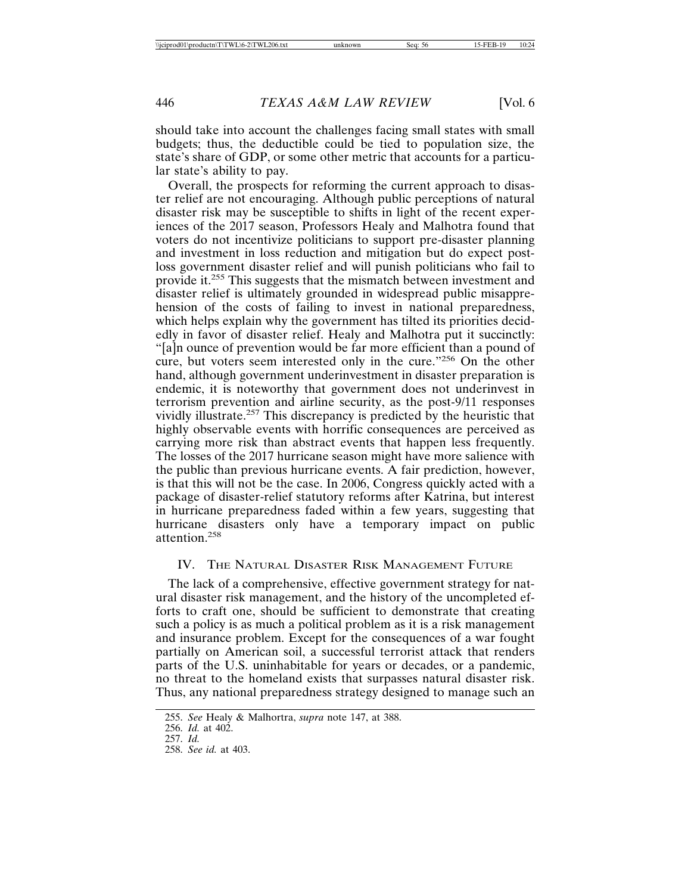should take into account the challenges facing small states with small budgets; thus, the deductible could be tied to population size, the state's share of GDP, or some other metric that accounts for a particular state's ability to pay.

Overall, the prospects for reforming the current approach to disaster relief are not encouraging. Although public perceptions of natural disaster risk may be susceptible to shifts in light of the recent experiences of the 2017 season, Professors Healy and Malhotra found that voters do not incentivize politicians to support pre-disaster planning and investment in loss reduction and mitigation but do expect post-loss government disaster relief and will punish politicians who fail to provide it.[255] This suggests that the mismatch between investment and disaster relief is ultimately grounded in widespread public misapprehension of the costs of failing to invest in national preparedness, which helps explain why the government has tilted its priorities decidedly in favor of disaster relief. Healy and Malhotra put it succinctly: "[a]n ounce of prevention would be far more efficient than a pound of cure, but voters seem interested only in the cure."[256] On the other hand, although government underinvestment in disaster preparation is endemic, it is noteworthy that government does not underinvest in terrorism prevention and airline security, as the post-9/11 responses vividly illustrate.[257] This discrepancy is predicted by the heuristic that highly observable events with horrific consequences are perceived as carrying more risk than abstract events that happen less frequently. The losses of the 2017 hurricane season might have more salience with the public than previous hurricane events. A fair prediction, however, is that this will not be the case. In 2006, Congress quickly acted with a package of disaster-relief statutory reforms after Katrina, but interest in hurricane preparedness faded within a few years, suggesting that hurricane disasters only have a temporary impact on public attention.[258]

## IV. The Natural Disaster Risk Management Future

The lack of a comprehensive, effective government strategy for natural disaster risk management, and the history of the uncompleted efforts to craft one, should be sufficient to demonstrate that creating such a policy is as much a political problem as it is a risk management and insurance problem. Except for the consequences of a war fought partially on American soil, a successful terrorist attack that renders parts of the U.S. uninhabitable for years or decades, or a pandemic, no threat to the homeland exists that surpasses natural disaster risk. Thus, any national preparedness strategy designed to manage such an

---

255. *See* Healy & Malhortra, *supra* note 147, at 388.

256. *Id.* at 402.

257. *Id.*

258. *See id.* at 403.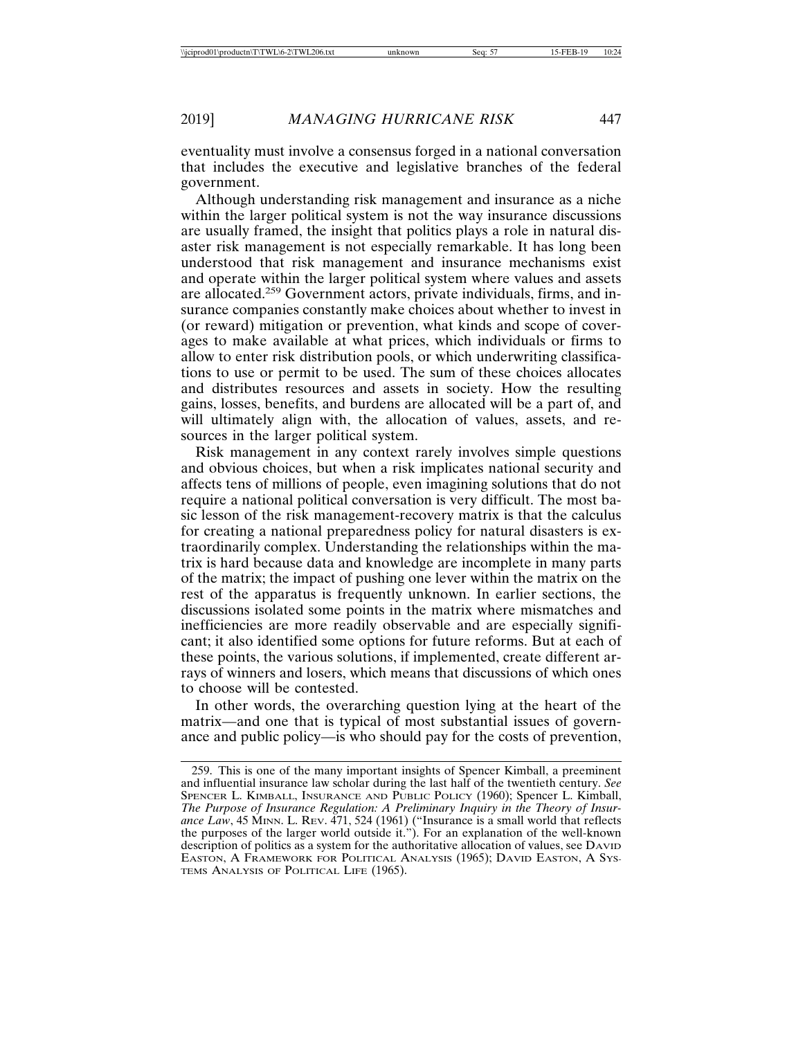eventuality must involve a consensus forged in a national conversation that includes the executive and legislative branches of the federal government.

Although understanding risk management and insurance as a niche within the larger political system is not the way insurance discussions are usually framed, the insight that politics plays a role in natural disaster risk management is not especially remarkable. It has long been understood that risk management and insurance mechanisms exist and operate within the larger political system where values and assets are allocated.[259] Government actors, private individuals, firms, and insurance companies constantly make choices about whether to invest in (or reward) mitigation or prevention, what kinds and scope of coverages to make available at what prices, which individuals or firms to allow to enter risk distribution pools, or which underwriting classifications to use or permit to be used. The sum of these choices allocates and distributes resources and assets in society. How the resulting gains, losses, benefits, and burdens are allocated will be a part of, and will ultimately align with, the allocation of values, assets, and resources in the larger political system.

Risk management in any context rarely involves simple questions and obvious choices, but when a risk implicates national security and affects tens of millions of people, even imagining solutions that do not require a national political conversation is very difficult. The most basic lesson of the risk management-recovery matrix is that the calculus for creating a national preparedness policy for natural disasters is extraordinarily complex. Understanding the relationships within the matrix is hard because data and knowledge are incomplete in many parts of the matrix; the impact of pushing one lever within the matrix on the rest of the apparatus is frequently unknown. In earlier sections, the discussions isolated some points in the matrix where mismatches and inefficiencies are more readily observable and are especially significant; it also identified some options for future reforms. But at each of these points, the various solutions, if implemented, create different arrays of winners and losers, which means that discussions of which ones to choose will be contested.

In other words, the overarching question lying at the heart of the matrix—and one that is typical of most substantial issues of governance and public policy—is who should pay for the costs of prevention,

---

259. This is one of the many important insights of Spencer Kimball, a preeminent and influential insurance law scholar during the last half of the twentieth century. *See* Spencer L. Kimball, Insurance and Public Policy (1960); Spencer L. Kimball, *The Purpose of Insurance Regulation: A Preliminary Inquiry in the Theory of Insurance Law*, 45 Minn. L. Rev. 471, 524 (1961) ("Insurance is a small world that reflects the purposes of the larger world outside it."). For an explanation of the well-known description of politics as a system for the authoritative allocation of values, see David Easton, A Framework for Political Analysis (1965); David Easton, A Systems Analysis of Political Life (1965).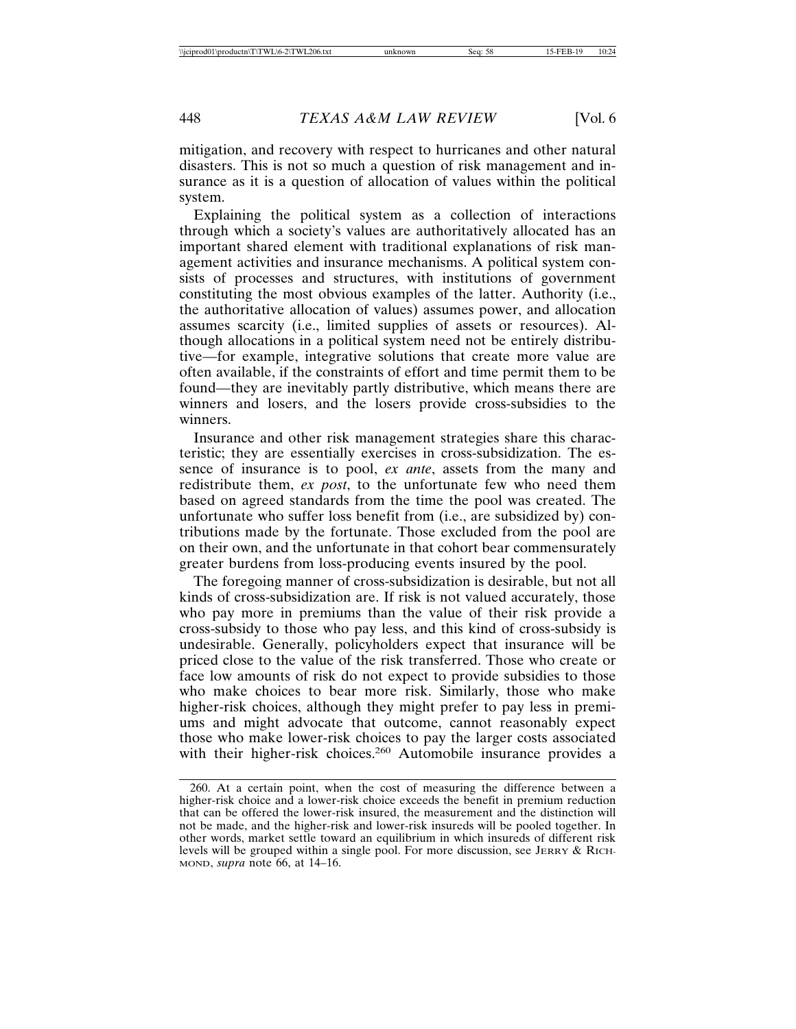mitigation, and recovery with respect to hurricanes and other natural disasters. This is not so much a question of risk management and insurance as it is a question of allocation of values within the political system.

Explaining the political system as a collection of interactions through which a society's values are authoritatively allocated has an important shared element with traditional explanations of risk management activities and insurance mechanisms. A political system consists of processes and structures, with institutions of government constituting the most obvious examples of the latter. Authority (i.e., the authoritative allocation of values) assumes power, and allocation assumes scarcity (i.e., limited supplies of assets or resources). Although allocations in a political system need not be entirely distributive—for example, integrative solutions that create more value are often available, if the constraints of effort and time permit them to be found—they are inevitably partly distributive, which means there are winners and losers, and the losers provide cross-subsidies to the winners.

Insurance and other risk management strategies share this characteristic; they are essentially exercises in cross-subsidization. The essence of insurance is to pool, *ex ante*, assets from the many and redistribute them, *ex post*, to the unfortunate few who need them based on agreed standards from the time the pool was created. The unfortunate who suffer loss benefit from (i.e., are subsidized by) contributions made by the fortunate. Those excluded from the pool are on their own, and the unfortunate in that cohort bear commensurately greater burdens from loss-producing events insured by the pool.

The foregoing manner of cross-subsidization is desirable, but not all kinds of cross-subsidization are. If risk is not valued accurately, those who pay more in premiums than the value of their risk provide a cross-subsidy to those who pay less, and this kind of cross-subsidy is undesirable. Generally, policyholders expect that insurance will be priced close to the value of the risk transferred. Those who create or face low amounts of risk do not expect to provide subsidies to those who make choices to bear more risk. Similarly, those who make higher-risk choices, although they might prefer to pay less in premiums and might advocate that outcome, cannot reasonably expect those who make lower-risk choices to pay the larger costs associated with their higher-risk choices.[260] Automobile insurance provides a

260. At a certain point, when the cost of measuring the difference between a higher-risk choice and a lower-risk choice exceeds the benefit in premium reduction that can be offered the lower-risk insured, the measurement and the distinction will not be made, and the higher-risk and lower-risk insureds will be pooled together. In other words, market settle toward an equilibrium in which insureds of different risk levels will be grouped within a single pool. For more discussion, see JERRY & RICHMOND, *supra* note 66, at 14–16.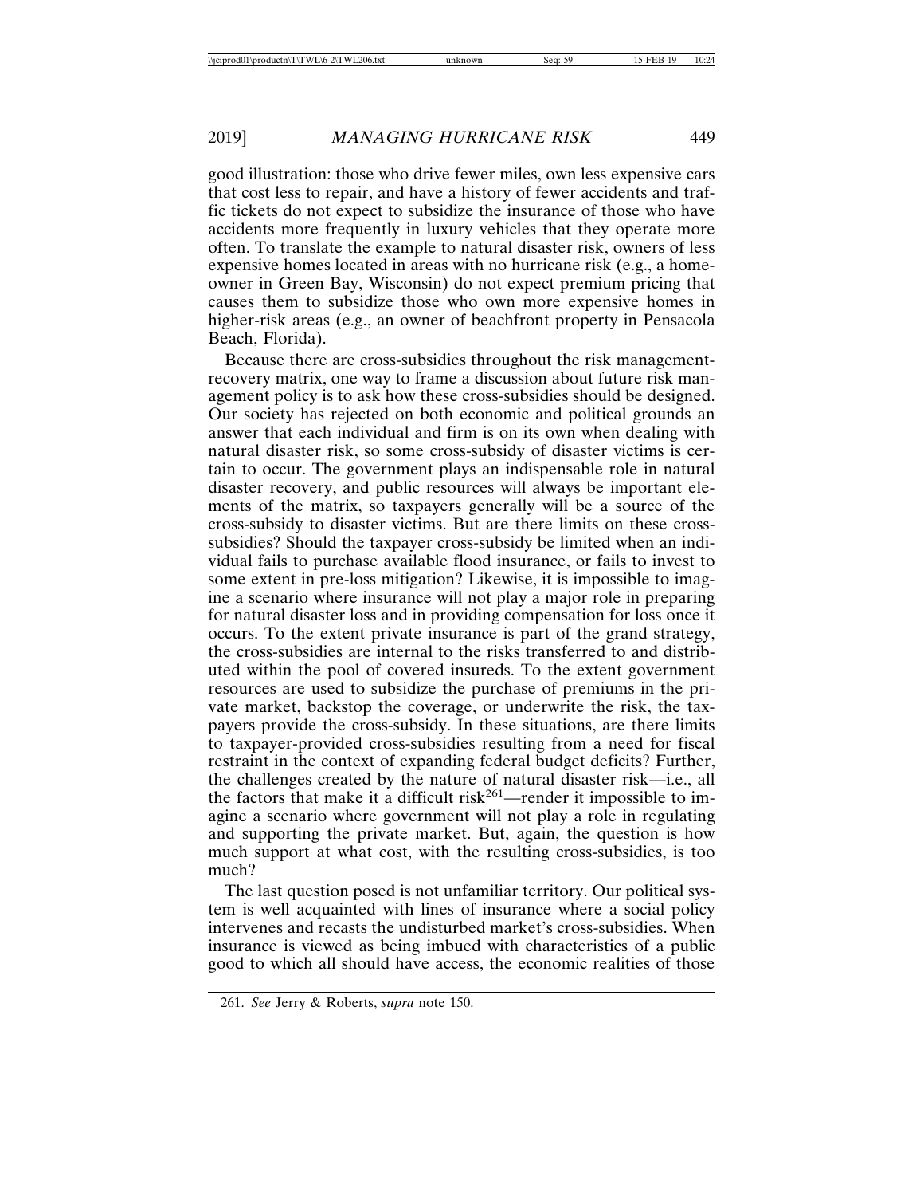good illustration: those who drive fewer miles, own less expensive cars that cost less to repair, and have a history of fewer accidents and traffic tickets do not expect to subsidize the insurance of those who have accidents more frequently in luxury vehicles that they operate more often. To translate the example to natural disaster risk, owners of less expensive homes located in areas with no hurricane risk (e.g., a homeowner in Green Bay, Wisconsin) do not expect premium pricing that causes them to subsidize those who own more expensive homes in higher-risk areas (e.g., an owner of beachfront property in Pensacola Beach, Florida).

Because there are cross-subsidies throughout the risk management-recovery matrix, one way to frame a discussion about future risk management policy is to ask how these cross-subsidies should be designed. Our society has rejected on both economic and political grounds an answer that each individual and firm is on its own when dealing with natural disaster risk, so some cross-subsidy of disaster victims is certain to occur. The government plays an indispensable role in natural disaster recovery, and public resources will always be important elements of the matrix, so taxpayers generally will be a source of the cross-subsidy to disaster victims. But are there limits on these cross-subsidies? Should the taxpayer cross-subsidy be limited when an individual fails to purchase available flood insurance, or fails to invest to some extent in pre-loss mitigation? Likewise, it is impossible to imagine a scenario where insurance will not play a major role in preparing for natural disaster loss and in providing compensation for loss once it occurs. To the extent private insurance is part of the grand strategy, the cross-subsidies are internal to the risks transferred to and distributed within the pool of covered insureds. To the extent government resources are used to subsidize the purchase of premiums in the private market, backstop the coverage, or underwrite the risk, the taxpayers provide the cross-subsidy. In these situations, are there limits to taxpayer-provided cross-subsidies resulting from a need for fiscal restraint in the context of expanding federal budget deficits? Further, the challenges created by the nature of natural disaster risk—i.e., all the factors that make it a difficult risk[261]—render it impossible to imagine a scenario where government will not play a role in regulating and supporting the private market. But, again, the question is how much support at what cost, with the resulting cross-subsidies, is too much?

The last question posed is not unfamiliar territory. Our political system is well acquainted with lines of insurance where a social policy intervenes and recasts the undisturbed market's cross-subsidies. When insurance is viewed as being imbued with characteristics of a public good to which all should have access, the economic realities of those

261. *See* Jerry & Roberts, *supra* note 150.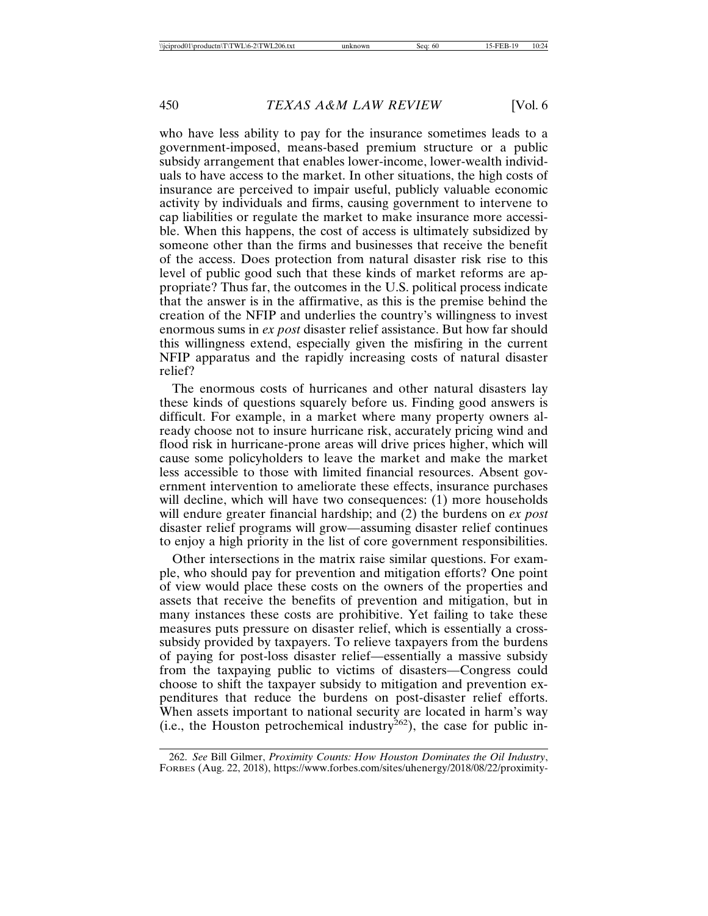who have less ability to pay for the insurance sometimes leads to a government-imposed, means-based premium structure or a public subsidy arrangement that enables lower-income, lower-wealth individuals to have access to the market. In other situations, the high costs of insurance are perceived to impair useful, publicly valuable economic activity by individuals and firms, causing government to intervene to cap liabilities or regulate the market to make insurance more accessible. When this happens, the cost of access is ultimately subsidized by someone other than the firms and businesses that receive the benefit of the access. Does protection from natural disaster risk rise to this level of public good such that these kinds of market reforms are appropriate? Thus far, the outcomes in the U.S. political process indicate that the answer is in the affirmative, as this is the premise behind the creation of the NFIP and underlies the country's willingness to invest enormous sums in *ex post* disaster relief assistance. But how far should this willingness extend, especially given the misfiring in the current NFIP apparatus and the rapidly increasing costs of natural disaster relief?

The enormous costs of hurricanes and other natural disasters lay these kinds of questions squarely before us. Finding good answers is difficult. For example, in a market where many property owners already choose not to insure hurricane risk, accurately pricing wind and flood risk in hurricane-prone areas will drive prices higher, which will cause some policyholders to leave the market and make the market less accessible to those with limited financial resources. Absent government intervention to ameliorate these effects, insurance purchases will decline, which will have two consequences: (1) more households will endure greater financial hardship; and (2) the burdens on *ex post* disaster relief programs will grow—assuming disaster relief continues to enjoy a high priority in the list of core government responsibilities.

Other intersections in the matrix raise similar questions. For example, who should pay for prevention and mitigation efforts? One point of view would place these costs on the owners of the properties and assets that receive the benefits of prevention and mitigation, but in many instances these costs are prohibitive. Yet failing to take these measures puts pressure on disaster relief, which is essentially a cross-subsidy provided by taxpayers. To relieve taxpayers from the burdens of paying for post-loss disaster relief—essentially a massive subsidy from the taxpaying public to victims of disasters—Congress could choose to shift the taxpayer subsidy to mitigation and prevention expenditures that reduce the burdens on post-disaster relief efforts. When assets important to national security are located in harm's way (i.e., the Houston petrochemical industry[262]), the case for public in-

262. *See* Bill Gilmer, *Proximity Counts: How Houston Dominates the Oil Industry*, FORBES (Aug. 22, 2018), https://www.forbes.com/sites/uhenergy/2018/08/22/proximity-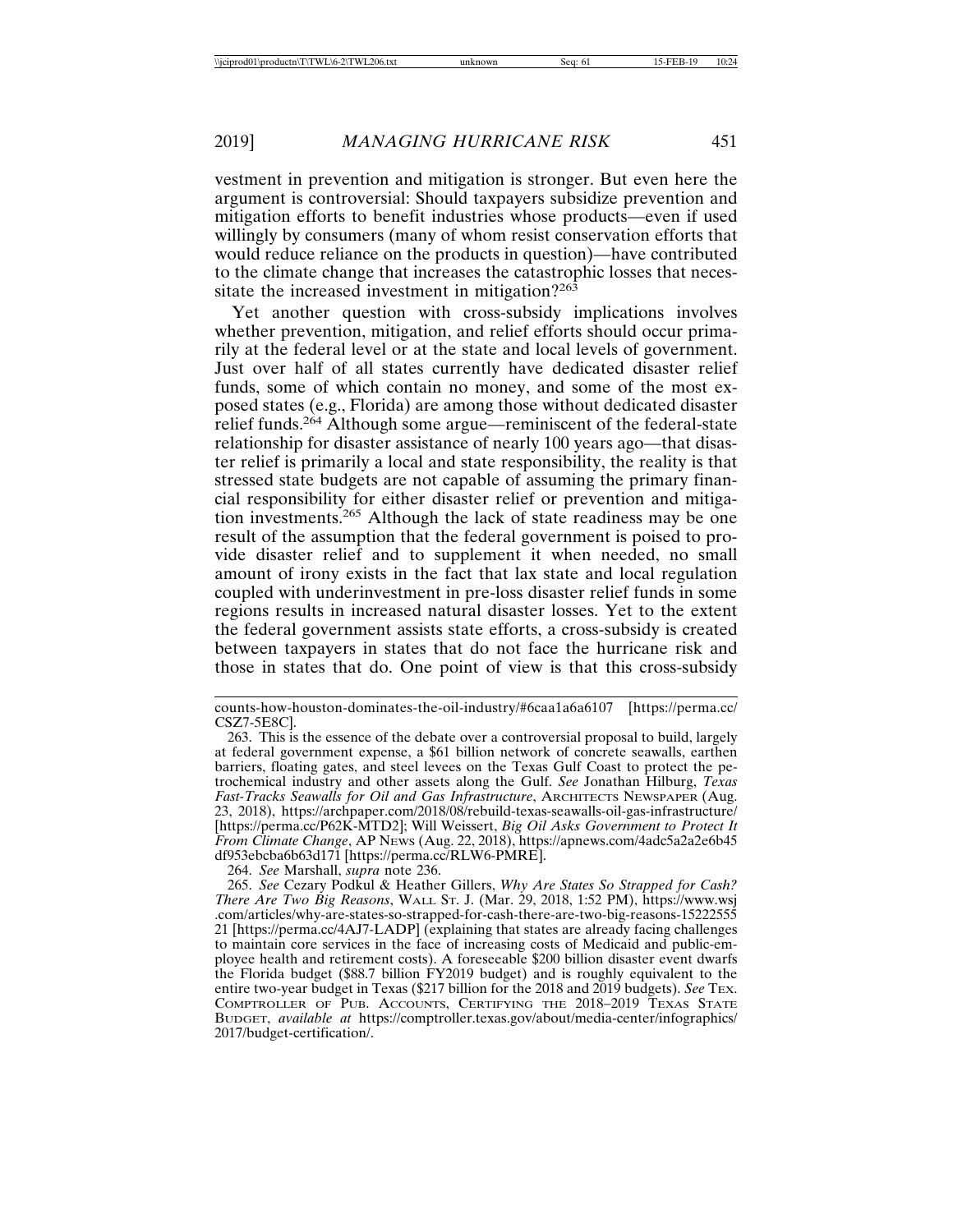vestment in prevention and mitigation is stronger. But even here the argument is controversial: Should taxpayers subsidize prevention and mitigation efforts to benefit industries whose products—even if used willingly by consumers (many of whom resist conservation efforts that would reduce reliance on the products in question)—have contributed to the climate change that increases the catastrophic losses that necessitate the increased investment in mitigation?[263]

Yet another question with cross-subsidy implications involves whether prevention, mitigation, and relief efforts should occur primarily at the federal level or at the state and local levels of government. Just over half of all states currently have dedicated disaster relief funds, some of which contain no money, and some of the most exposed states (e.g., Florida) are among those without dedicated disaster relief funds.[264] Although some argue—reminiscent of the federal-state relationship for disaster assistance of nearly 100 years ago—that disaster relief is primarily a local and state responsibility, the reality is that stressed state budgets are not capable of assuming the primary financial responsibility for either disaster relief or prevention and mitigation investments.[265] Although the lack of state readiness may be one result of the assumption that the federal government is poised to provide disaster relief and to supplement it when needed, no small amount of irony exists in the fact that lax state and local regulation coupled with underinvestment in pre-loss disaster relief funds in some regions results in increased natural disaster losses. Yet to the extent the federal government assists state efforts, a cross-subsidy is created between taxpayers in states that do not face the hurricane risk and those in states that do. One point of view is that this cross-subsidy

---

counts-how-houston-dominates-the-oil-industry/#6caa1a6a6107 [https://perma.cc/CSZ7-5E8C].

263. This is the essence of the debate over a controversial proposal to build, largely at federal government expense, a $61 billion network of concrete seawalls, earthen barriers, floating gates, and steel levees on the Texas Gulf Coast to protect the petrochemical industry and other assets along the Gulf. *See* Jonathan Hilburg, *Texas Fast-Tracks Seawalls for Oil and Gas Infrastructure*, ARCHITECTS NEWSPAPER (Aug. 23, 2018), https://archpaper.com/2018/08/rebuild-texas-seawalls-oil-gas-infrastructure/ [https://perma.cc/P62K-MTD2]; Will Weissert, *Big Oil Asks Government to Protect It From Climate Change*, AP NEWS (Aug. 22, 2018), https://apnews.com/4adc5a2a2e6b45df953ebcba6b63d171 [https://perma.cc/RLW6-PMRE].

264. *See* Marshall, *supra* note 236.

265. *See* Cezary Podkul & Heather Gillers, *Why Are States So Strapped for Cash? There Are Two Big Reasons*, WALL ST. J. (Mar. 29, 2018, 1:52 PM), https://www.wsj.com/articles/why-are-states-so-strapped-for-cash-there-are-two-big-reasons-1522255521 [https://perma.cc/4AJ7-LADP] (explaining that states are already facing challenges to maintain core services in the face of increasing costs of Medicaid and public-employee health and retirement costs). A foreseeable $200 billion disaster event dwarfs the Florida budget ($88.7 billion FY2019 budget) and is roughly equivalent to the entire two-year budget in Texas ($217 billion for the 2018 and 2019 budgets). *See* TEX. COMPTROLLER OF PUB. ACCOUNTS, CERTIFYING THE 2018–2019 TEXAS STATE BUDGET, *available at* https://comptroller.texas.gov/about/media-center/infographics/2017/budget-certification/.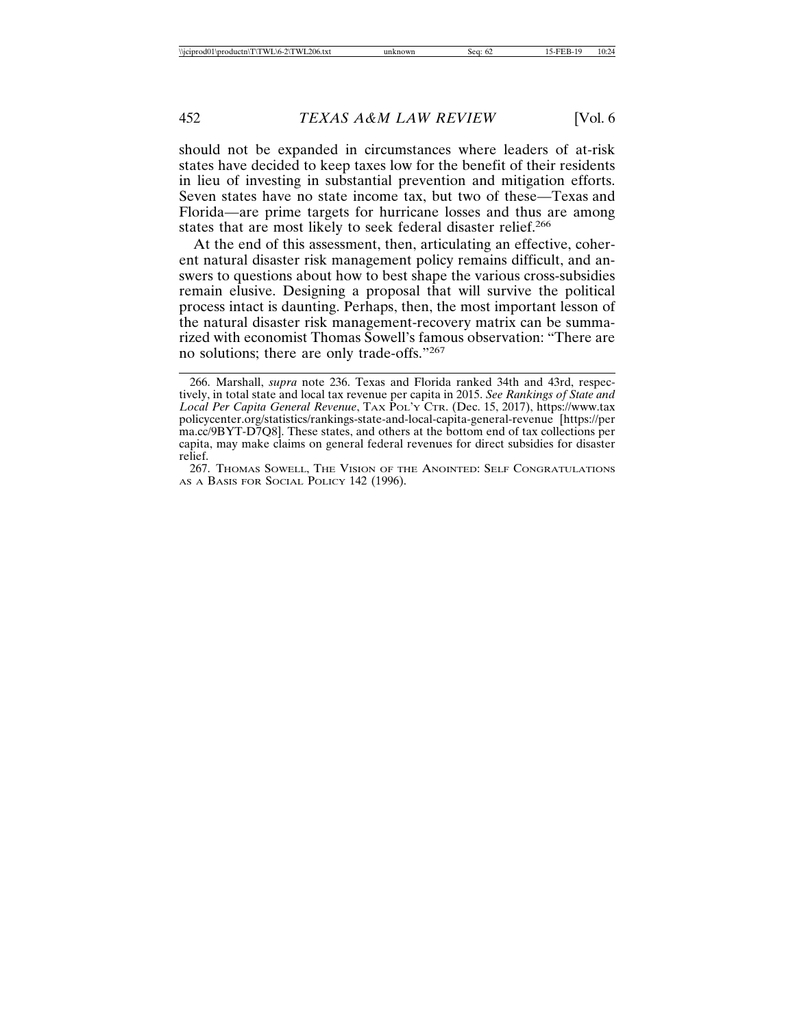should not be expanded in circumstances where leaders of at-risk states have decided to keep taxes low for the benefit of their residents in lieu of investing in substantial prevention and mitigation efforts. Seven states have no state income tax, but two of these—Texas and Florida—are prime targets for hurricane losses and thus are among states that are most likely to seek federal disaster relief.[266]

At the end of this assessment, then, articulating an effective, coherent natural disaster risk management policy remains difficult, and answers to questions about how to best shape the various cross-subsidies remain elusive. Designing a proposal that will survive the political process intact is daunting. Perhaps, then, the most important lesson of the natural disaster risk management-recovery matrix can be summarized with economist Thomas Sowell's famous observation: "There are no solutions; there are only trade-offs."[267]

---

266. Marshall, *supra* note 236. Texas and Florida ranked 34th and 43rd, respectively, in total state and local tax revenue per capita in 2015. *See Rankings of State and Local Per Capita General Revenue*, TAX POL'Y CTR. (Dec. 15, 2017), https://www.taxpolicycenter.org/statistics/rankings-state-and-local-capita-general-revenue [https://perma.cc/9BYT-D7Q8]. These states, and others at the bottom end of tax collections per capita, may make claims on general federal revenues for direct subsidies for disaster relief.

267. THOMAS SOWELL, THE VISION OF THE ANOINTED: SELF CONGRATULATIONS AS A BASIS FOR SOCIAL POLICY 142 (1996).